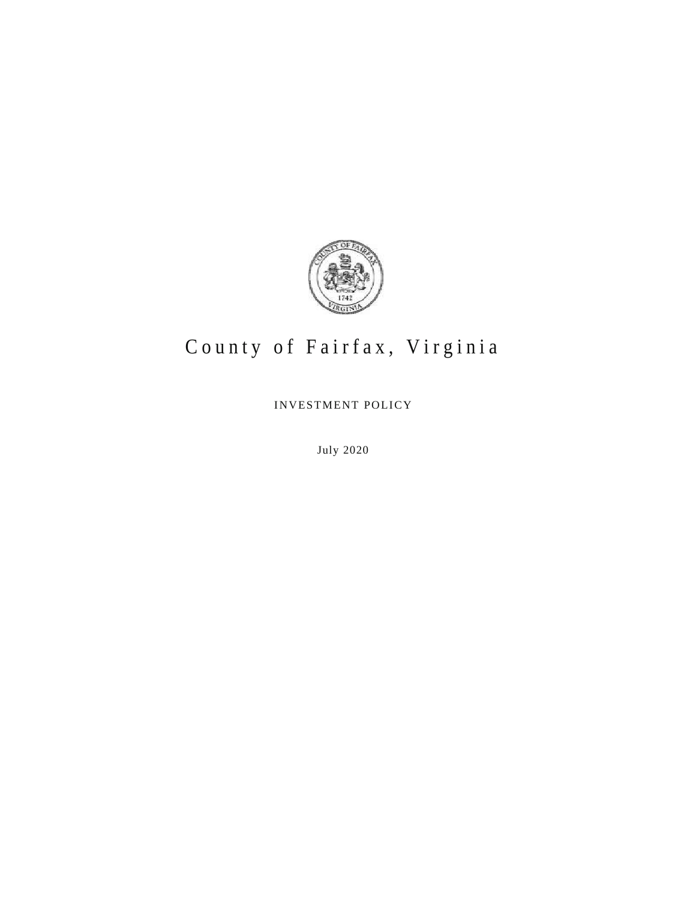# County of Fairfax, Virginia

INVESTMENT POLICY

July 2020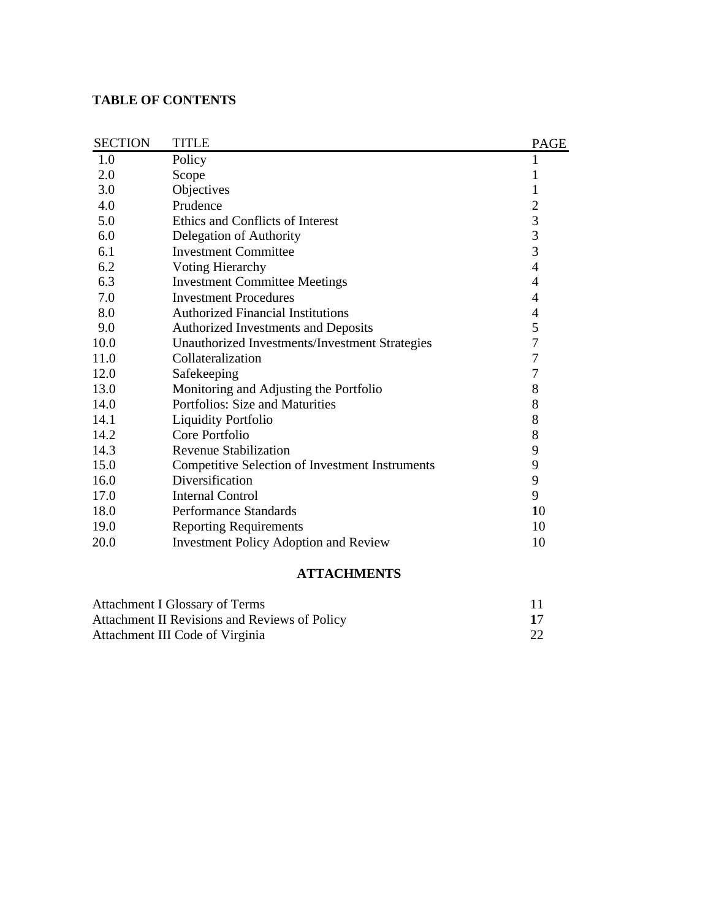**TABLE OF CONTENTS**

| SECTION | TITLE | PAGE |
|---|---|---|
| 1.0 | Policy | 1 |
| 2.0 | Scope | 1 |
| 3.0 | Objectives | 1 |
| 4.0 | Prudence | 2 |
| 5.0 | Ethics and Conflicts of Interest | 3 |
| 6.0 | Delegation of Authority | 3 |
| 6.1 | Investment Committee | 3 |
| 6.2 | Voting Hierarchy | 4 |
| 6.3 | Investment Committee Meetings | 4 |
| 7.0 | Investment Procedures | 4 |
| 8.0 | Authorized Financial Institutions | 4 |
| 9.0 | Authorized Investments and Deposits | 5 |
| 10.0 | Unauthorized Investments/Investment Strategies | 7 |
| 11.0 | Collateralization | 7 |
| 12.0 | Safekeeping | 7 |
| 13.0 | Monitoring and Adjusting the Portfolio | 8 |
| 14.0 | Portfolios: Size and Maturities | 8 |
| 14.1 | Liquidity Portfolio | 8 |
| 14.2 | Core Portfolio | 8 |
| 14.3 | Revenue Stabilization | 9 |
| 15.0 | Competitive Selection of Investment Instruments | 9 |
| 16.0 | Diversification | 9 |
| 17.0 | Internal Control | 9 |
| 18.0 | Performance Standards | 10 |
| 19.0 | Reporting Requirements | 10 |
| 20.0 | Investment Policy Adoption and Review | 10 |

**ATTACHMENTS**

| | |
|---|---|
| Attachment I Glossary of Terms | 11 |
| Attachment II Revisions and Reviews of Policy | 17 |
| Attachment III Code of Virginia | 22 |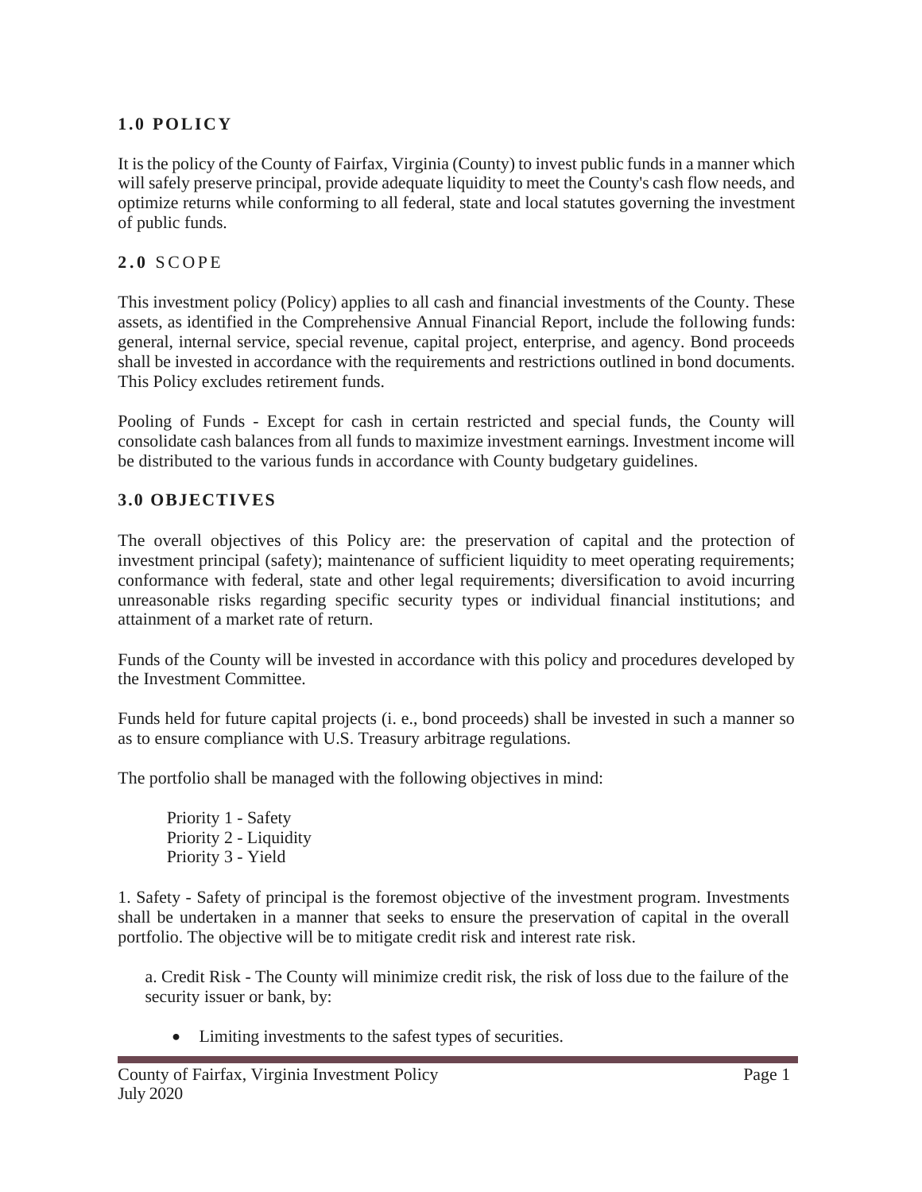## 1.0 POLICY

It is the policy of the County of Fairfax, Virginia (County) to invest public funds in a manner which will safely preserve principal, provide adequate liquidity to meet the County's cash flow needs, and optimize returns while conforming to all federal, state and local statutes governing the investment of public funds.

## 2.0 SCOPE

This investment policy (Policy) applies to all cash and financial investments of the County. These assets, as identified in the Comprehensive Annual Financial Report, include the following funds: general, internal service, special revenue, capital project, enterprise, and agency. Bond proceeds shall be invested in accordance with the requirements and restrictions outlined in bond documents. This Policy excludes retirement funds.

Pooling of Funds - Except for cash in certain restricted and special funds, the County will consolidate cash balances from all funds to maximize investment earnings. Investment income will be distributed to the various funds in accordance with County budgetary guidelines.

## 3.0 OBJECTIVES

The overall objectives of this Policy are: the preservation of capital and the protection of investment principal (safety); maintenance of sufficient liquidity to meet operating requirements; conformance with federal, state and other legal requirements; diversification to avoid incurring unreasonable risks regarding specific security types or individual financial institutions; and attainment of a market rate of return.

Funds of the County will be invested in accordance with this policy and procedures developed by the Investment Committee.

Funds held for future capital projects (i. e., bond proceeds) shall be invested in such a manner so as to ensure compliance with U.S. Treasury arbitrage regulations.

The portfolio shall be managed with the following objectives in mind:

Priority 1 - Safety
Priority 2 - Liquidity
Priority 3 - Yield

1. Safety - Safety of principal is the foremost objective of the investment program. Investments shall be undertaken in a manner that seeks to ensure the preservation of capital in the overall portfolio. The objective will be to mitigate credit risk and interest rate risk.

a. Credit Risk - The County will minimize credit risk, the risk of loss due to the failure of the security issuer or bank, by:

- Limiting investments to the safest types of securities.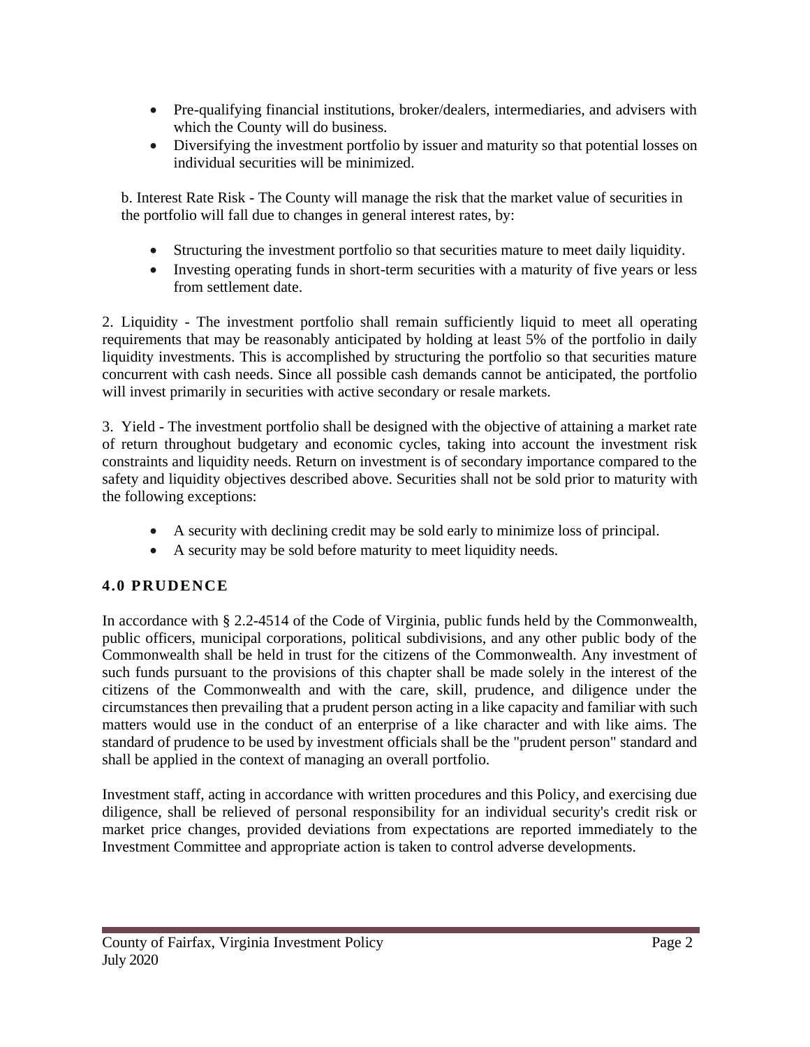- Pre-qualifying financial institutions, broker/dealers, intermediaries, and advisers with which the County will do business.
- Diversifying the investment portfolio by issuer and maturity so that potential losses on individual securities will be minimized.

b. Interest Rate Risk - The County will manage the risk that the market value of securities in the portfolio will fall due to changes in general interest rates, by:

- Structuring the investment portfolio so that securities mature to meet daily liquidity.
- Investing operating funds in short-term securities with a maturity of five years or less from settlement date.

2. Liquidity - The investment portfolio shall remain sufficiently liquid to meet all operating requirements that may be reasonably anticipated by holding at least 5% of the portfolio in daily liquidity investments. This is accomplished by structuring the portfolio so that securities mature concurrent with cash needs. Since all possible cash demands cannot be anticipated, the portfolio will invest primarily in securities with active secondary or resale markets.

3. Yield - The investment portfolio shall be designed with the objective of attaining a market rate of return throughout budgetary and economic cycles, taking into account the investment risk constraints and liquidity needs. Return on investment is of secondary importance compared to the safety and liquidity objectives described above. Securities shall not be sold prior to maturity with the following exceptions:

- A security with declining credit may be sold early to minimize loss of principal.
- A security may be sold before maturity to meet liquidity needs.

## 4.0 PRUDENCE

In accordance with § 2.2-4514 of the Code of Virginia, public funds held by the Commonwealth, public officers, municipal corporations, political subdivisions, and any other public body of the Commonwealth shall be held in trust for the citizens of the Commonwealth. Any investment of such funds pursuant to the provisions of this chapter shall be made solely in the interest of the citizens of the Commonwealth and with the care, skill, prudence, and diligence under the circumstances then prevailing that a prudent person acting in a like capacity and familiar with such matters would use in the conduct of an enterprise of a like character and with like aims. The standard of prudence to be used by investment officials shall be the "prudent person" standard and shall be applied in the context of managing an overall portfolio.

Investment staff, acting in accordance with written procedures and this Policy, and exercising due diligence, shall be relieved of personal responsibility for an individual security's credit risk or market price changes, provided deviations from expectations are reported immediately to the Investment Committee and appropriate action is taken to control adverse developments.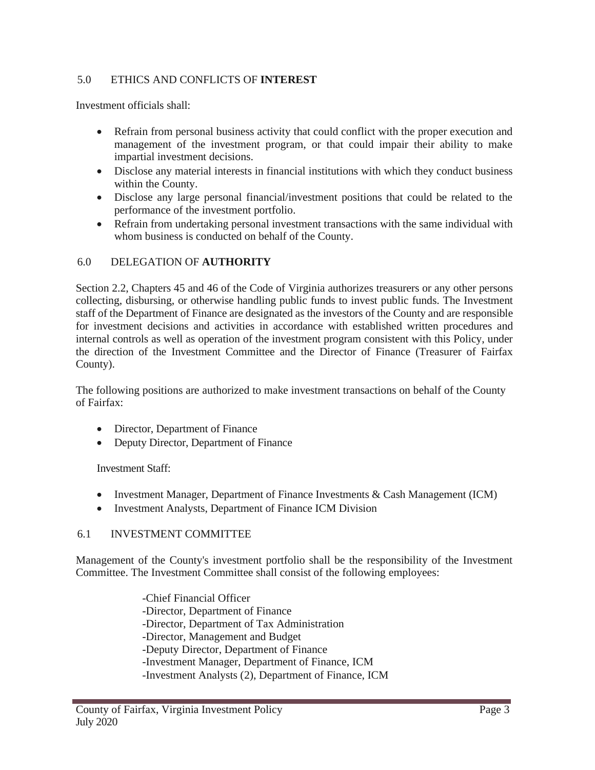## 5.0 ETHICS AND CONFLICTS OF **INTEREST**

Investment officials shall:

- Refrain from personal business activity that could conflict with the proper execution and management of the investment program, or that could impair their ability to make impartial investment decisions.
- Disclose any material interests in financial institutions with which they conduct business within the County.
- Disclose any large personal financial/investment positions that could be related to the performance of the investment portfolio.
- Refrain from undertaking personal investment transactions with the same individual with whom business is conducted on behalf of the County.

## 6.0 DELEGATION OF **AUTHORITY**

Section 2.2, Chapters 45 and 46 of the Code of Virginia authorizes treasurers or any other persons collecting, disbursing, or otherwise handling public funds to invest public funds. The Investment staff of the Department of Finance are designated as the investors of the County and are responsible for investment decisions and activities in accordance with established written procedures and internal controls as well as operation of the investment program consistent with this Policy, under the direction of the Investment Committee and the Director of Finance (Treasurer of Fairfax County).

The following positions are authorized to make investment transactions on behalf of the County of Fairfax:

- Director, Department of Finance
- Deputy Director, Department of Finance

Investment Staff:

- Investment Manager, Department of Finance Investments & Cash Management (ICM)
- Investment Analysts, Department of Finance ICM Division

### 6.1 INVESTMENT COMMITTEE

Management of the County's investment portfolio shall be the responsibility of the Investment Committee. The Investment Committee shall consist of the following employees:

-Chief Financial Officer
-Director, Department of Finance
-Director, Department of Tax Administration
-Director, Management and Budget
-Deputy Director, Department of Finance
-Investment Manager, Department of Finance, ICM
-Investment Analysts (2), Department of Finance, ICM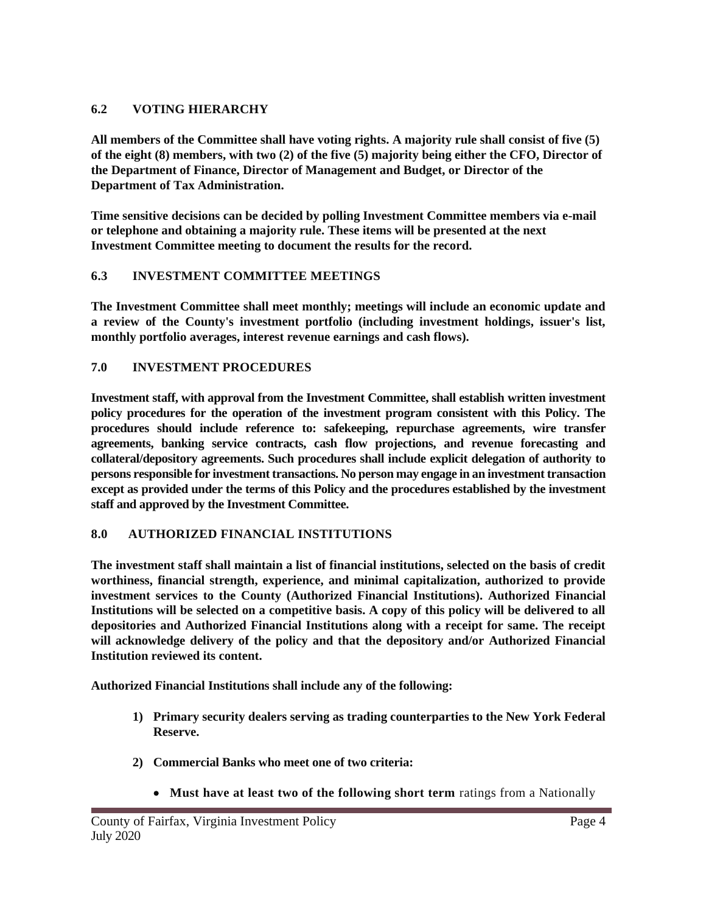## 6.2 VOTING HIERARCHY

**All members of the Committee shall have voting rights. A majority rule shall consist of five (5) of the eight (8) members, with two (2) of the five (5) majority being either the CFO, Director of the Department of Finance, Director of Management and Budget, or Director of the Department of Tax Administration.**

**Time sensitive decisions can be decided by polling Investment Committee members via e-mail or telephone and obtaining a majority rule. These items will be presented at the next Investment Committee meeting to document the results for the record.**

## 6.3 INVESTMENT COMMITTEE MEETINGS

**The Investment Committee shall meet monthly; meetings will include an economic update and a review of the County's investment portfolio (including investment holdings, issuer's list, monthly portfolio averages, interest revenue earnings and cash flows).**

## 7.0 INVESTMENT PROCEDURES

**Investment staff, with approval from the Investment Committee, shall establish written investment policy procedures for the operation of the investment program consistent with this Policy. The procedures should include reference to: safekeeping, repurchase agreements, wire transfer agreements, banking service contracts, cash flow projections, and revenue forecasting and collateral/depository agreements. Such procedures shall include explicit delegation of authority to persons responsible for investment transactions. No person may engage in an investment transaction except as provided under the terms of this Policy and the procedures established by the investment staff and approved by the Investment Committee.**

## 8.0 AUTHORIZED FINANCIAL INSTITUTIONS

**The investment staff shall maintain a list of financial institutions, selected on the basis of credit worthiness, financial strength, experience, and minimal capitalization, authorized to provide investment services to the County (Authorized Financial Institutions). Authorized Financial Institutions will be selected on a competitive basis. A copy of this policy will be delivered to all depositories and Authorized Financial Institutions along with a receipt for same. The receipt will acknowledge delivery of the policy and that the depository and/or Authorized Financial Institution reviewed its content.**

**Authorized Financial Institutions shall include any of the following:**

1) **Primary security dealers serving as trading counterparties to the New York Federal Reserve.**
2) **Commercial Banks who meet one of two criteria:**
   - **Must have at least two of the following short term** ratings from a Nationally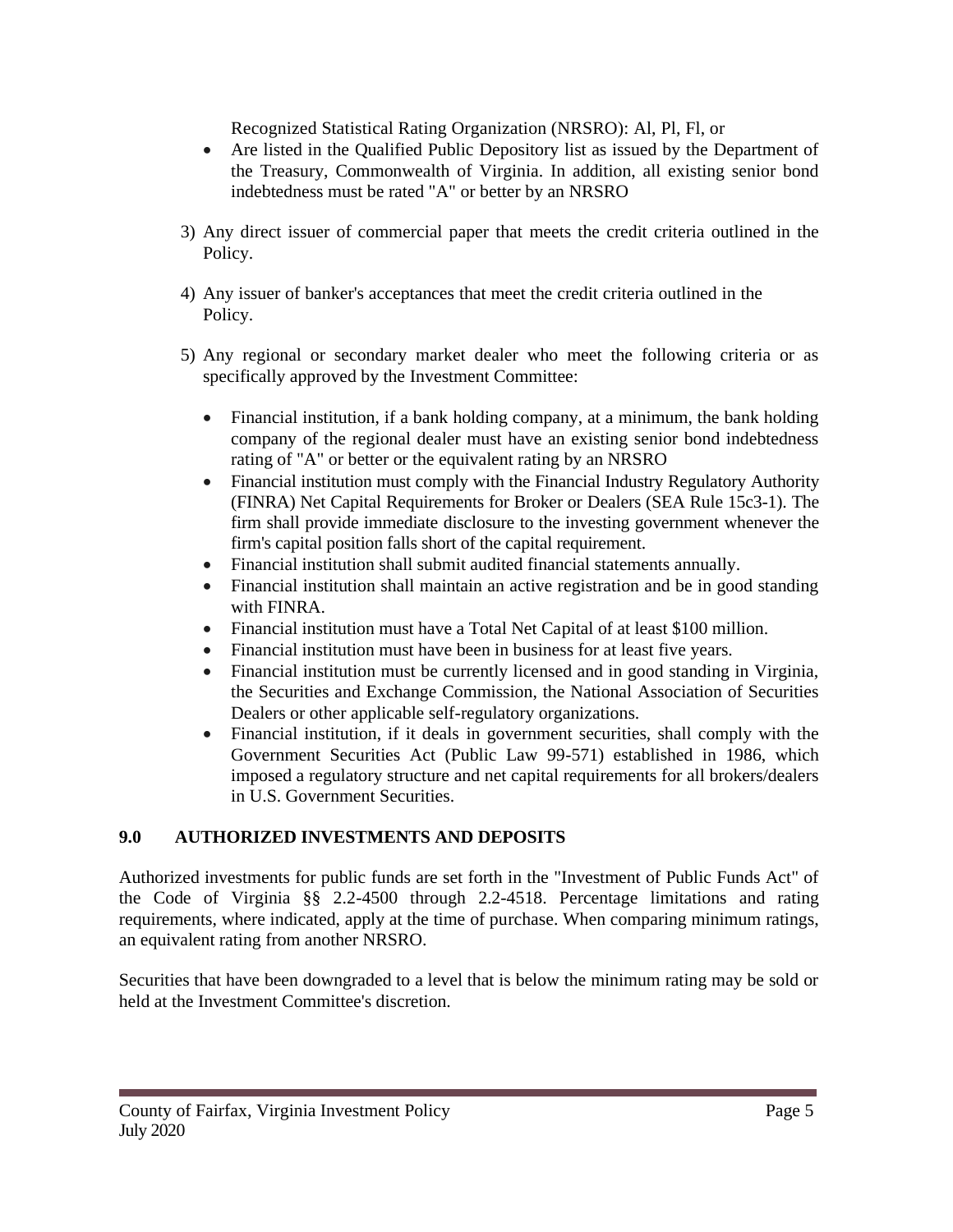Recognized Statistical Rating Organization (NRSRO): Al, Pl, Fl, or

- Are listed in the Qualified Public Depository list as issued by the Department of the Treasury, Commonwealth of Virginia. In addition, all existing senior bond indebtedness must be rated "A" or better by an NRSRO

3) Any direct issuer of commercial paper that meets the credit criteria outlined in the Policy.

4) Any issuer of banker's acceptances that meet the credit criteria outlined in the Policy.

5) Any regional or secondary market dealer who meet the following criteria or as specifically approved by the Investment Committee:

   - Financial institution, if a bank holding company, at a minimum, the bank holding company of the regional dealer must have an existing senior bond indebtedness rating of "A" or better or the equivalent rating by an NRSRO
   - Financial institution must comply with the Financial Industry Regulatory Authority (FINRA) Net Capital Requirements for Broker or Dealers (SEA Rule 15c3-1). The firm shall provide immediate disclosure to the investing government whenever the firm's capital position falls short of the capital requirement.
   - Financial institution shall submit audited financial statements annually.
   - Financial institution shall maintain an active registration and be in good standing with FINRA.
   - Financial institution must have a Total Net Capital of at least $100 million.
   - Financial institution must have been in business for at least five years.
   - Financial institution must be currently licensed and in good standing in Virginia, the Securities and Exchange Commission, the National Association of Securities Dealers or other applicable self-regulatory organizations.
   - Financial institution, if it deals in government securities, shall comply with the Government Securities Act (Public Law 99-571) established in 1986, which imposed a regulatory structure and net capital requirements for all brokers/dealers in U.S. Government Securities.

## 9.0 AUTHORIZED INVESTMENTS AND DEPOSITS

Authorized investments for public funds are set forth in the "Investment of Public Funds Act" of the Code of Virginia §§ 2.2-4500 through 2.2-4518. Percentage limitations and rating requirements, where indicated, apply at the time of purchase. When comparing minimum ratings, an equivalent rating from another NRSRO.

Securities that have been downgraded to a level that is below the minimum rating may be sold or held at the Investment Committee's discretion.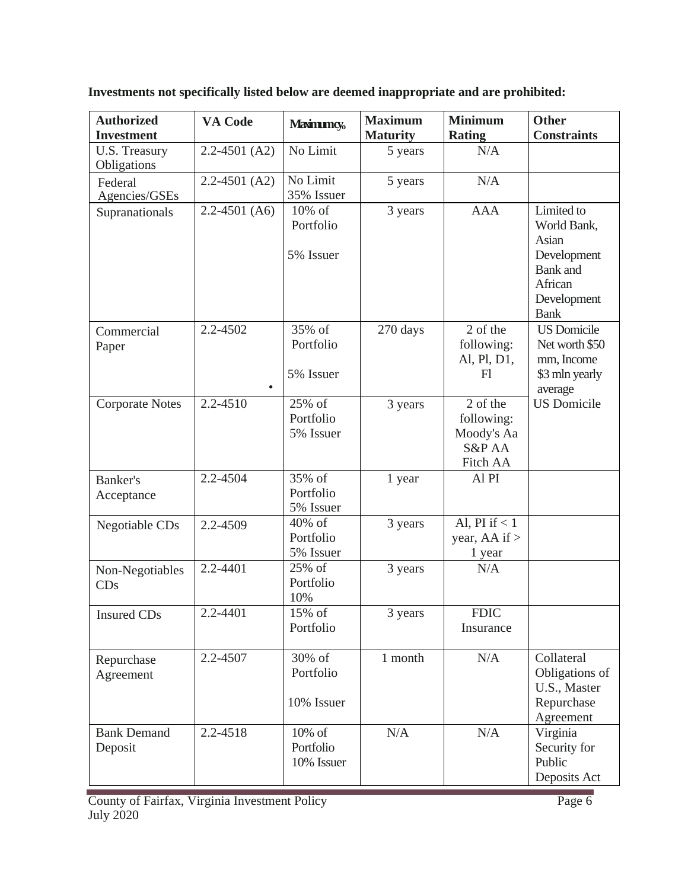**Investments not specifically listed below are deemed inappropriate and are prohibited:**

| Authorized Investment | VA Code | Maximum % | Maximum Maturity | Minimum Rating | Other Constraints |
|---|---|---|---|---|---|
| U.S. Treasury Obligations | 2.2-4501 (A2) | No Limit | 5 years | N/A | |
| Federal Agencies/GSEs | 2.2-4501 (A2) | No Limit 35% Issuer | 5 years | N/A | |
| Supranationals | 2.2-4501 (A6) | 10% of Portfolio 5% Issuer | 3 years | AAA | Limited to World Bank, Asian Development Bank and African Development Bank |
| Commercial Paper | 2.2-4502 | 35% of Portfolio 5% Issuer | 270 days | 2 of the following: Al, Pl, D1, Fl | US Domicile Net worth $50 mm, Income $3 mln yearly average |
| Corporate Notes | 2.2-4510 | 25% of Portfolio 5% Issuer | 3 years | 2 of the following: Moody's Aa S&P AA Fitch AA | US Domicile |
| Banker's Acceptance | 2.2-4504 | 35% of Portfolio 5% Issuer | 1 year | Al PI | |
| Negotiable CDs | 2.2-4509 | 40% of Portfolio 5% Issuer | 3 years | Al, PI if < 1 year, AA if > 1 year | |
| Non-Negotiables CDs | 2.2-4401 | 25% of Portfolio 10% | 3 years | N/A | |
| Insured CDs | 2.2-4401 | 15% of Portfolio | 3 years | FDIC Insurance | |
| Repurchase Agreement | 2.2-4507 | 30% of Portfolio 10% Issuer | 1 month | N/A | Collateral Obligations of U.S., Master Repurchase Agreement |
| Bank Demand Deposit | 2.2-4518 | 10% of Portfolio 10% Issuer | N/A | N/A | Virginia Security for Public Deposits Act |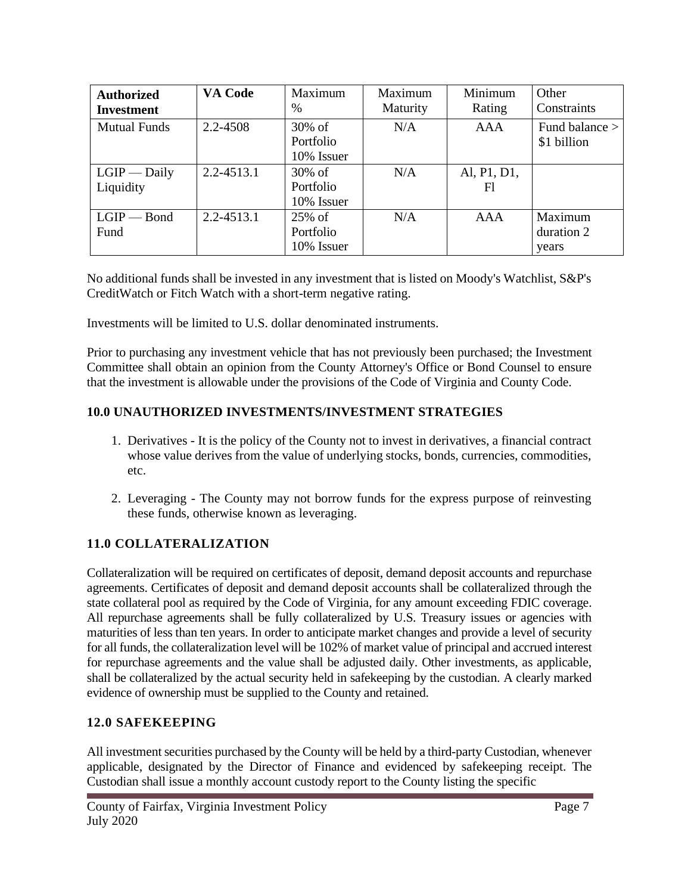| Authorized Investment | VA Code | Maximum % | Maximum Maturity | Minimum Rating | Other Constraints |
|---|---|---|---|---|---|
| Mutual Funds | 2.2-4508 | 30% of Portfolio 10% Issuer | N/A | AAA | Fund balance > $1 billion |
| LGIP — Daily Liquidity | 2.2-4513.1 | 30% of Portfolio 10% Issuer | N/A | Al, P1, D1, Fl | |
| LGIP — Bond Fund | 2.2-4513.1 | 25% of Portfolio 10% Issuer | N/A | AAA | Maximum duration 2 years |

No additional funds shall be invested in any investment that is listed on Moody's Watchlist, S&P's CreditWatch or Fitch Watch with a short-term negative rating.

Investments will be limited to U.S. dollar denominated instruments.

Prior to purchasing any investment vehicle that has not previously been purchased; the Investment Committee shall obtain an opinion from the County Attorney's Office or Bond Counsel to ensure that the investment is allowable under the provisions of the Code of Virginia and County Code.

## 10.0 UNAUTHORIZED INVESTMENTS/INVESTMENT STRATEGIES

1. Derivatives - It is the policy of the County not to invest in derivatives, a financial contract whose value derives from the value of underlying stocks, bonds, currencies, commodities, etc.
2. Leveraging - The County may not borrow funds for the express purpose of reinvesting these funds, otherwise known as leveraging.

## 11.0 COLLATERALIZATION

Collateralization will be required on certificates of deposit, demand deposit accounts and repurchase agreements. Certificates of deposit and demand deposit accounts shall be collateralized through the state collateral pool as required by the Code of Virginia, for any amount exceeding FDIC coverage. All repurchase agreements shall be fully collateralized by U.S. Treasury issues or agencies with maturities of less than ten years. In order to anticipate market changes and provide a level of security for all funds, the collateralization level will be 102% of market value of principal and accrued interest for repurchase agreements and the value shall be adjusted daily. Other investments, as applicable, shall be collateralized by the actual security held in safekeeping by the custodian. A clearly marked evidence of ownership must be supplied to the County and retained.

## 12.0 SAFEKEEPING

All investment securities purchased by the County will be held by a third-party Custodian, whenever applicable, designated by the Director of Finance and evidenced by safekeeping receipt. The Custodian shall issue a monthly account custody report to the County listing the specific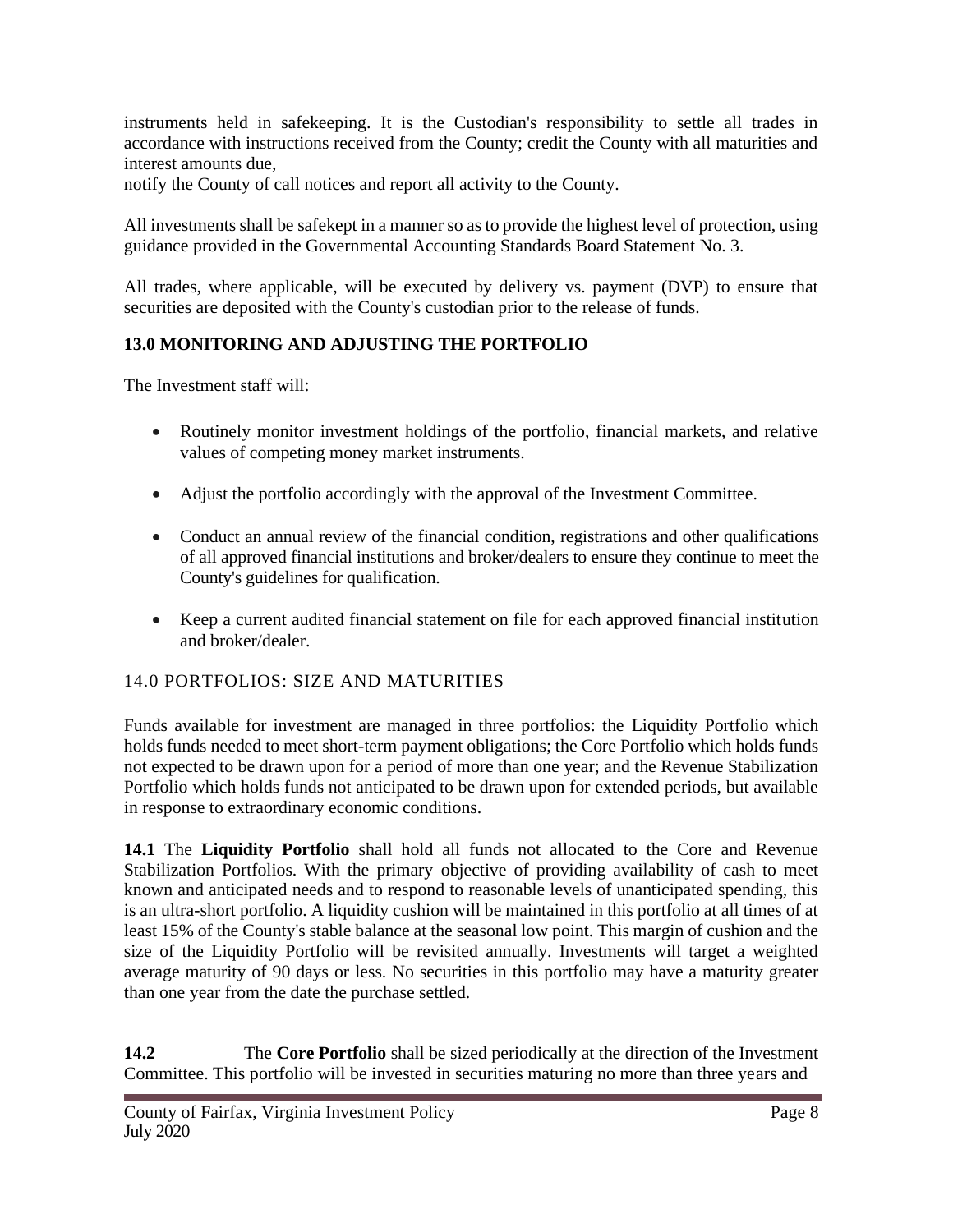instruments held in safekeeping. It is the Custodian's responsibility to settle all trades in accordance with instructions received from the County; credit the County with all maturities and interest amounts due,
notify the County of call notices and report all activity to the County.

All investments shall be safekept in a manner so as to provide the highest level of protection, using guidance provided in the Governmental Accounting Standards Board Statement No. 3.

All trades, where applicable, will be executed by delivery vs. payment (DVP) to ensure that securities are deposited with the County's custodian prior to the release of funds.

## 13.0 MONITORING AND ADJUSTING THE PORTFOLIO

The Investment staff will:

- Routinely monitor investment holdings of the portfolio, financial markets, and relative values of competing money market instruments.
- Adjust the portfolio accordingly with the approval of the Investment Committee.
- Conduct an annual review of the financial condition, registrations and other qualifications of all approved financial institutions and broker/dealers to ensure they continue to meet the County's guidelines for qualification.
- Keep a current audited financial statement on file for each approved financial institution and broker/dealer.

## 14.0 PORTFOLIOS: SIZE AND MATURITIES

Funds available for investment are managed in three portfolios: the Liquidity Portfolio which holds funds needed to meet short-term payment obligations; the Core Portfolio which holds funds not expected to be drawn upon for a period of more than one year; and the Revenue Stabilization Portfolio which holds funds not anticipated to be drawn upon for extended periods, but available in response to extraordinary economic conditions.

**14.1** The **Liquidity Portfolio** shall hold all funds not allocated to the Core and Revenue Stabilization Portfolios. With the primary objective of providing availability of cash to meet known and anticipated needs and to respond to reasonable levels of unanticipated spending, this is an ultra-short portfolio. A liquidity cushion will be maintained in this portfolio at all times of at least 15% of the County's stable balance at the seasonal low point. This margin of cushion and the size of the Liquidity Portfolio will be revisited annually. Investments will target a weighted average maturity of 90 days or less. No securities in this portfolio may have a maturity greater than one year from the date the purchase settled.

**14.2** The **Core Portfolio** shall be sized periodically at the direction of the Investment Committee. This portfolio will be invested in securities maturing no more than three years and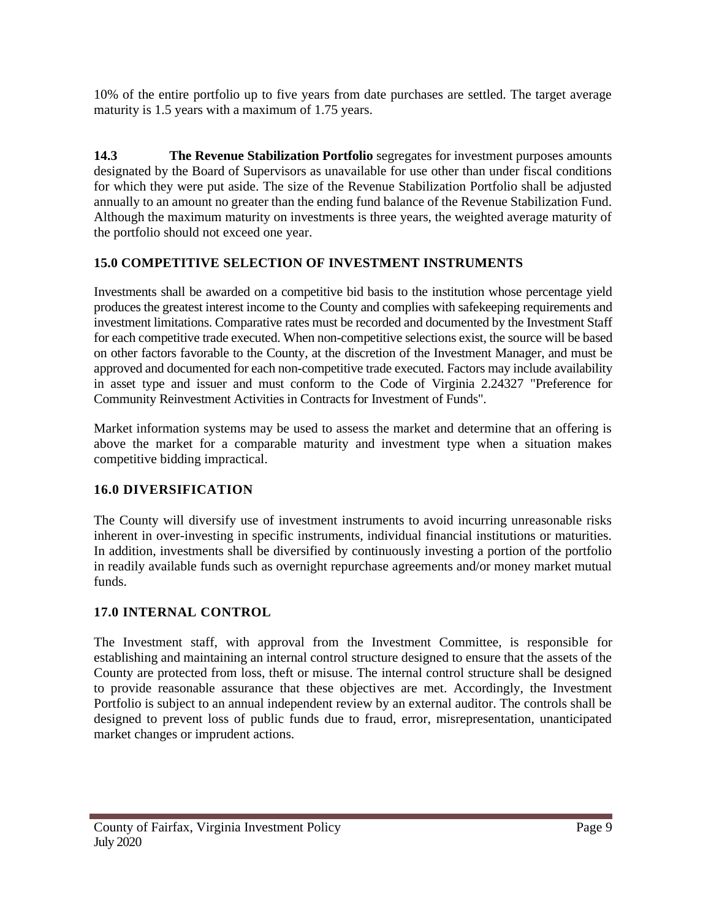10% of the entire portfolio up to five years from date purchases are settled. The target average maturity is 1.5 years with a maximum of 1.75 years.

**14.3** **The Revenue Stabilization Portfolio** segregates for investment purposes amounts designated by the Board of Supervisors as unavailable for use other than under fiscal conditions for which they were put aside. The size of the Revenue Stabilization Portfolio shall be adjusted annually to an amount no greater than the ending fund balance of the Revenue Stabilization Fund. Although the maximum maturity on investments is three years, the weighted average maturity of the portfolio should not exceed one year.

## 15.0 COMPETITIVE SELECTION OF INVESTMENT INSTRUMENTS

Investments shall be awarded on a competitive bid basis to the institution whose percentage yield produces the greatest interest income to the County and complies with safekeeping requirements and investment limitations. Comparative rates must be recorded and documented by the Investment Staff for each competitive trade executed. When non-competitive selections exist, the source will be based on other factors favorable to the County, at the discretion of the Investment Manager, and must be approved and documented for each non-competitive trade executed. Factors may include availability in asset type and issuer and must conform to the Code of Virginia 2.24327 "Preference for Community Reinvestment Activities in Contracts for Investment of Funds".

Market information systems may be used to assess the market and determine that an offering is above the market for a comparable maturity and investment type when a situation makes competitive bidding impractical.

## 16.0 DIVERSIFICATION

The County will diversify use of investment instruments to avoid incurring unreasonable risks inherent in over-investing in specific instruments, individual financial institutions or maturities. In addition, investments shall be diversified by continuously investing a portion of the portfolio in readily available funds such as overnight repurchase agreements and/or money market mutual funds.

## 17.0 INTERNAL CONTROL

The Investment staff, with approval from the Investment Committee, is responsible for establishing and maintaining an internal control structure designed to ensure that the assets of the County are protected from loss, theft or misuse. The internal control structure shall be designed to provide reasonable assurance that these objectives are met. Accordingly, the Investment Portfolio is subject to an annual independent review by an external auditor. The controls shall be designed to prevent loss of public funds due to fraud, error, misrepresentation, unanticipated market changes or imprudent actions.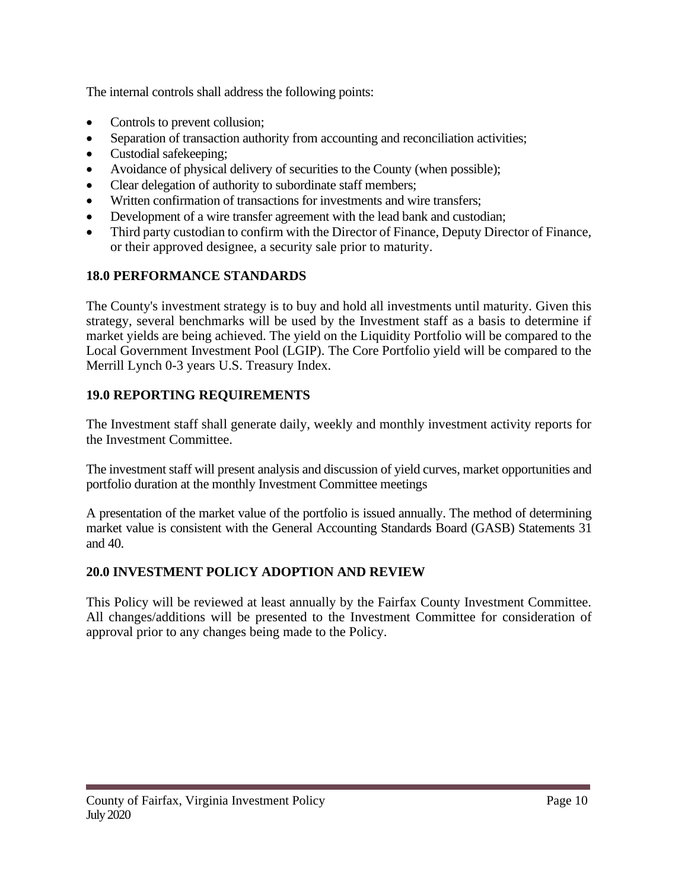The internal controls shall address the following points:

- Controls to prevent collusion;
- Separation of transaction authority from accounting and reconciliation activities;
- Custodial safekeeping;
- Avoidance of physical delivery of securities to the County (when possible);
- Clear delegation of authority to subordinate staff members;
- Written confirmation of transactions for investments and wire transfers;
- Development of a wire transfer agreement with the lead bank and custodian;
- Third party custodian to confirm with the Director of Finance, Deputy Director of Finance, or their approved designee, a security sale prior to maturity.

## 18.0 PERFORMANCE STANDARDS

The County's investment strategy is to buy and hold all investments until maturity. Given this strategy, several benchmarks will be used by the Investment staff as a basis to determine if market yields are being achieved. The yield on the Liquidity Portfolio will be compared to the Local Government Investment Pool (LGIP). The Core Portfolio yield will be compared to the Merrill Lynch 0-3 years U.S. Treasury Index.

## 19.0 REPORTING REQUIREMENTS

The Investment staff shall generate daily, weekly and monthly investment activity reports for the Investment Committee.

The investment staff will present analysis and discussion of yield curves, market opportunities and portfolio duration at the monthly Investment Committee meetings

A presentation of the market value of the portfolio is issued annually. The method of determining market value is consistent with the General Accounting Standards Board (GASB) Statements 31 and 40.

## 20.0 INVESTMENT POLICY ADOPTION AND REVIEW

This Policy will be reviewed at least annually by the Fairfax County Investment Committee. All changes/additions will be presented to the Investment Committee for consideration of approval prior to any changes being made to the Policy.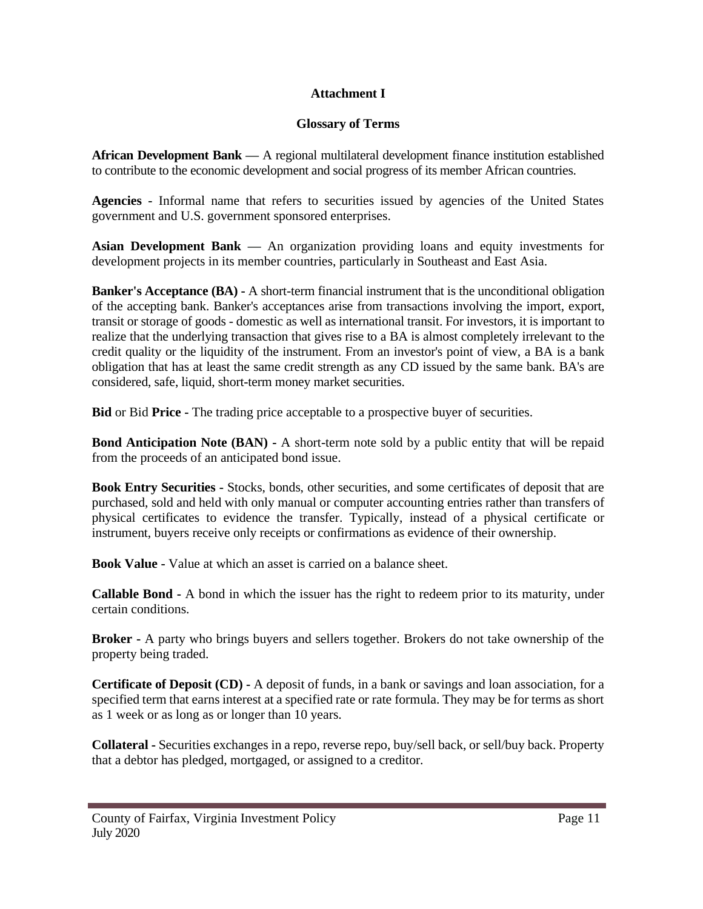## Attachment I

## Glossary of Terms

**African Development Bank —** A regional multilateral development finance institution established to contribute to the economic development and social progress of its member African countries.

**Agencies** - Informal name that refers to securities issued by agencies of the United States government and U.S. government sponsored enterprises.

**Asian Development Bank —** An organization providing loans and equity investments for development projects in its member countries, particularly in Southeast and East Asia.

**Banker's Acceptance (BA) -** A short-term financial instrument that is the unconditional obligation of the accepting bank. Banker's acceptances arise from transactions involving the import, export, transit or storage of goods - domestic as well as international transit. For investors, it is important to realize that the underlying transaction that gives rise to a BA is almost completely irrelevant to the credit quality or the liquidity of the instrument. From an investor's point of view, a BA is a bank obligation that has at least the same credit strength as any CD issued by the same bank. BA's are considered, safe, liquid, short-term money market securities.

**Bid** or Bid **Price -** The trading price acceptable to a prospective buyer of securities.

**Bond Anticipation Note (BAN) -** A short-term note sold by a public entity that will be repaid from the proceeds of an anticipated bond issue.

**Book Entry Securities -** Stocks, bonds, other securities, and some certificates of deposit that are purchased, sold and held with only manual or computer accounting entries rather than transfers of physical certificates to evidence the transfer. Typically, instead of a physical certificate or instrument, buyers receive only receipts or confirmations as evidence of their ownership.

**Book Value -** Value at which an asset is carried on a balance sheet.

**Callable Bond -** A bond in which the issuer has the right to redeem prior to its maturity, under certain conditions.

**Broker -** A party who brings buyers and sellers together. Brokers do not take ownership of the property being traded.

**Certificate of Deposit (CD) -** A deposit of funds, in a bank or savings and loan association, for a specified term that earns interest at a specified rate or rate formula. They may be for terms as short as 1 week or as long as or longer than 10 years.

**Collateral -** Securities exchanges in a repo, reverse repo, buy/sell back, or sell/buy back. Property that a debtor has pledged, mortgaged, or assigned to a creditor.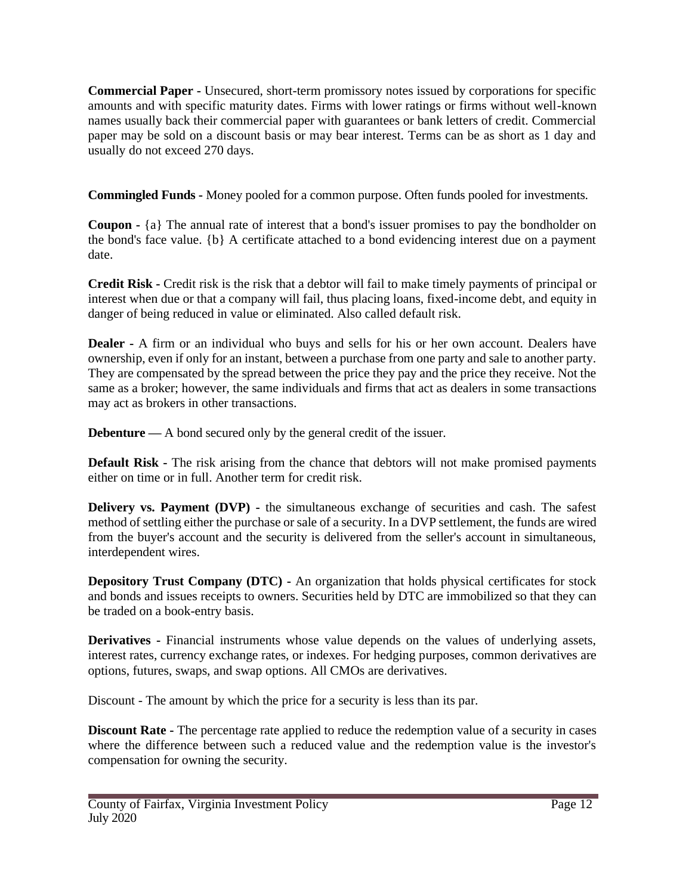**Commercial Paper -** Unsecured, short-term promissory notes issued by corporations for specific amounts and with specific maturity dates. Firms with lower ratings or firms without well-known names usually back their commercial paper with guarantees or bank letters of credit. Commercial paper may be sold on a discount basis or may bear interest. Terms can be as short as 1 day and usually do not exceed 270 days.

**Commingled Funds -** Money pooled for a common purpose. Often funds pooled for investments.

**Coupon -** {a} The annual rate of interest that a bond's issuer promises to pay the bondholder on the bond's face value. {b} A certificate attached to a bond evidencing interest due on a payment date.

**Credit Risk -** Credit risk is the risk that a debtor will fail to make timely payments of principal or interest when due or that a company will fail, thus placing loans, fixed-income debt, and equity in danger of being reduced in value or eliminated. Also called default risk.

**Dealer -** A firm or an individual who buys and sells for his or her own account. Dealers have ownership, even if only for an instant, between a purchase from one party and sale to another party. They are compensated by the spread between the price they pay and the price they receive. Not the same as a broker; however, the same individuals and firms that act as dealers in some transactions may act as brokers in other transactions.

**Debenture —** A bond secured only by the general credit of the issuer.

**Default Risk -** The risk arising from the chance that debtors will not make promised payments either on time or in full. Another term for credit risk.

**Delivery vs. Payment (DVP) -** the simultaneous exchange of securities and cash. The safest method of settling either the purchase or sale of a security. In a DVP settlement, the funds are wired from the buyer's account and the security is delivered from the seller's account in simultaneous, interdependent wires.

**Depository Trust Company (DTC) -** An organization that holds physical certificates for stock and bonds and issues receipts to owners. Securities held by DTC are immobilized so that they can be traded on a book-entry basis.

**Derivatives -** Financial instruments whose value depends on the values of underlying assets, interest rates, currency exchange rates, or indexes. For hedging purposes, common derivatives are options, futures, swaps, and swap options. All CMOs are derivatives.

Discount - The amount by which the price for a security is less than its par.

**Discount Rate -** The percentage rate applied to reduce the redemption value of a security in cases where the difference between such a reduced value and the redemption value is the investor's compensation for owning the security.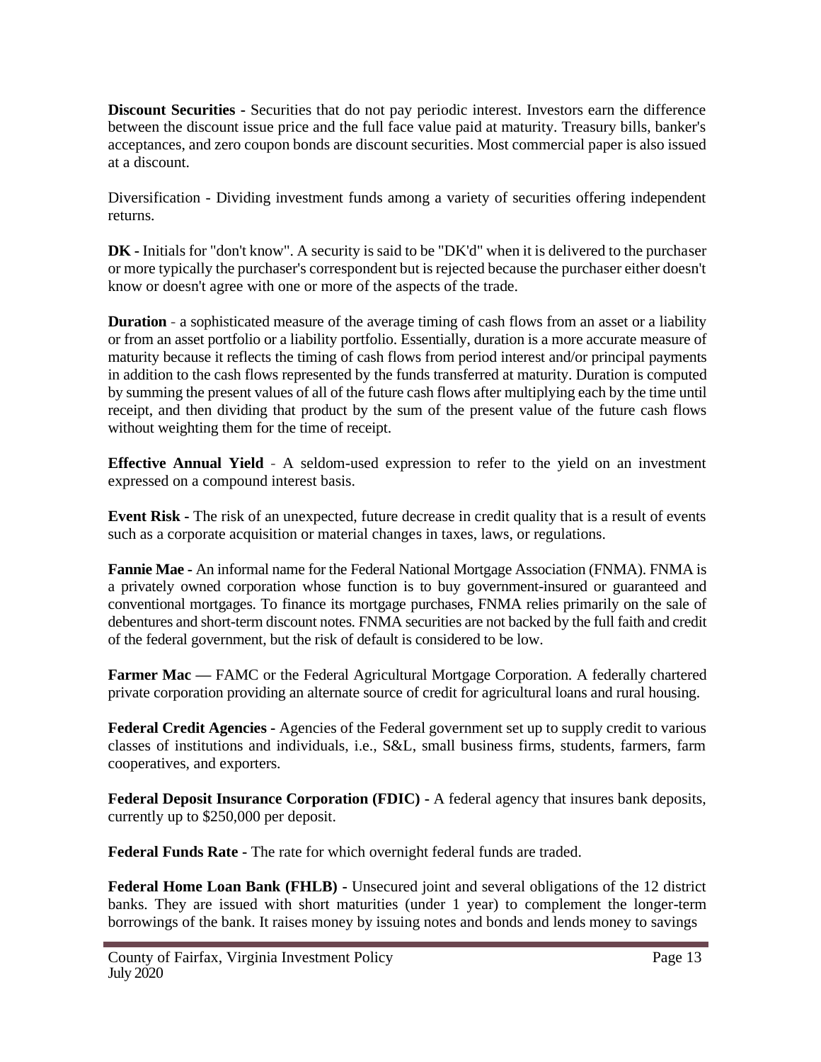**Discount Securities -** Securities that do not pay periodic interest. Investors earn the difference between the discount issue price and the full face value paid at maturity. Treasury bills, banker's acceptances, and zero coupon bonds are discount securities. Most commercial paper is also issued at a discount.

Diversification - Dividing investment funds among a variety of securities offering independent returns.

**DK -** Initials for "don't know". A security is said to be "DK'd" when it is delivered to the purchaser or more typically the purchaser's correspondent but is rejected because the purchaser either doesn't know or doesn't agree with one or more of the aspects of the trade.

**Duration** - a sophisticated measure of the average timing of cash flows from an asset or a liability or from an asset portfolio or a liability portfolio. Essentially, duration is a more accurate measure of maturity because it reflects the timing of cash flows from period interest and/or principal payments in addition to the cash flows represented by the funds transferred at maturity. Duration is computed by summing the present values of all of the future cash flows after multiplying each by the time until receipt, and then dividing that product by the sum of the present value of the future cash flows without weighting them for the time of receipt.

**Effective Annual Yield** - A seldom-used expression to refer to the yield on an investment expressed on a compound interest basis.

**Event Risk -** The risk of an unexpected, future decrease in credit quality that is a result of events such as a corporate acquisition or material changes in taxes, laws, or regulations.

**Fannie Mae -** An informal name for the Federal National Mortgage Association (FNMA). FNMA is a privately owned corporation whose function is to buy government-insured or guaranteed and conventional mortgages. To finance its mortgage purchases, FNMA relies primarily on the sale of debentures and short-term discount notes. FNMA securities are not backed by the full faith and credit of the federal government, but the risk of default is considered to be low.

**Farmer Mac —** FAMC or the Federal Agricultural Mortgage Corporation. A federally chartered private corporation providing an alternate source of credit for agricultural loans and rural housing.

**Federal Credit Agencies -** Agencies of the Federal government set up to supply credit to various classes of institutions and individuals, i.e., S&L, small business firms, students, farmers, farm cooperatives, and exporters.

**Federal Deposit Insurance Corporation (FDIC) -** A federal agency that insures bank deposits, currently up to $250,000 per deposit.

**Federal Funds Rate -** The rate for which overnight federal funds are traded.

**Federal Home Loan Bank (FHLB) -** Unsecured joint and several obligations of the 12 district banks. They are issued with short maturities (under 1 year) to complement the longer-term borrowings of the bank. It raises money by issuing notes and bonds and lends money to savings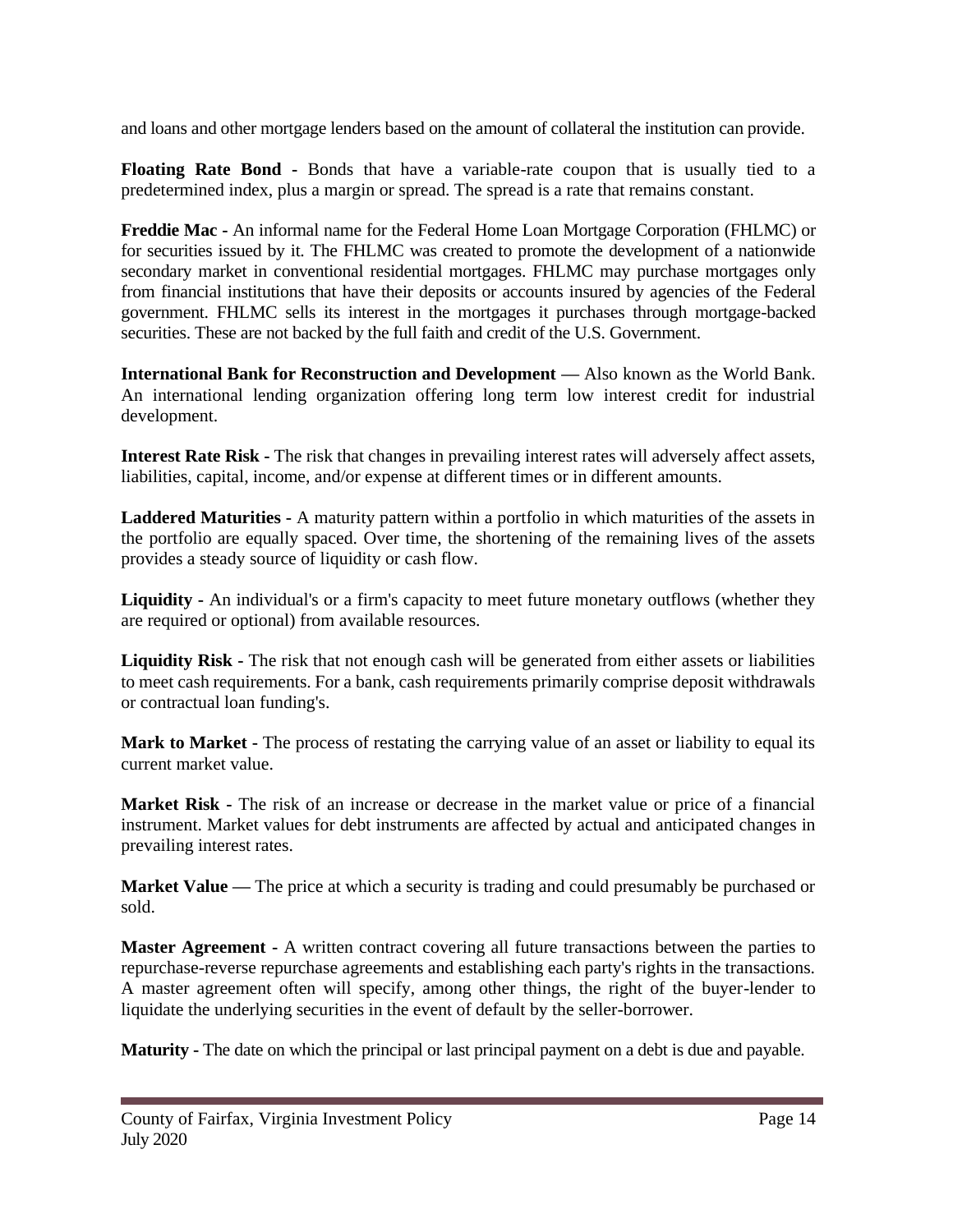and loans and other mortgage lenders based on the amount of collateral the institution can provide.

**Floating Rate Bond** - Bonds that have a variable-rate coupon that is usually tied to a predetermined index, plus a margin or spread. The spread is a rate that remains constant.

**Freddie Mac** - An informal name for the Federal Home Loan Mortgage Corporation (FHLMC) or for securities issued by it. The FHLMC was created to promote the development of a nationwide secondary market in conventional residential mortgages. FHLMC may purchase mortgages only from financial institutions that have their deposits or accounts insured by agencies of the Federal government. FHLMC sells its interest in the mortgages it purchases through mortgage-backed securities. These are not backed by the full faith and credit of the U.S. Government.

**International Bank for Reconstruction and Development** — Also known as the World Bank. An international lending organization offering long term low interest credit for industrial development.

**Interest Rate Risk** - The risk that changes in prevailing interest rates will adversely affect assets, liabilities, capital, income, and/or expense at different times or in different amounts.

**Laddered Maturities** - A maturity pattern within a portfolio in which maturities of the assets in the portfolio are equally spaced. Over time, the shortening of the remaining lives of the assets provides a steady source of liquidity or cash flow.

**Liquidity** - An individual's or a firm's capacity to meet future monetary outflows (whether they are required or optional) from available resources.

**Liquidity Risk** - The risk that not enough cash will be generated from either assets or liabilities to meet cash requirements. For a bank, cash requirements primarily comprise deposit withdrawals or contractual loan funding's.

**Mark to Market** - The process of restating the carrying value of an asset or liability to equal its current market value.

**Market Risk** - The risk of an increase or decrease in the market value or price of a financial instrument. Market values for debt instruments are affected by actual and anticipated changes in prevailing interest rates.

**Market Value** — The price at which a security is trading and could presumably be purchased or sold.

**Master Agreement** - A written contract covering all future transactions between the parties to repurchase-reverse repurchase agreements and establishing each party's rights in the transactions. A master agreement often will specify, among other things, the right of the buyer-lender to liquidate the underlying securities in the event of default by the seller-borrower.

**Maturity** - The date on which the principal or last principal payment on a debt is due and payable.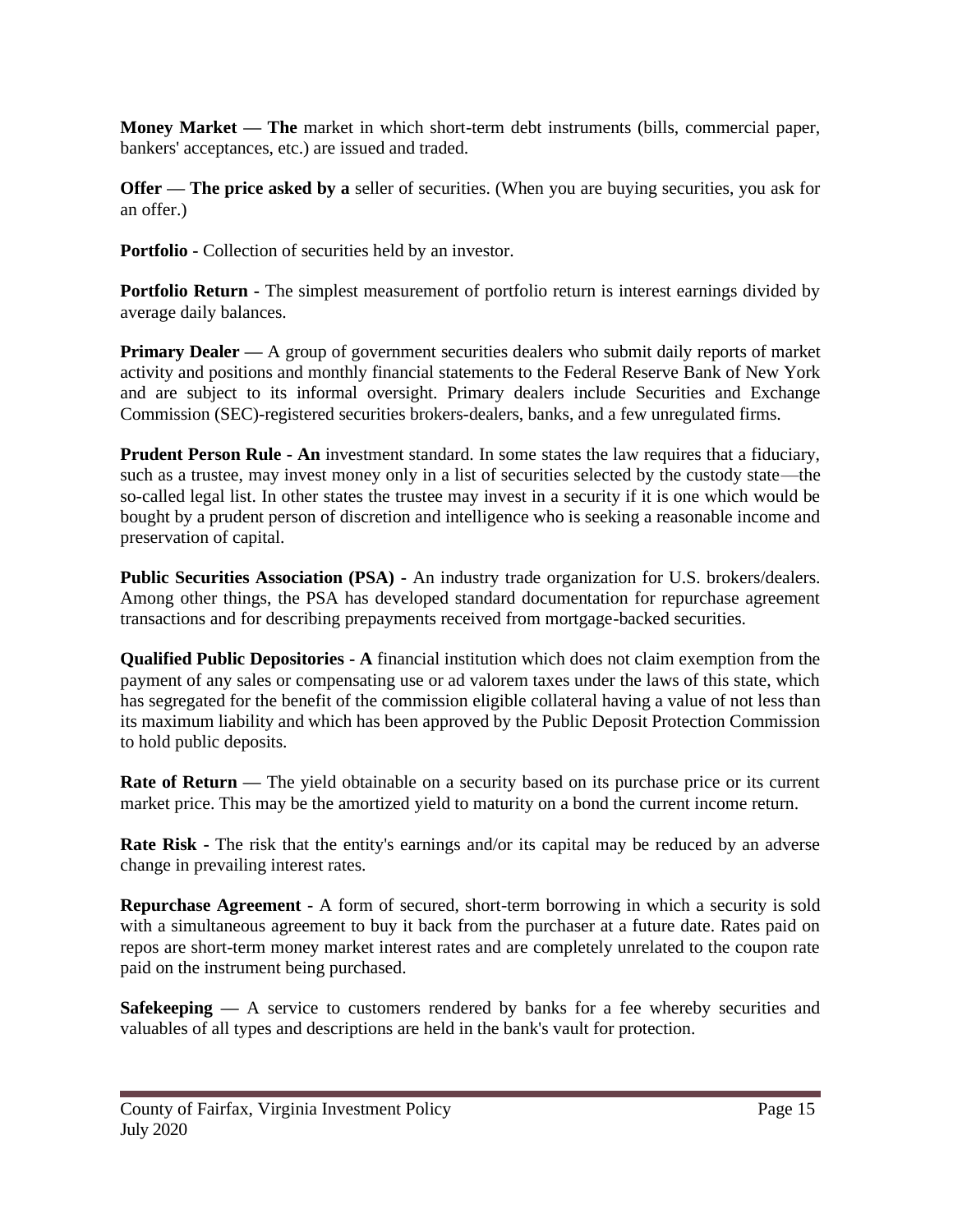**Money Market — The** market in which short-term debt instruments (bills, commercial paper, bankers' acceptances, etc.) are issued and traded.

**Offer — The price asked by a** seller of securities. (When you are buying securities, you ask for an offer.)

**Portfolio -** Collection of securities held by an investor.

**Portfolio Return -** The simplest measurement of portfolio return is interest earnings divided by average daily balances.

**Primary Dealer —** A group of government securities dealers who submit daily reports of market activity and positions and monthly financial statements to the Federal Reserve Bank of New York and are subject to its informal oversight. Primary dealers include Securities and Exchange Commission (SEC)-registered securities brokers-dealers, banks, and a few unregulated firms.

**Prudent Person Rule - An** investment standard. In some states the law requires that a fiduciary, such as a trustee, may invest money only in a list of securities selected by the custody state—the so-called legal list. In other states the trustee may invest in a security if it is one which would be bought by a prudent person of discretion and intelligence who is seeking a reasonable income and preservation of capital.

**Public Securities Association (PSA) -** An industry trade organization for U.S. brokers/dealers. Among other things, the PSA has developed standard documentation for repurchase agreement transactions and for describing prepayments received from mortgage-backed securities.

**Qualified Public Depositories - A** financial institution which does not claim exemption from the payment of any sales or compensating use or ad valorem taxes under the laws of this state, which has segregated for the benefit of the commission eligible collateral having a value of not less than its maximum liability and which has been approved by the Public Deposit Protection Commission to hold public deposits.

**Rate of Return —** The yield obtainable on a security based on its purchase price or its current market price. This may be the amortized yield to maturity on a bond the current income return.

**Rate Risk -** The risk that the entity's earnings and/or its capital may be reduced by an adverse change in prevailing interest rates.

**Repurchase Agreement -** A form of secured, short-term borrowing in which a security is sold with a simultaneous agreement to buy it back from the purchaser at a future date. Rates paid on repos are short-term money market interest rates and are completely unrelated to the coupon rate paid on the instrument being purchased.

**Safekeeping —** A service to customers rendered by banks for a fee whereby securities and valuables of all types and descriptions are held in the bank's vault for protection.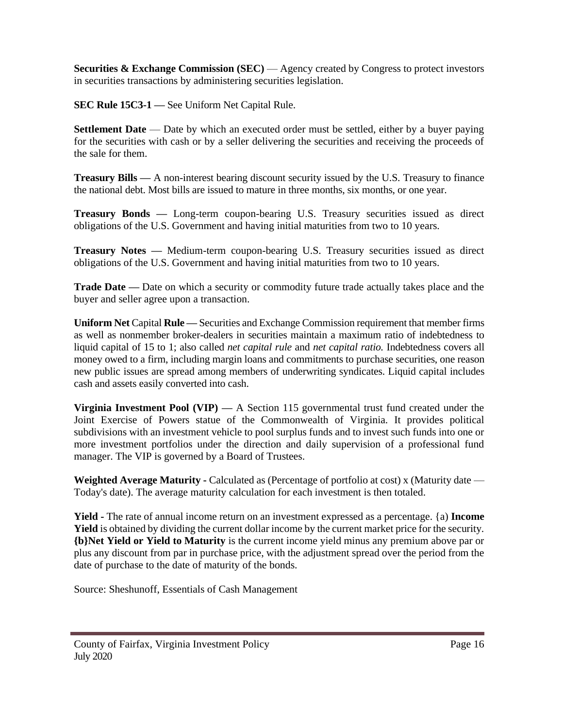**Securities & Exchange Commission (SEC)** — Agency created by Congress to protect investors in securities transactions by administering securities legislation.

**SEC Rule 15C3-1 —** See Uniform Net Capital Rule.

**Settlement Date** — Date by which an executed order must be settled, either by a buyer paying for the securities with cash or by a seller delivering the securities and receiving the proceeds of the sale for them.

**Treasury Bills —** A non-interest bearing discount security issued by the U.S. Treasury to finance the national debt. Most bills are issued to mature in three months, six months, or one year.

**Treasury Bonds —** Long-term coupon-bearing U.S. Treasury securities issued as direct obligations of the U.S. Government and having initial maturities from two to 10 years.

**Treasury Notes —** Medium-term coupon-bearing U.S. Treasury securities issued as direct obligations of the U.S. Government and having initial maturities from two to 10 years.

**Trade Date —** Date on which a security or commodity future trade actually takes place and the buyer and seller agree upon a transaction.

**Uniform Net** Capital **Rule —** Securities and Exchange Commission requirement that member firms as well as nonmember broker-dealers in securities maintain a maximum ratio of indebtedness to liquid capital of 15 to 1; also called *net capital rule* and *net capital ratio.* Indebtedness covers all money owed to a firm, including margin loans and commitments to purchase securities, one reason new public issues are spread among members of underwriting syndicates. Liquid capital includes cash and assets easily converted into cash.

**Virginia Investment Pool (VIP) —** A Section 115 governmental trust fund created under the Joint Exercise of Powers statue of the Commonwealth of Virginia. It provides political subdivisions with an investment vehicle to pool surplus funds and to invest such funds into one or more investment portfolios under the direction and daily supervision of a professional fund manager. The VIP is governed by a Board of Trustees.

**Weighted Average Maturity -** Calculated as (Percentage of portfolio at cost) x (Maturity date — Today's date). The average maturity calculation for each investment is then totaled.

**Yield -** The rate of annual income return on an investment expressed as a percentage. {a) **Income Yield** is obtained by dividing the current dollar income by the current market price for the security. **{b}Net Yield or Yield to Maturity** is the current income yield minus any premium above par or plus any discount from par in purchase price, with the adjustment spread over the period from the date of purchase to the date of maturity of the bonds.

Source: Sheshunoff, Essentials of Cash Management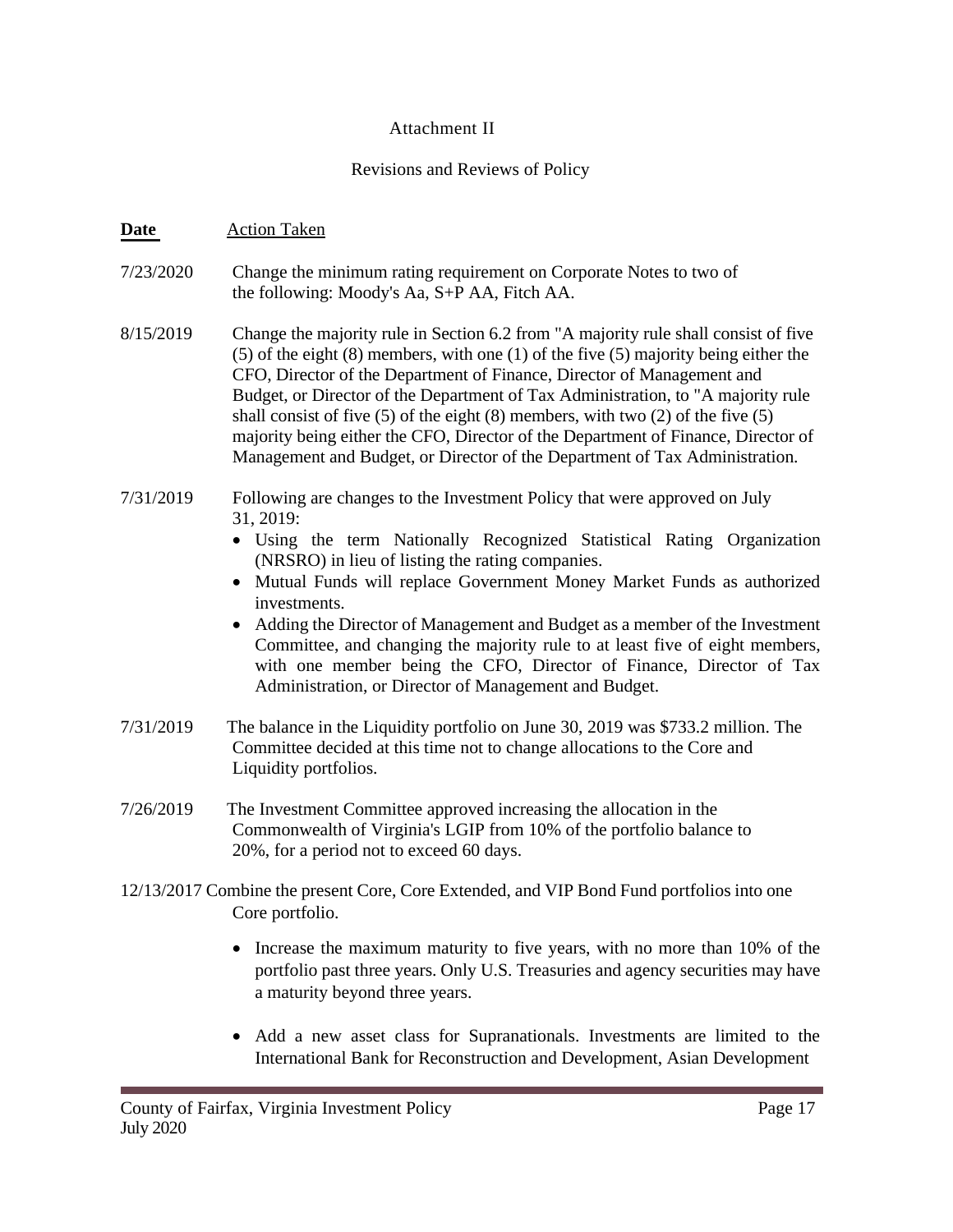Attachment II

Revisions and Reviews of Policy

| **Date** | Action Taken |
| --- | --- |
| 7/23/2020 | Change the minimum rating requirement on Corporate Notes to two of the following: Moody's Aa, S+P AA, Fitch AA. |
| 8/15/2019 | Change the majority rule in Section 6.2 from "A majority rule shall consist of five (5) of the eight (8) members, with one (1) of the five (5) majority being either the CFO, Director of the Department of Finance, Director of Management and Budget, or Director of the Department of Tax Administration, to "A majority rule shall consist of five (5) of the eight (8) members, with two (2) of the five (5) majority being either the CFO, Director of the Department of Finance, Director of Management and Budget, or Director of the Department of Tax Administration. |
| 7/31/2019 | Following are changes to the Investment Policy that were approved on July 31, 2019: <br>• Using the term Nationally Recognized Statistical Rating Organization (NRSRO) in lieu of listing the rating companies. <br>• Mutual Funds will replace Government Money Market Funds as authorized investments. <br>• Adding the Director of Management and Budget as a member of the Investment Committee, and changing the majority rule to at least five of eight members, with one member being the CFO, Director of Finance, Director of Tax Administration, or Director of Management and Budget. |
| 7/31/2019 | The balance in the Liquidity portfolio on June 30, 2019 was $733.2 million. The Committee decided at this time not to change allocations to the Core and Liquidity portfolios. |
| 7/26/2019 | The Investment Committee approved increasing the allocation in the Commonwealth of Virginia's LGIP from 10% of the portfolio balance to 20%, for a period not to exceed 60 days. |
| 12/13/2017 | Combine the present Core, Core Extended, and VIP Bond Fund portfolios into one Core portfolio. <br>• Increase the maximum maturity to five years, with no more than 10% of the portfolio past three years. Only U.S. Treasuries and agency securities may have a maturity beyond three years. <br>• Add a new asset class for Supranationals. Investments are limited to the International Bank for Reconstruction and Development, Asian Development |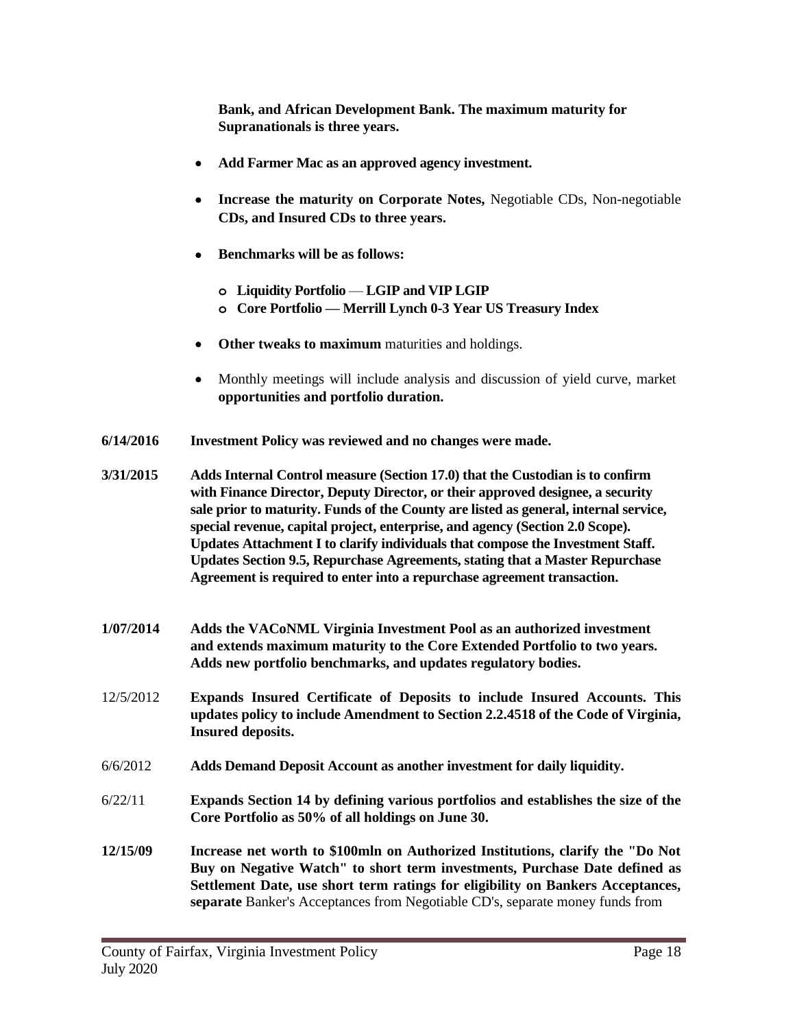**Bank, and African Development Bank. The maximum maturity for Supranationals is three years.**

- **Add Farmer Mac as an approved agency investment.**
- **Increase the maturity on Corporate Notes,** Negotiable CDs, Non-negotiable **CDs, and Insured CDs to three years.**
- **Benchmarks will be as follows:**
  - **Liquidity Portfolio** — **LGIP and VIP LGIP**
  - **Core Portfolio — Merrill Lynch 0-3 Year US Treasury Index**
- **Other tweaks to maximum** maturities and holdings.
- Monthly meetings will include analysis and discussion of yield curve, market **opportunities and portfolio duration.**

**6/14/2016** **Investment Policy was reviewed and no changes were made.**

**3/31/2015** **Adds Internal Control measure (Section 17.0) that the Custodian is to confirm with Finance Director, Deputy Director, or their approved designee, a security sale prior to maturity. Funds of the County are listed as general, internal service, special revenue, capital project, enterprise, and agency (Section 2.0 Scope). Updates Attachment I to clarify individuals that compose the Investment Staff. Updates Section 9.5, Repurchase Agreements, stating that a Master Repurchase Agreement is required to enter into a repurchase agreement transaction.**

**1/07/2014** **Adds the VACoNML Virginia Investment Pool as an authorized investment and extends maximum maturity to the Core Extended Portfolio to two years. Adds new portfolio benchmarks, and updates regulatory bodies.**

12/5/2012 **Expands Insured Certificate of Deposits to include Insured Accounts. This updates policy to include Amendment to Section 2.2.4518 of the Code of Virginia, Insured deposits.**

6/6/2012 **Adds Demand Deposit Account as another investment for daily liquidity.**

6/22/11 **Expands Section 14 by defining various portfolios and establishes the size of the Core Portfolio as 50% of all holdings on June 30.**

**12/15/09** **Increase net worth to \$100mln on Authorized Institutions, clarify the "Do Not Buy on Negative Watch" to short term investments, Purchase Date defined as Settlement Date, use short term ratings for eligibility on Bankers Acceptances, separate** Banker's Acceptances from Negotiable CD's, separate money funds from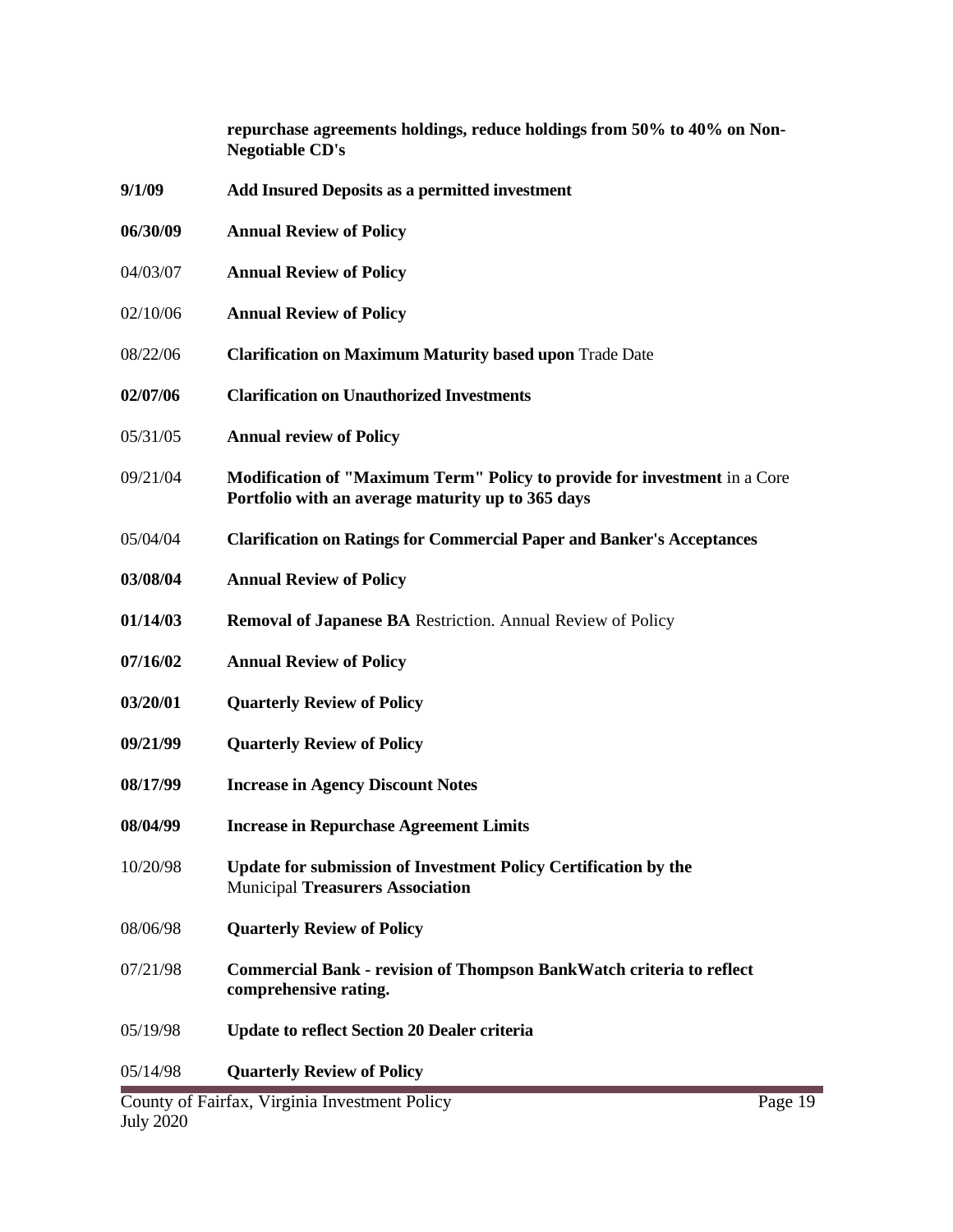| | |
|---|---|
| | **repurchase agreements holdings, reduce holdings from 50% to 40% on Non-Negotiable CD's** |
| **9/1/09** | **Add Insured Deposits as a permitted investment** |
| **06/30/09** | **Annual Review of Policy** |
| 04/03/07 | **Annual Review of Policy** |
| 02/10/06 | **Annual Review of Policy** |
| 08/22/06 | **Clarification on Maximum Maturity based upon** Trade Date |
| **02/07/06** | **Clarification on Unauthorized Investments** |
| 05/31/05 | **Annual review of Policy** |
| 09/21/04 | **Modification of "Maximum Term" Policy to provide for investment** in a Core **Portfolio with an average maturity up to 365 days** |
| 05/04/04 | **Clarification on Ratings for Commercial Paper and Banker's Acceptances** |
| **03/08/04** | **Annual Review of Policy** |
| **01/14/03** | **Removal of Japanese BA** Restriction. Annual Review of Policy |
| **07/16/02** | **Annual Review of Policy** |
| **03/20/01** | **Quarterly Review of Policy** |
| **09/21/99** | **Quarterly Review of Policy** |
| **08/17/99** | **Increase in Agency Discount Notes** |
| **08/04/99** | **Increase in Repurchase Agreement Limits** |
| 10/20/98 | **Update for submission of Investment Policy Certification by the** Municipal **Treasurers Association** |
| 08/06/98 | **Quarterly Review of Policy** |
| 07/21/98 | **Commercial Bank - revision of Thompson BankWatch criteria to reflect comprehensive rating.** |
| 05/19/98 | **Update to reflect Section 20 Dealer criteria** |
| 05/14/98 | **Quarterly Review of Policy** |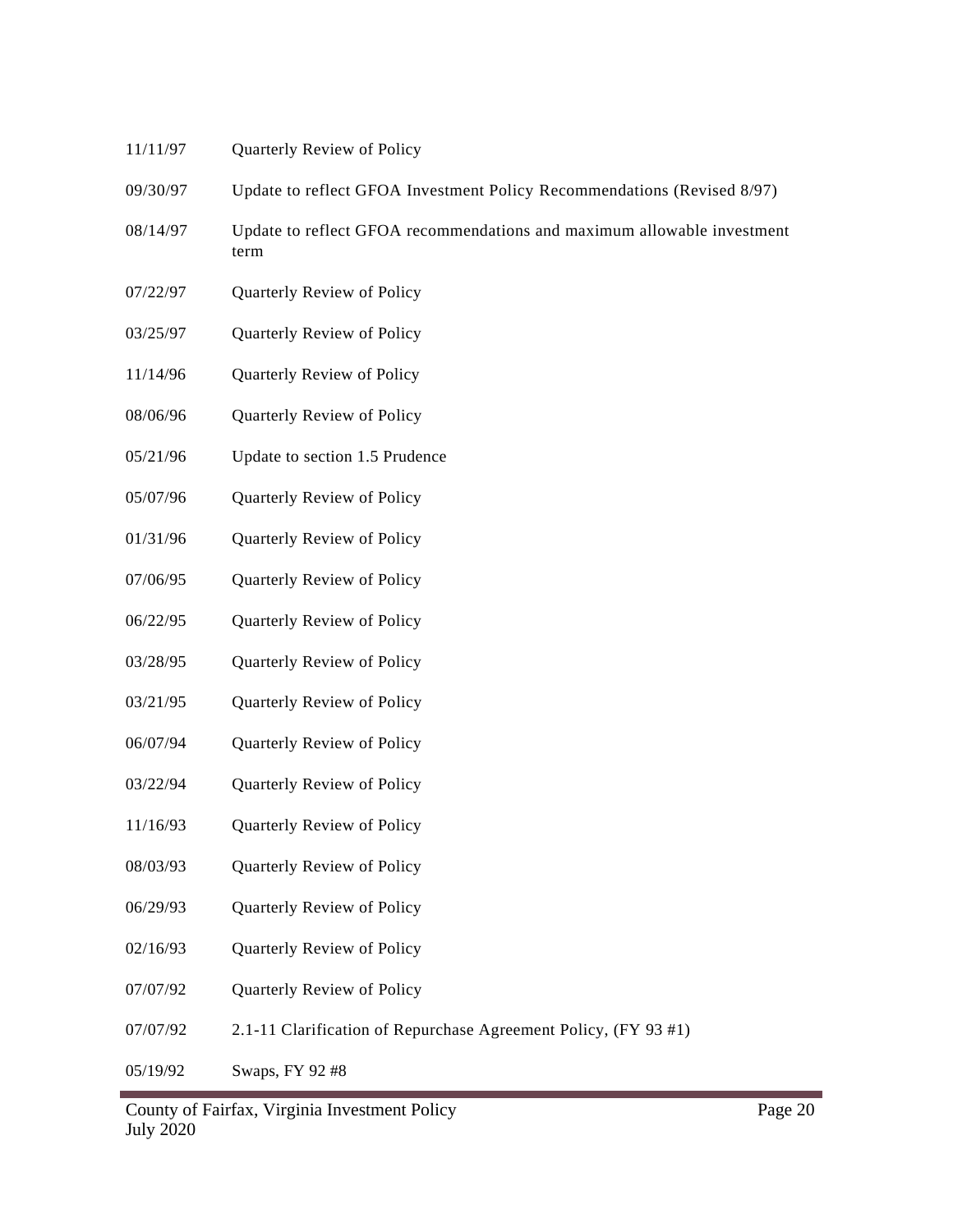| | |
|---|---|
| 11/11/97 | Quarterly Review of Policy |
| 09/30/97 | Update to reflect GFOA Investment Policy Recommendations (Revised 8/97) |
| 08/14/97 | Update to reflect GFOA recommendations and maximum allowable investment term |
| 07/22/97 | Quarterly Review of Policy |
| 03/25/97 | Quarterly Review of Policy |
| 11/14/96 | Quarterly Review of Policy |
| 08/06/96 | Quarterly Review of Policy |
| 05/21/96 | Update to section 1.5 Prudence |
| 05/07/96 | Quarterly Review of Policy |
| 01/31/96 | Quarterly Review of Policy |
| 07/06/95 | Quarterly Review of Policy |
| 06/22/95 | Quarterly Review of Policy |
| 03/28/95 | Quarterly Review of Policy |
| 03/21/95 | Quarterly Review of Policy |
| 06/07/94 | Quarterly Review of Policy |
| 03/22/94 | Quarterly Review of Policy |
| 11/16/93 | Quarterly Review of Policy |
| 08/03/93 | Quarterly Review of Policy |
| 06/29/93 | Quarterly Review of Policy |
| 02/16/93 | Quarterly Review of Policy |
| 07/07/92 | Quarterly Review of Policy |
| 07/07/92 | 2.1-11 Clarification of Repurchase Agreement Policy, (FY 93 #1) |
| 05/19/92 | Swaps, FY 92 #8 |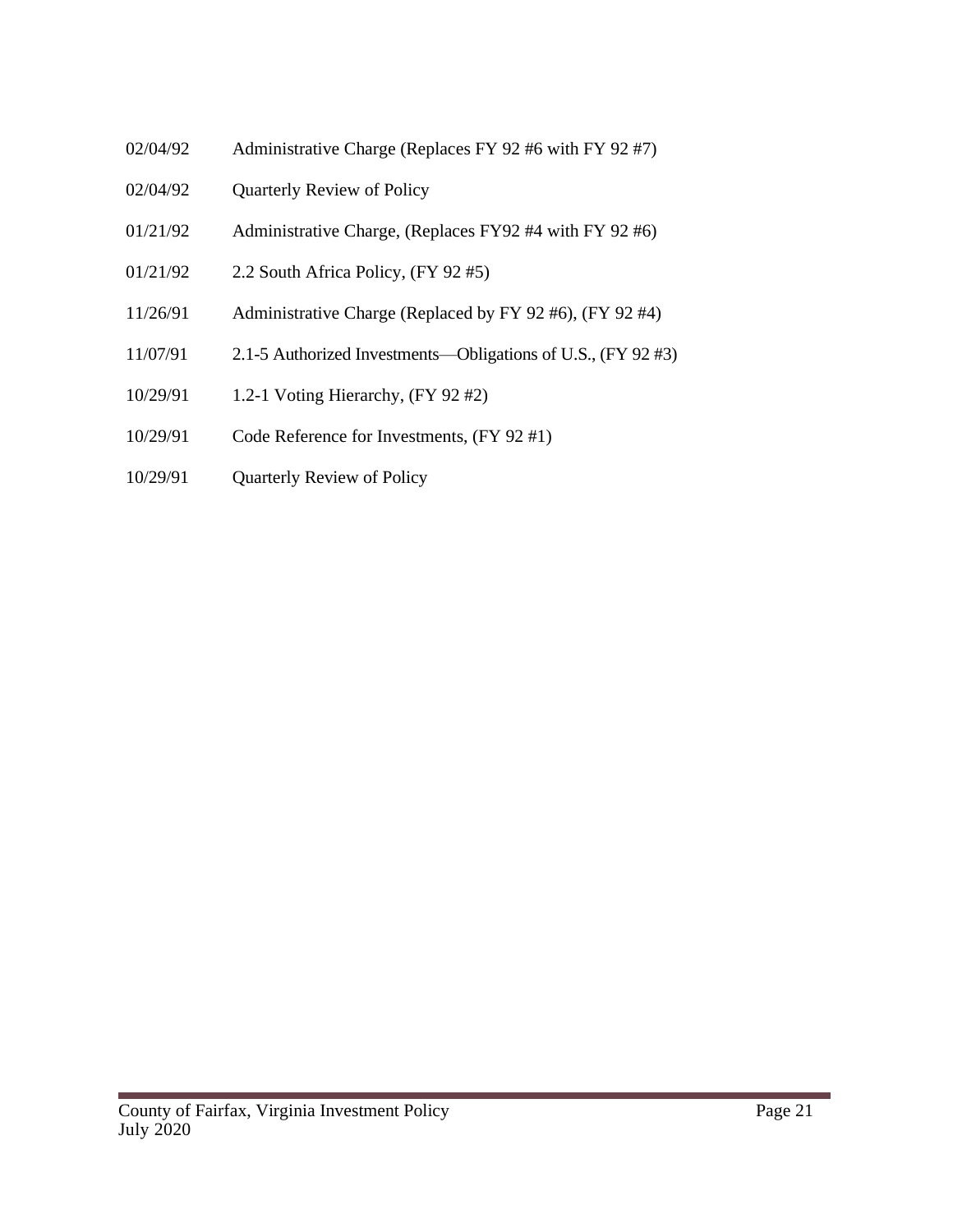| | |
|---|---|
| 02/04/92 | Administrative Charge (Replaces FY 92 #6 with FY 92 #7) |
| 02/04/92 | Quarterly Review of Policy |
| 01/21/92 | Administrative Charge, (Replaces FY92 #4 with FY 92 #6) |
| 01/21/92 | 2.2 South Africa Policy, (FY 92 #5) |
| 11/26/91 | Administrative Charge (Replaced by FY 92 #6), (FY 92 #4) |
| 11/07/91 | 2.1-5 Authorized Investments—Obligations of U.S., (FY 92 #3) |
| 10/29/91 | 1.2-1 Voting Hierarchy, (FY 92 #2) |
| 10/29/91 | Code Reference for Investments, (FY 92 #1) |
| 10/29/91 | Quarterly Review of Policy |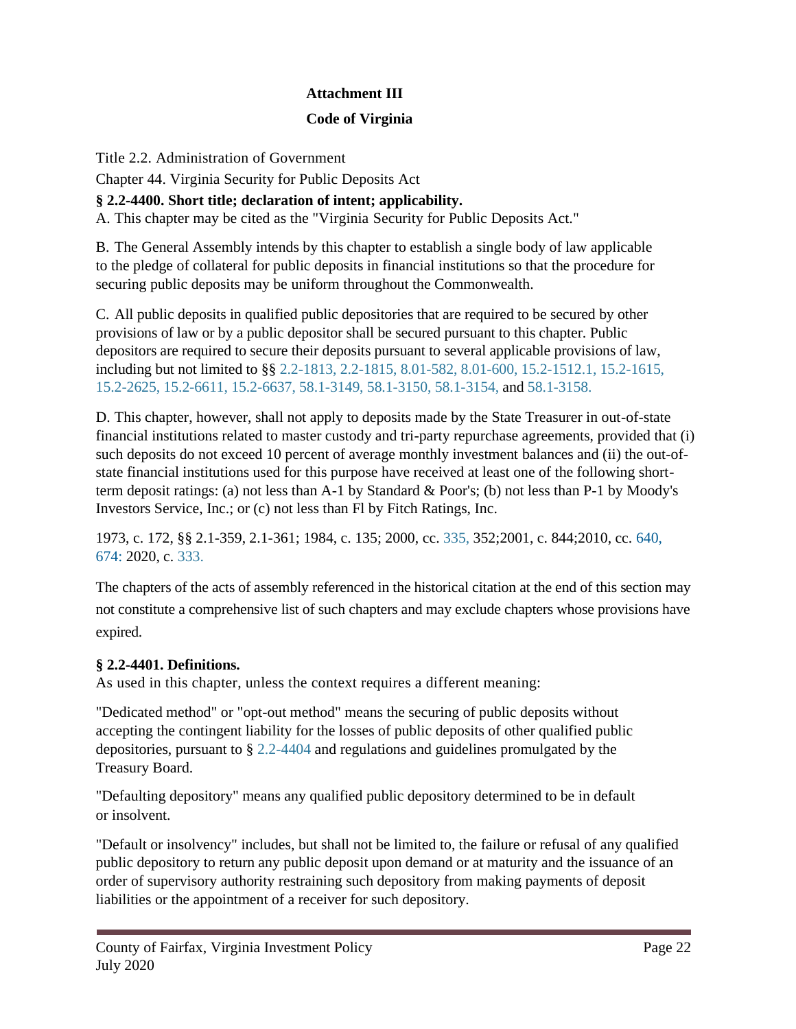**Attachment III**

**Code of Virginia**

Title 2.2. Administration of Government

Chapter 44. Virginia Security for Public Deposits Act

**§ 2.2-4400. Short title; declaration of intent; applicability.**

A. This chapter may be cited as the "Virginia Security for Public Deposits Act."

B. The General Assembly intends by this chapter to establish a single body of law applicable to the pledge of collateral for public deposits in financial institutions so that the procedure for securing public deposits may be uniform throughout the Commonwealth.

C. All public deposits in qualified public depositories that are required to be secured by other provisions of law or by a public depositor shall be secured pursuant to this chapter. Public depositors are required to secure their deposits pursuant to several applicable provisions of law, including but not limited to §§ 2.2-1813, 2.2-1815, 8.01-582, 8.01-600, 15.2-1512.1, 15.2-1615, 15.2-2625, 15.2-6611, 15.2-6637, 58.1-3149, 58.1-3150, 58.1-3154, and 58.1-3158.

D. This chapter, however, shall not apply to deposits made by the State Treasurer in out-of-state financial institutions related to master custody and tri-party repurchase agreements, provided that (i) such deposits do not exceed 10 percent of average monthly investment balances and (ii) the out-of-state financial institutions used for this purpose have received at least one of the following short-term deposit ratings: (a) not less than A-1 by Standard & Poor's; (b) not less than P-1 by Moody's Investors Service, Inc.; or (c) not less than Fl by Fitch Ratings, Inc.

1973, c. 172, §§ 2.1-359, 2.1-361; 1984, c. 135; 2000, cc. 335, 352;2001, c. 844;2010, cc. 640, 674: 2020, c. 333.

The chapters of the acts of assembly referenced in the historical citation at the end of this section may not constitute a comprehensive list of such chapters and may exclude chapters whose provisions have expired.

**§ 2.2-4401. Definitions.**

As used in this chapter, unless the context requires a different meaning:

"Dedicated method" or "opt-out method" means the securing of public deposits without accepting the contingent liability for the losses of public deposits of other qualified public depositories, pursuant to § 2.2-4404 and regulations and guidelines promulgated by the Treasury Board.

"Defaulting depository" means any qualified public depository determined to be in default or insolvent.

"Default or insolvency" includes, but shall not be limited to, the failure or refusal of any qualified public depository to return any public deposit upon demand or at maturity and the issuance of an order of supervisory authority restraining such depository from making payments of deposit liabilities or the appointment of a receiver for such depository.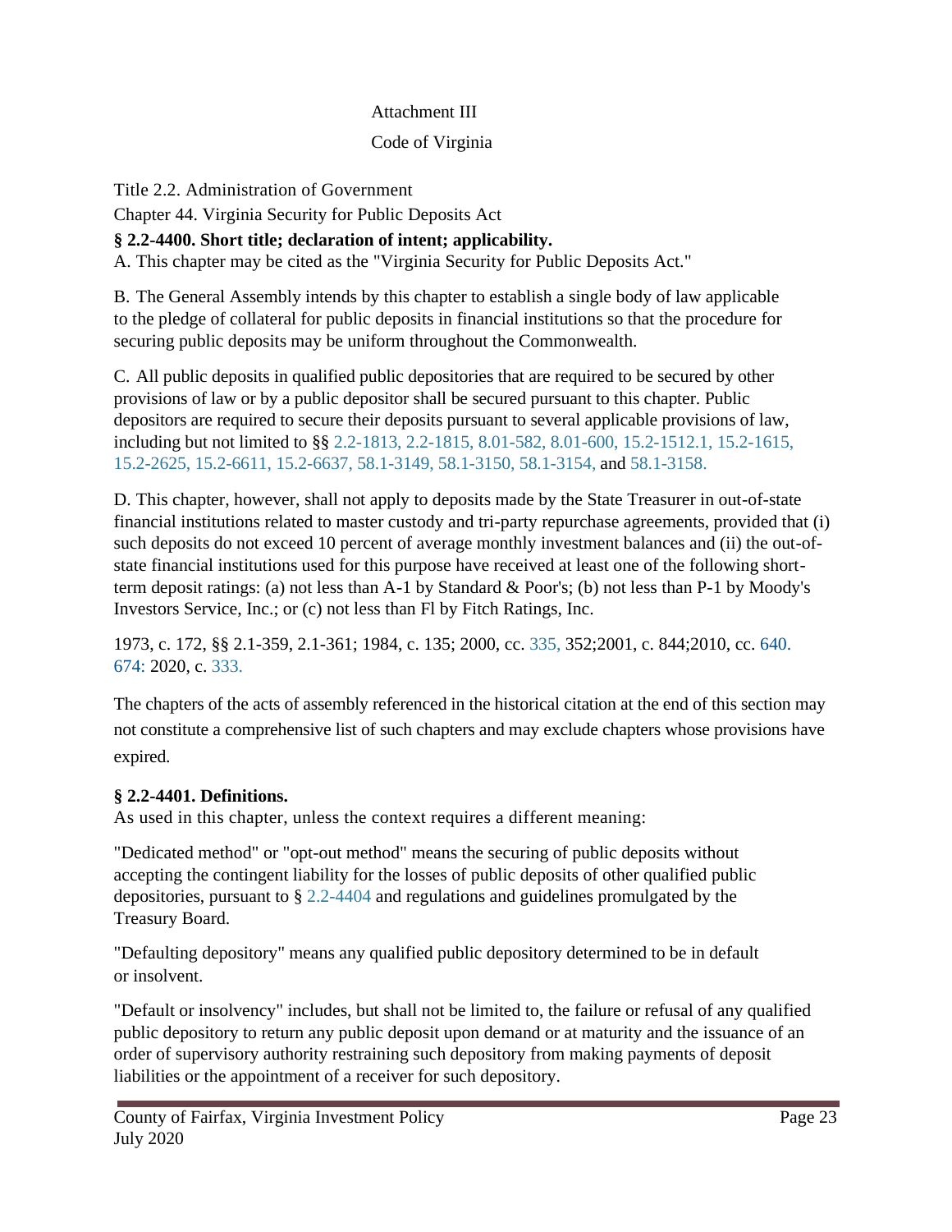Attachment III

Code of Virginia

Title 2.2. Administration of Government

Chapter 44. Virginia Security for Public Deposits Act

**§ 2.2-4400. Short title; declaration of intent; applicability.**

A. This chapter may be cited as the "Virginia Security for Public Deposits Act."

B. The General Assembly intends by this chapter to establish a single body of law applicable to the pledge of collateral for public deposits in financial institutions so that the procedure for securing public deposits may be uniform throughout the Commonwealth.

C. All public deposits in qualified public depositories that are required to be secured by other provisions of law or by a public depositor shall be secured pursuant to this chapter. Public depositors are required to secure their deposits pursuant to several applicable provisions of law, including but not limited to §§ 2.2-1813, 2.2-1815, 8.01-582, 8.01-600, 15.2-1512.1, 15.2-1615, 15.2-2625, 15.2-6611, 15.2-6637, 58.1-3149, 58.1-3150, 58.1-3154, and 58.1-3158.

D. This chapter, however, shall not apply to deposits made by the State Treasurer in out-of-state financial institutions related to master custody and tri-party repurchase agreements, provided that (i) such deposits do not exceed 10 percent of average monthly investment balances and (ii) the out-of-state financial institutions used for this purpose have received at least one of the following short-term deposit ratings: (a) not less than A-1 by Standard & Poor's; (b) not less than P-1 by Moody's Investors Service, Inc.; or (c) not less than Fl by Fitch Ratings, Inc.

1973, c. 172, §§ 2.1-359, 2.1-361; 1984, c. 135; 2000, cc. 335, 352;2001, c. 844;2010, cc. 640. 674: 2020, c. 333.

The chapters of the acts of assembly referenced in the historical citation at the end of this section may not constitute a comprehensive list of such chapters and may exclude chapters whose provisions have expired.

**§ 2.2-4401. Definitions.**

As used in this chapter, unless the context requires a different meaning:

"Dedicated method" or "opt-out method" means the securing of public deposits without accepting the contingent liability for the losses of public deposits of other qualified public depositories, pursuant to § 2.2-4404 and regulations and guidelines promulgated by the Treasury Board.

"Defaulting depository" means any qualified public depository determined to be in default or insolvent.

"Default or insolvency" includes, but shall not be limited to, the failure or refusal of any qualified public depository to return any public deposit upon demand or at maturity and the issuance of an order of supervisory authority restraining such depository from making payments of deposit liabilities or the appointment of a receiver for such depository.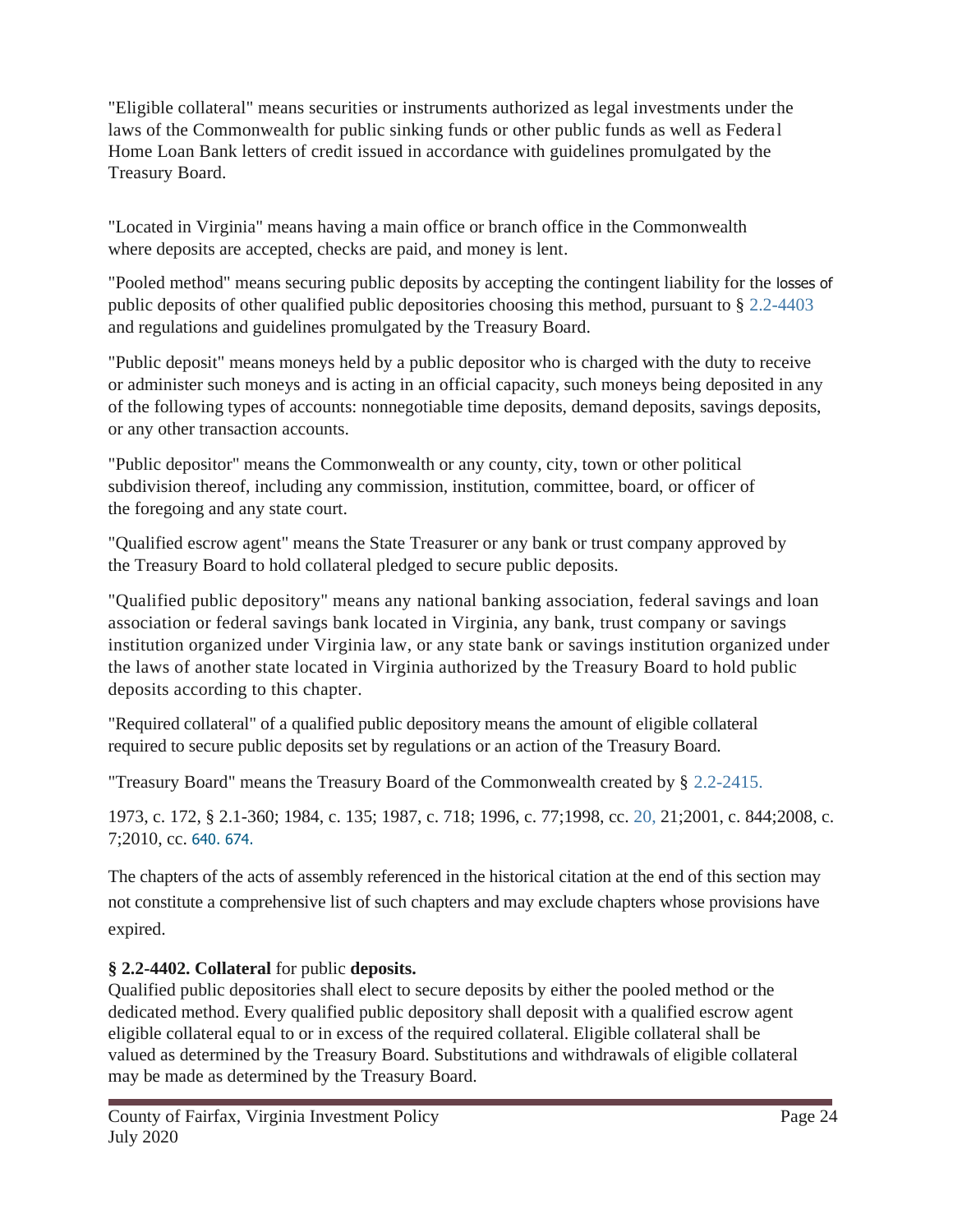"Eligible collateral" means securities or instruments authorized as legal investments under the laws of the Commonwealth for public sinking funds or other public funds as well as Federal Home Loan Bank letters of credit issued in accordance with guidelines promulgated by the Treasury Board.

"Located in Virginia" means having a main office or branch office in the Commonwealth where deposits are accepted, checks are paid, and money is lent.

"Pooled method" means securing public deposits by accepting the contingent liability for the losses of public deposits of other qualified public depositories choosing this method, pursuant to § 2.2-4403 and regulations and guidelines promulgated by the Treasury Board.

"Public deposit" means moneys held by a public depositor who is charged with the duty to receive or administer such moneys and is acting in an official capacity, such moneys being deposited in any of the following types of accounts: nonnegotiable time deposits, demand deposits, savings deposits, or any other transaction accounts.

"Public depositor" means the Commonwealth or any county, city, town or other political subdivision thereof, including any commission, institution, committee, board, or officer of the foregoing and any state court.

"Qualified escrow agent" means the State Treasurer or any bank or trust company approved by the Treasury Board to hold collateral pledged to secure public deposits.

"Qualified public depository" means any national banking association, federal savings and loan association or federal savings bank located in Virginia, any bank, trust company or savings institution organized under Virginia law, or any state bank or savings institution organized under the laws of another state located in Virginia authorized by the Treasury Board to hold public deposits according to this chapter.

"Required collateral" of a qualified public depository means the amount of eligible collateral required to secure public deposits set by regulations or an action of the Treasury Board.

"Treasury Board" means the Treasury Board of the Commonwealth created by § 2.2-2415.

1973, c. 172, § 2.1-360; 1984, c. 135; 1987, c. 718; 1996, c. 77;1998, cc. 20, 21;2001, c. 844;2008, c. 7;2010, cc. 640. 674.

The chapters of the acts of assembly referenced in the historical citation at the end of this section may not constitute a comprehensive list of such chapters and may exclude chapters whose provisions have expired.

**§ 2.2-4402. Collateral** for public **deposits.**

Qualified public depositories shall elect to secure deposits by either the pooled method or the dedicated method. Every qualified public depository shall deposit with a qualified escrow agent eligible collateral equal to or in excess of the required collateral. Eligible collateral shall be valued as determined by the Treasury Board. Substitutions and withdrawals of eligible collateral may be made as determined by the Treasury Board.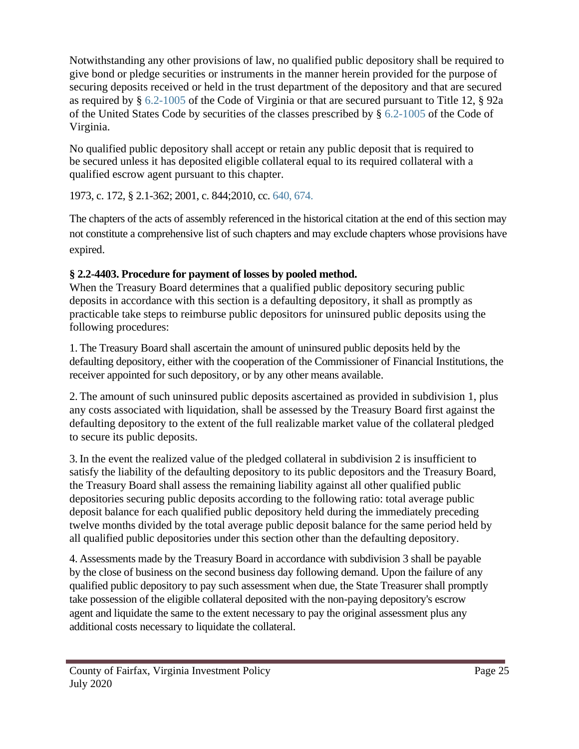Notwithstanding any other provisions of law, no qualified public depository shall be required to give bond or pledge securities or instruments in the manner herein provided for the purpose of securing deposits received or held in the trust department of the depository and that are secured as required by § 6.2-1005 of the Code of Virginia or that are secured pursuant to Title 12, § 92a of the United States Code by securities of the classes prescribed by § 6.2-1005 of the Code of Virginia.

No qualified public depository shall accept or retain any public deposit that is required to be secured unless it has deposited eligible collateral equal to its required collateral with a qualified escrow agent pursuant to this chapter.

1973, c. 172, § 2.1-362; 2001, c. 844;2010, cc. 640, 674.

The chapters of the acts of assembly referenced in the historical citation at the end of this section may not constitute a comprehensive list of such chapters and may exclude chapters whose provisions have expired.

**§ 2.2-4403. Procedure for payment of losses by pooled method.**

When the Treasury Board determines that a qualified public depository securing public deposits in accordance with this section is a defaulting depository, it shall as promptly as practicable take steps to reimburse public depositors for uninsured public deposits using the following procedures:

1. The Treasury Board shall ascertain the amount of uninsured public deposits held by the defaulting depository, either with the cooperation of the Commissioner of Financial Institutions, the receiver appointed for such depository, or by any other means available.

2. The amount of such uninsured public deposits ascertained as provided in subdivision 1, plus any costs associated with liquidation, shall be assessed by the Treasury Board first against the defaulting depository to the extent of the full realizable market value of the collateral pledged to secure its public deposits.

3. In the event the realized value of the pledged collateral in subdivision 2 is insufficient to satisfy the liability of the defaulting depository to its public depositors and the Treasury Board, the Treasury Board shall assess the remaining liability against all other qualified public depositories securing public deposits according to the following ratio: total average public deposit balance for each qualified public depository held during the immediately preceding twelve months divided by the total average public deposit balance for the same period held by all qualified public depositories under this section other than the defaulting depository.

4. Assessments made by the Treasury Board in accordance with subdivision 3 shall be payable by the close of business on the second business day following demand. Upon the failure of any qualified public depository to pay such assessment when due, the State Treasurer shall promptly take possession of the eligible collateral deposited with the non-paying depository's escrow agent and liquidate the same to the extent necessary to pay the original assessment plus any additional costs necessary to liquidate the collateral.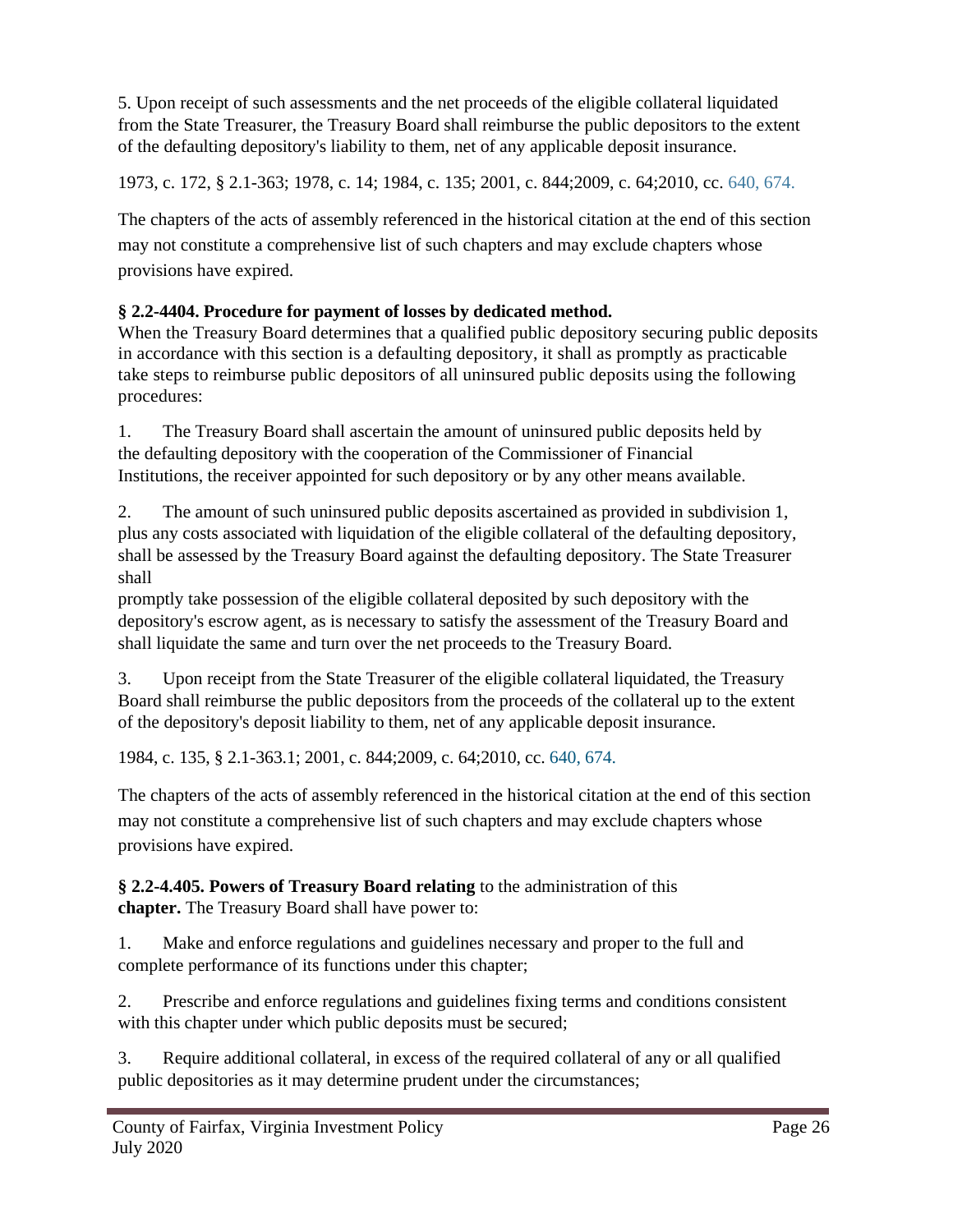5. Upon receipt of such assessments and the net proceeds of the eligible collateral liquidated from the State Treasurer, the Treasury Board shall reimburse the public depositors to the extent of the defaulting depository's liability to them, net of any applicable deposit insurance.

1973, c. 172, § 2.1-363; 1978, c. 14; 1984, c. 135; 2001, c. 844;2009, c. 64;2010, cc. 640, 674.

The chapters of the acts of assembly referenced in the historical citation at the end of this section may not constitute a comprehensive list of such chapters and may exclude chapters whose provisions have expired.

**§ 2.2-4404. Procedure for payment of losses by dedicated method.**
When the Treasury Board determines that a qualified public depository securing public deposits in accordance with this section is a defaulting depository, it shall as promptly as practicable take steps to reimburse public depositors of all uninsured public deposits using the following procedures:

1. The Treasury Board shall ascertain the amount of uninsured public deposits held by the defaulting depository with the cooperation of the Commissioner of Financial Institutions, the receiver appointed for such depository or by any other means available.

2. The amount of such uninsured public deposits ascertained as provided in subdivision 1, plus any costs associated with liquidation of the eligible collateral of the defaulting depository, shall be assessed by the Treasury Board against the defaulting depository. The State Treasurer shall promptly take possession of the eligible collateral deposited by such depository with the depository's escrow agent, as is necessary to satisfy the assessment of the Treasury Board and shall liquidate the same and turn over the net proceeds to the Treasury Board.

3. Upon receipt from the State Treasurer of the eligible collateral liquidated, the Treasury Board shall reimburse the public depositors from the proceeds of the collateral up to the extent of the depository's deposit liability to them, net of any applicable deposit insurance.

1984, c. 135, § 2.1-363.1; 2001, c. 844;2009, c. 64;2010, cc. 640, 674.

The chapters of the acts of assembly referenced in the historical citation at the end of this section may not constitute a comprehensive list of such chapters and may exclude chapters whose provisions have expired.

**§ 2.2-4.405. Powers of Treasury Board relating** to the administration of this **chapter.** The Treasury Board shall have power to:

1. Make and enforce regulations and guidelines necessary and proper to the full and complete performance of its functions under this chapter;

2. Prescribe and enforce regulations and guidelines fixing terms and conditions consistent with this chapter under which public deposits must be secured;

3. Require additional collateral, in excess of the required collateral of any or all qualified public depositories as it may determine prudent under the circumstances;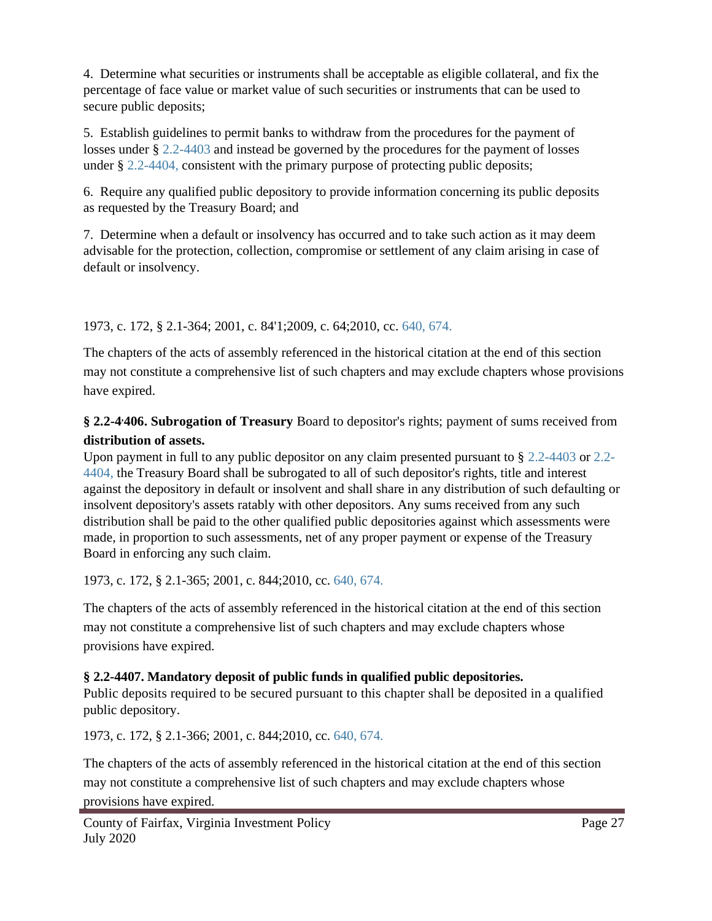4. Determine what securities or instruments shall be acceptable as eligible collateral, and fix the percentage of face value or market value of such securities or instruments that can be used to secure public deposits;

5. Establish guidelines to permit banks to withdraw from the procedures for the payment of losses under § 2.2-4403 and instead be governed by the procedures for the payment of losses under § 2.2-4404, consistent with the primary purpose of protecting public deposits;

6. Require any qualified public depository to provide information concerning its public deposits as requested by the Treasury Board; and

7. Determine when a default or insolvency has occurred and to take such action as it may deem advisable for the protection, collection, compromise or settlement of any claim arising in case of default or insolvency.

1973, c. 172, § 2.1-364; 2001, c. 84'1;2009, c. 64;2010, cc. 640, 674.

The chapters of the acts of assembly referenced in the historical citation at the end of this section may not constitute a comprehensive list of such chapters and may exclude chapters whose provisions have expired.

**§ 2.2-4'406. Subrogation of Treasury** Board to depositor's rights; payment of sums received from **distribution of assets.**

Upon payment in full to any public depositor on any claim presented pursuant to § 2.2-4403 or 2.2-4404, the Treasury Board shall be subrogated to all of such depositor's rights, title and interest against the depository in default or insolvent and shall share in any distribution of such defaulting or insolvent depository's assets ratably with other depositors. Any sums received from any such distribution shall be paid to the other qualified public depositories against which assessments were made, in proportion to such assessments, net of any proper payment or expense of the Treasury Board in enforcing any such claim.

1973, c. 172, § 2.1-365; 2001, c. 844;2010, cc. 640, 674.

The chapters of the acts of assembly referenced in the historical citation at the end of this section may not constitute a comprehensive list of such chapters and may exclude chapters whose provisions have expired.

**§ 2.2-4407. Mandatory deposit of public funds in qualified public depositories.**

Public deposits required to be secured pursuant to this chapter shall be deposited in a qualified public depository.

1973, c. 172, § 2.1-366; 2001, c. 844;2010, cc. 640, 674.

The chapters of the acts of assembly referenced in the historical citation at the end of this section may not constitute a comprehensive list of such chapters and may exclude chapters whose provisions have expired.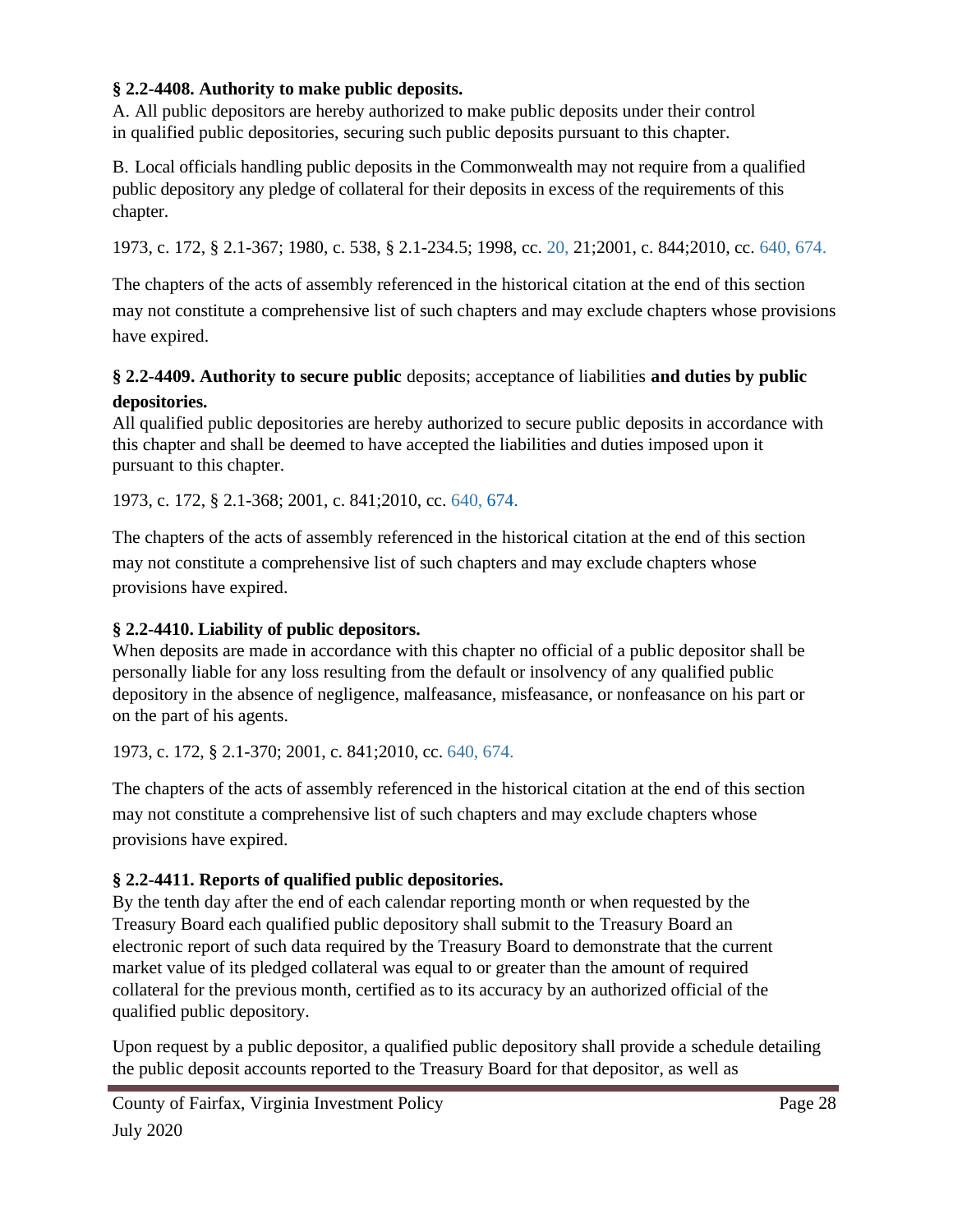**§ 2.2-4408. Authority to make public deposits.**
A. All public depositors are hereby authorized to make public deposits under their control in qualified public depositories, securing such public deposits pursuant to this chapter.

B. Local officials handling public deposits in the Commonwealth may not require from a qualified public depository any pledge of collateral for their deposits in excess of the requirements of this chapter.

1973, c. 172, § 2.1-367; 1980, c. 538, § 2.1-234.5; 1998, cc. 20, 21;2001, c. 844;2010, cc. 640, 674.

The chapters of the acts of assembly referenced in the historical citation at the end of this section may not constitute a comprehensive list of such chapters and may exclude chapters whose provisions have expired.

**§ 2.2-4409. Authority to secure public** deposits; acceptance of liabilities **and duties by public depositories.**
All qualified public depositories are hereby authorized to secure public deposits in accordance with this chapter and shall be deemed to have accepted the liabilities and duties imposed upon it pursuant to this chapter.

1973, c. 172, § 2.1-368; 2001, c. 841;2010, cc. 640, 674.

The chapters of the acts of assembly referenced in the historical citation at the end of this section may not constitute a comprehensive list of such chapters and may exclude chapters whose provisions have expired.

**§ 2.2-4410. Liability of public depositors.**
When deposits are made in accordance with this chapter no official of a public depositor shall be personally liable for any loss resulting from the default or insolvency of any qualified public depository in the absence of negligence, malfeasance, misfeasance, or nonfeasance on his part or on the part of his agents.

1973, c. 172, § 2.1-370; 2001, c. 841;2010, cc. 640, 674.

The chapters of the acts of assembly referenced in the historical citation at the end of this section may not constitute a comprehensive list of such chapters and may exclude chapters whose provisions have expired.

**§ 2.2-4411. Reports of qualified public depositories.**
By the tenth day after the end of each calendar reporting month or when requested by the Treasury Board each qualified public depository shall submit to the Treasury Board an electronic report of such data required by the Treasury Board to demonstrate that the current market value of its pledged collateral was equal to or greater than the amount of required collateral for the previous month, certified as to its accuracy by an authorized official of the qualified public depository.

Upon request by a public depositor, a qualified public depository shall provide a schedule detailing the public deposit accounts reported to the Treasury Board for that depositor, as well as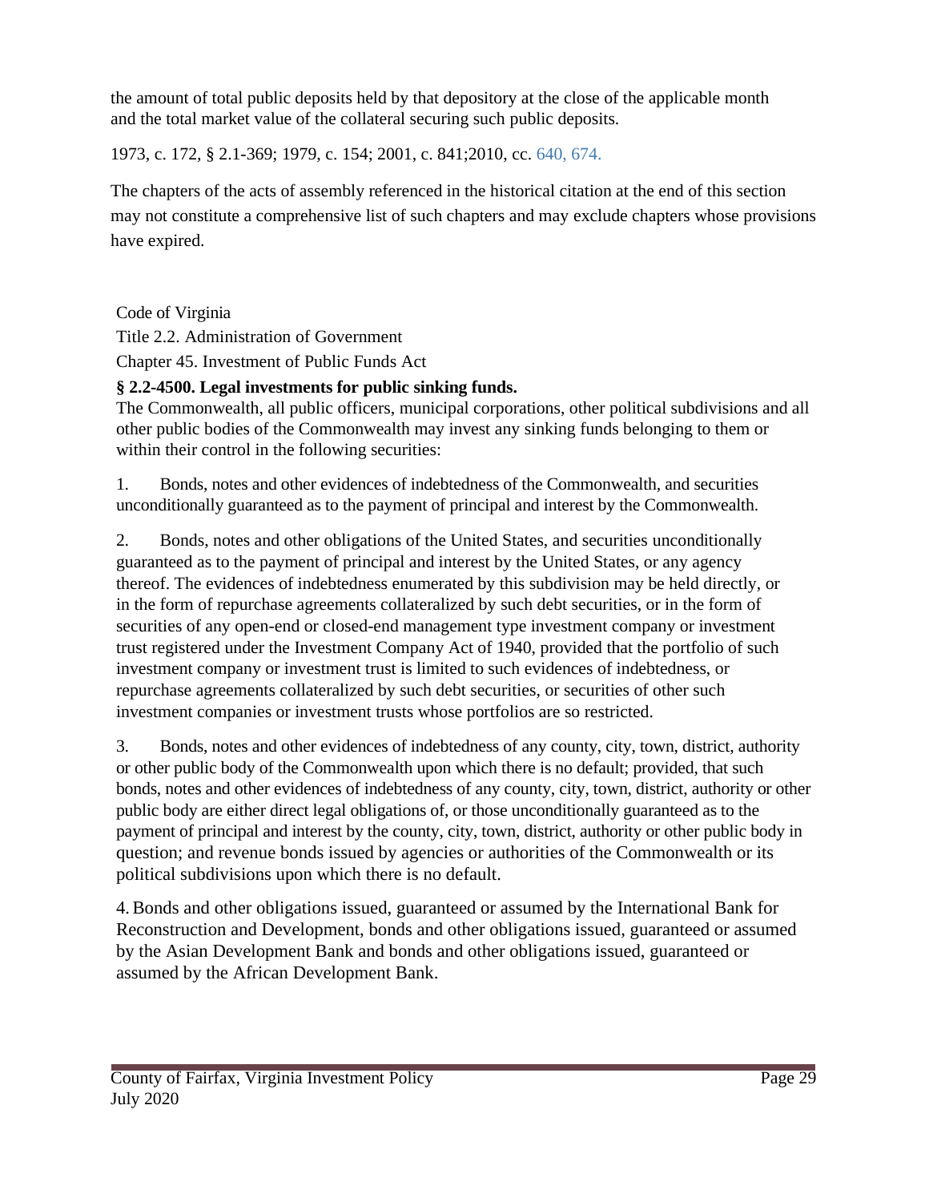the amount of total public deposits held by that depository at the close of the applicable month and the total market value of the collateral securing such public deposits.

1973, c. 172, § 2.1-369; 1979, c. 154; 2001, c. 841;2010, cc. 640, 674.

The chapters of the acts of assembly referenced in the historical citation at the end of this section may not constitute a comprehensive list of such chapters and may exclude chapters whose provisions have expired.

Code of Virginia

Title 2.2. Administration of Government

Chapter 45. Investment of Public Funds Act

**§ 2.2-4500. Legal investments for public sinking funds.**

The Commonwealth, all public officers, municipal corporations, other political subdivisions and all other public bodies of the Commonwealth may invest any sinking funds belonging to them or within their control in the following securities:

1. Bonds, notes and other evidences of indebtedness of the Commonwealth, and securities unconditionally guaranteed as to the payment of principal and interest by the Commonwealth.

2. Bonds, notes and other obligations of the United States, and securities unconditionally guaranteed as to the payment of principal and interest by the United States, or any agency thereof. The evidences of indebtedness enumerated by this subdivision may be held directly, or in the form of repurchase agreements collateralized by such debt securities, or in the form of securities of any open-end or closed-end management type investment company or investment trust registered under the Investment Company Act of 1940, provided that the portfolio of such investment company or investment trust is limited to such evidences of indebtedness, or repurchase agreements collateralized by such debt securities, or securities of other such investment companies or investment trusts whose portfolios are so restricted.

3. Bonds, notes and other evidences of indebtedness of any county, city, town, district, authority or other public body of the Commonwealth upon which there is no default; provided, that such bonds, notes and other evidences of indebtedness of any county, city, town, district, authority or other public body are either direct legal obligations of, or those unconditionally guaranteed as to the payment of principal and interest by the county, city, town, district, authority or other public body in question; and revenue bonds issued by agencies or authorities of the Commonwealth or its political subdivisions upon which there is no default.

4. Bonds and other obligations issued, guaranteed or assumed by the International Bank for Reconstruction and Development, bonds and other obligations issued, guaranteed or assumed by the Asian Development Bank and bonds and other obligations issued, guaranteed or assumed by the African Development Bank.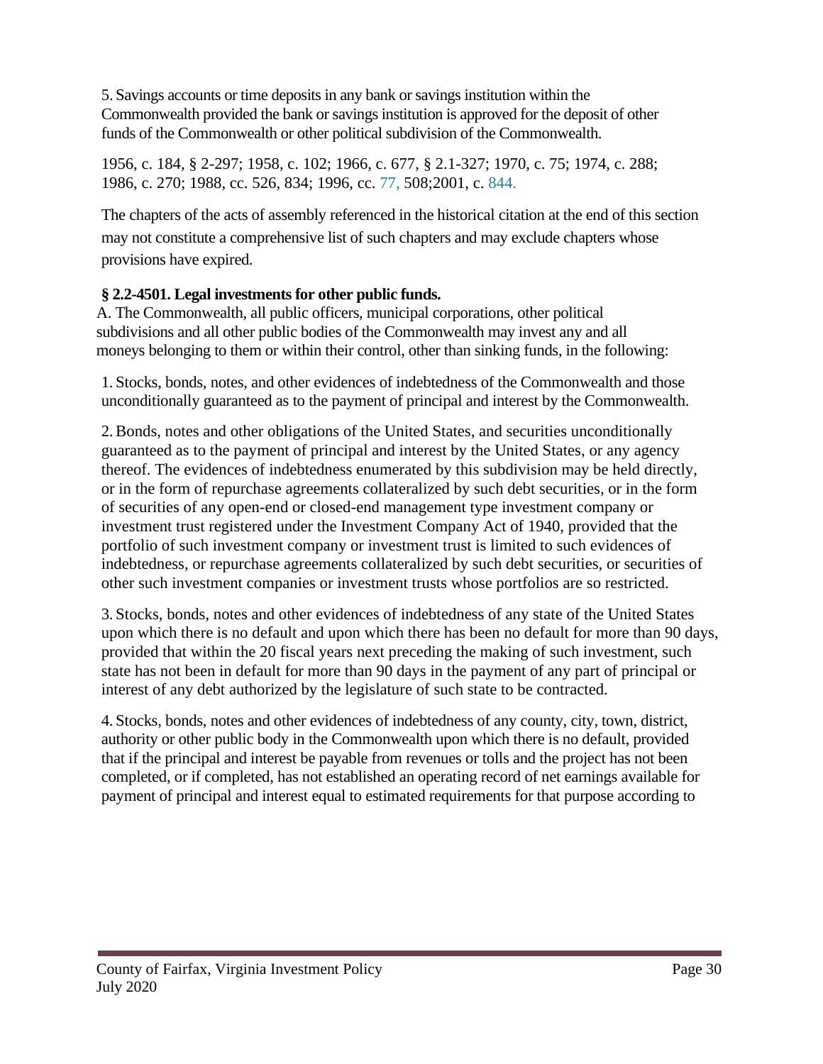5. Savings accounts or time deposits in any bank or savings institution within the Commonwealth provided the bank or savings institution is approved for the deposit of other funds of the Commonwealth or other political subdivision of the Commonwealth.

1956, c. 184, § 2-297; 1958, c. 102; 1966, c. 677, § 2.1-327; 1970, c. 75; 1974, c. 288; 1986, c. 270; 1988, cc. 526, 834; 1996, cc. 77, 508;2001, c. 844.

The chapters of the acts of assembly referenced in the historical citation at the end of this section may not constitute a comprehensive list of such chapters and may exclude chapters whose provisions have expired.

**§ 2.2-4501. Legal investments for other public funds.**

A. The Commonwealth, all public officers, municipal corporations, other political subdivisions and all other public bodies of the Commonwealth may invest any and all moneys belonging to them or within their control, other than sinking funds, in the following:

1. Stocks, bonds, notes, and other evidences of indebtedness of the Commonwealth and those unconditionally guaranteed as to the payment of principal and interest by the Commonwealth.

2. Bonds, notes and other obligations of the United States, and securities unconditionally guaranteed as to the payment of principal and interest by the United States, or any agency thereof. The evidences of indebtedness enumerated by this subdivision may be held directly, or in the form of repurchase agreements collateralized by such debt securities, or in the form of securities of any open-end or closed-end management type investment company or investment trust registered under the Investment Company Act of 1940, provided that the portfolio of such investment company or investment trust is limited to such evidences of indebtedness, or repurchase agreements collateralized by such debt securities, or securities of other such investment companies or investment trusts whose portfolios are so restricted.

3. Stocks, bonds, notes and other evidences of indebtedness of any state of the United States upon which there is no default and upon which there has been no default for more than 90 days, provided that within the 20 fiscal years next preceding the making of such investment, such state has not been in default for more than 90 days in the payment of any part of principal or interest of any debt authorized by the legislature of such state to be contracted.

4. Stocks, bonds, notes and other evidences of indebtedness of any county, city, town, district, authority or other public body in the Commonwealth upon which there is no default, provided that if the principal and interest be payable from revenues or tolls and the project has not been completed, or if completed, has not established an operating record of net earnings available for payment of principal and interest equal to estimated requirements for that purpose according to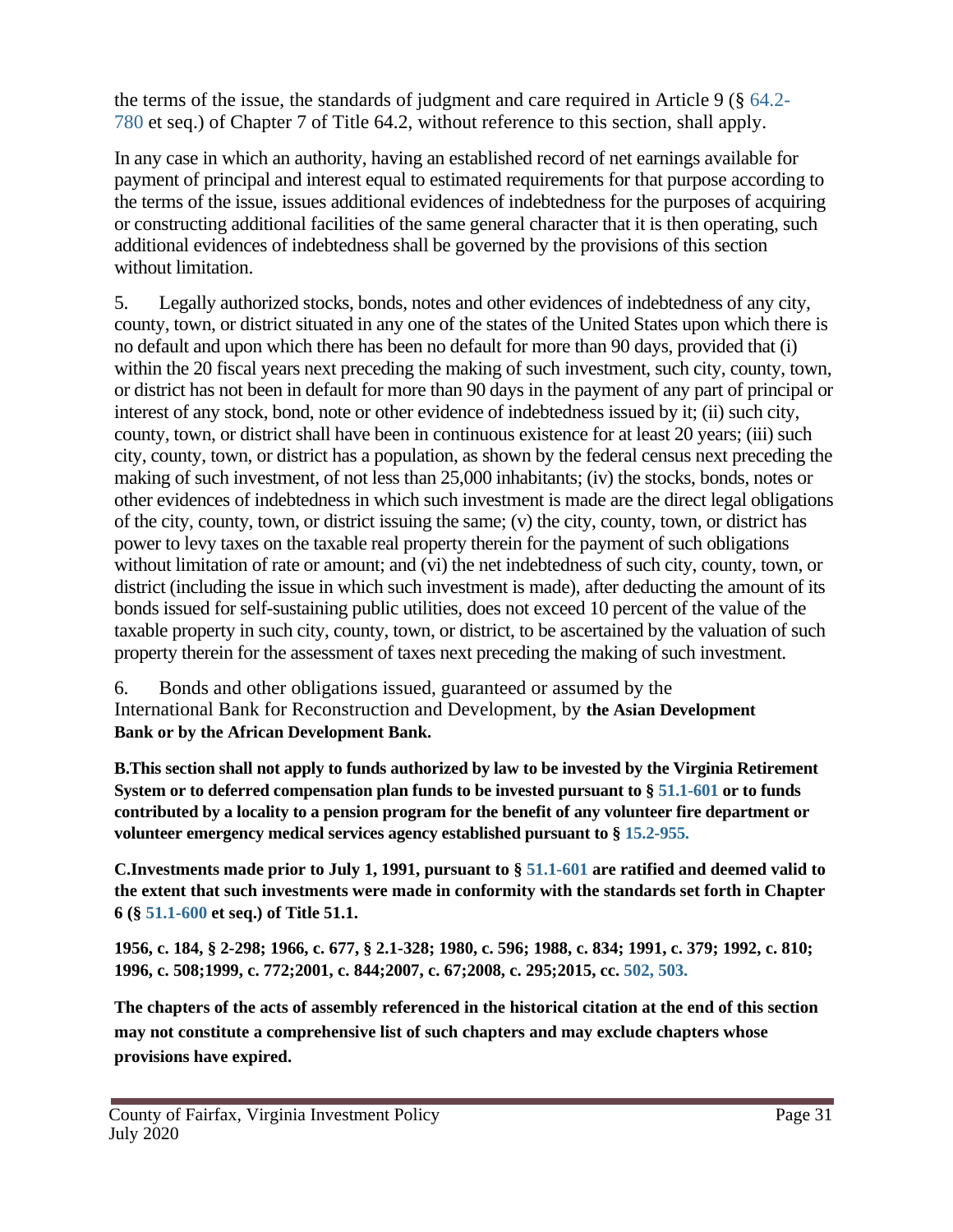the terms of the issue, the standards of judgment and care required in Article 9 (§ 64.2-780 et seq.) of Chapter 7 of Title 64.2, without reference to this section, shall apply.

In any case in which an authority, having an established record of net earnings available for payment of principal and interest equal to estimated requirements for that purpose according to the terms of the issue, issues additional evidences of indebtedness for the purposes of acquiring or constructing additional facilities of the same general character that it is then operating, such additional evidences of indebtedness shall be governed by the provisions of this section without limitation.

5. Legally authorized stocks, bonds, notes and other evidences of indebtedness of any city, county, town, or district situated in any one of the states of the United States upon which there is no default and upon which there has been no default for more than 90 days, provided that (i) within the 20 fiscal years next preceding the making of such investment, such city, county, town, or district has not been in default for more than 90 days in the payment of any part of principal or interest of any stock, bond, note or other evidence of indebtedness issued by it; (ii) such city, county, town, or district shall have been in continuous existence for at least 20 years; (iii) such city, county, town, or district has a population, as shown by the federal census next preceding the making of such investment, of not less than 25,000 inhabitants; (iv) the stocks, bonds, notes or other evidences of indebtedness in which such investment is made are the direct legal obligations of the city, county, town, or district issuing the same; (v) the city, county, town, or district has power to levy taxes on the taxable real property therein for the payment of such obligations without limitation of rate or amount; and (vi) the net indebtedness of such city, county, town, or district (including the issue in which such investment is made), after deducting the amount of its bonds issued for self-sustaining public utilities, does not exceed 10 percent of the value of the taxable property in such city, county, town, or district, to be ascertained by the valuation of such property therein for the assessment of taxes next preceding the making of such investment.

6. Bonds and other obligations issued, guaranteed or assumed by the International Bank for Reconstruction and Development, by **the Asian Development Bank or by the African Development Bank.**

**B.This section shall not apply to funds authorized by law to be invested by the Virginia Retirement System or to deferred compensation plan funds to be invested pursuant to § 51.1-601 or to funds contributed by a locality to a pension program for the benefit of any volunteer fire department or volunteer emergency medical services agency established pursuant to § 15.2-955.**

**C.Investments made prior to July 1, 1991, pursuant to § 51.1-601 are ratified and deemed valid to the extent that such investments were made in conformity with the standards set forth in Chapter 6 (§ 51.1-600 et seq.) of Title 51.1.**

**1956, c. 184, § 2-298; 1966, c. 677, § 2.1-328; 1980, c. 596; 1988, c. 834; 1991, c. 379; 1992, c. 810; 1996, c. 508;1999, c. 772;2001, c. 844;2007, c. 67;2008, c. 295;2015, cc. 502, 503.**

**The chapters of the acts of assembly referenced in the historical citation at the end of this section may not constitute a comprehensive list of such chapters and may exclude chapters whose provisions have expired.**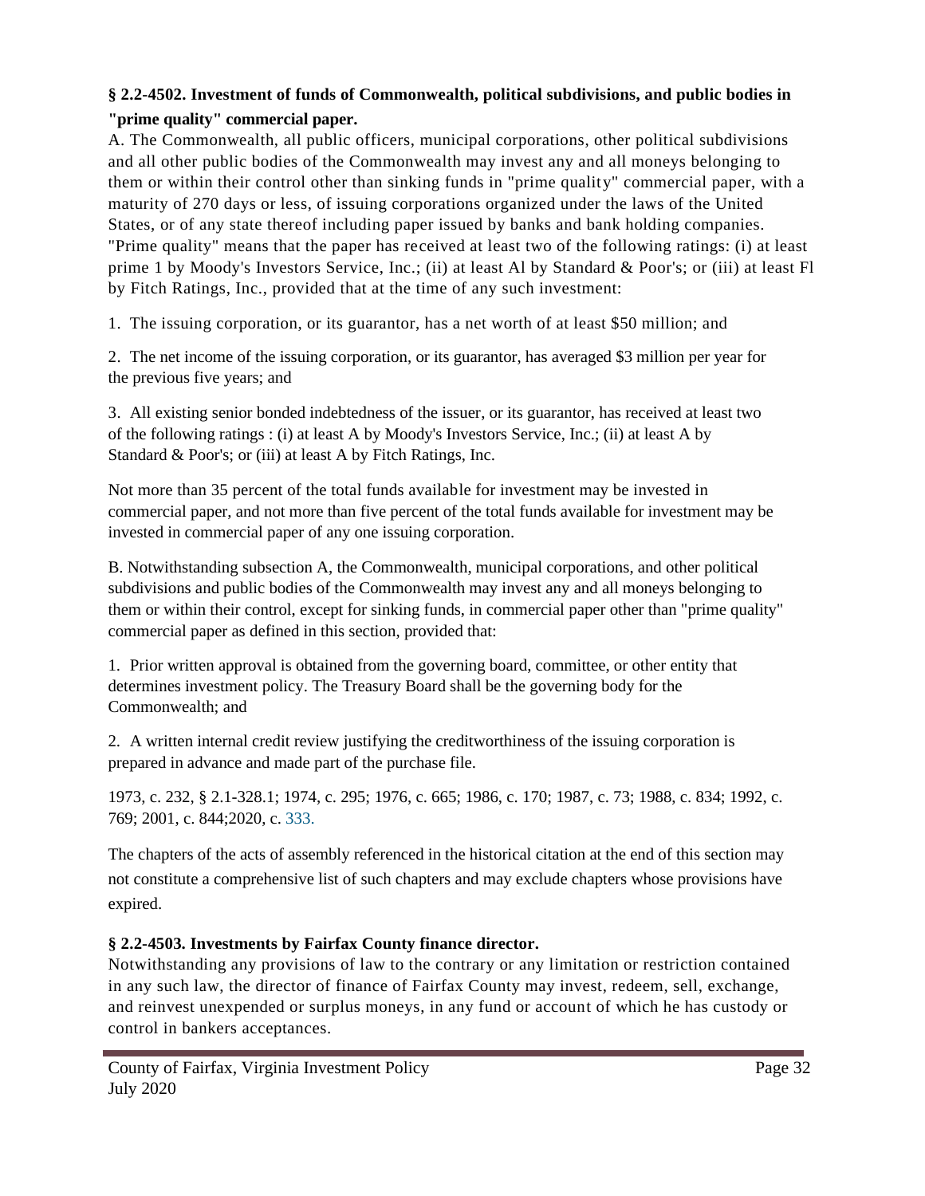**§ 2.2-4502. Investment of funds of Commonwealth, political subdivisions, and public bodies in "prime quality" commercial paper.**

A. The Commonwealth, all public officers, municipal corporations, other political subdivisions and all other public bodies of the Commonwealth may invest any and all moneys belonging to them or within their control other than sinking funds in "prime quality" commercial paper, with a maturity of 270 days or less, of issuing corporations organized under the laws of the United States, or of any state thereof including paper issued by banks and bank holding companies. "Prime quality" means that the paper has received at least two of the following ratings: (i) at least prime 1 by Moody's Investors Service, Inc.; (ii) at least Al by Standard & Poor's; or (iii) at least Fl by Fitch Ratings, Inc., provided that at the time of any such investment:

1. The issuing corporation, or its guarantor, has a net worth of at least $50 million; and

2. The net income of the issuing corporation, or its guarantor, has averaged $3 million per year for the previous five years; and

3. All existing senior bonded indebtedness of the issuer, or its guarantor, has received at least two of the following ratings : (i) at least A by Moody's Investors Service, Inc.; (ii) at least A by Standard & Poor's; or (iii) at least A by Fitch Ratings, Inc.

Not more than 35 percent of the total funds available for investment may be invested in commercial paper, and not more than five percent of the total funds available for investment may be invested in commercial paper of any one issuing corporation.

B. Notwithstanding subsection A, the Commonwealth, municipal corporations, and other political subdivisions and public bodies of the Commonwealth may invest any and all moneys belonging to them or within their control, except for sinking funds, in commercial paper other than "prime quality" commercial paper as defined in this section, provided that:

1. Prior written approval is obtained from the governing board, committee, or other entity that determines investment policy. The Treasury Board shall be the governing body for the Commonwealth; and

2. A written internal credit review justifying the creditworthiness of the issuing corporation is prepared in advance and made part of the purchase file.

1973, c. 232, § 2.1-328.1; 1974, c. 295; 1976, c. 665; 1986, c. 170; 1987, c. 73; 1988, c. 834; 1992, c. 769; 2001, c. 844;2020, c. 333.

The chapters of the acts of assembly referenced in the historical citation at the end of this section may not constitute a comprehensive list of such chapters and may exclude chapters whose provisions have expired.

**§ 2.2-4503. Investments by Fairfax County finance director.**

Notwithstanding any provisions of law to the contrary or any limitation or restriction contained in any such law, the director of finance of Fairfax County may invest, redeem, sell, exchange, and reinvest unexpended or surplus moneys, in any fund or account of which he has custody or control in bankers acceptances.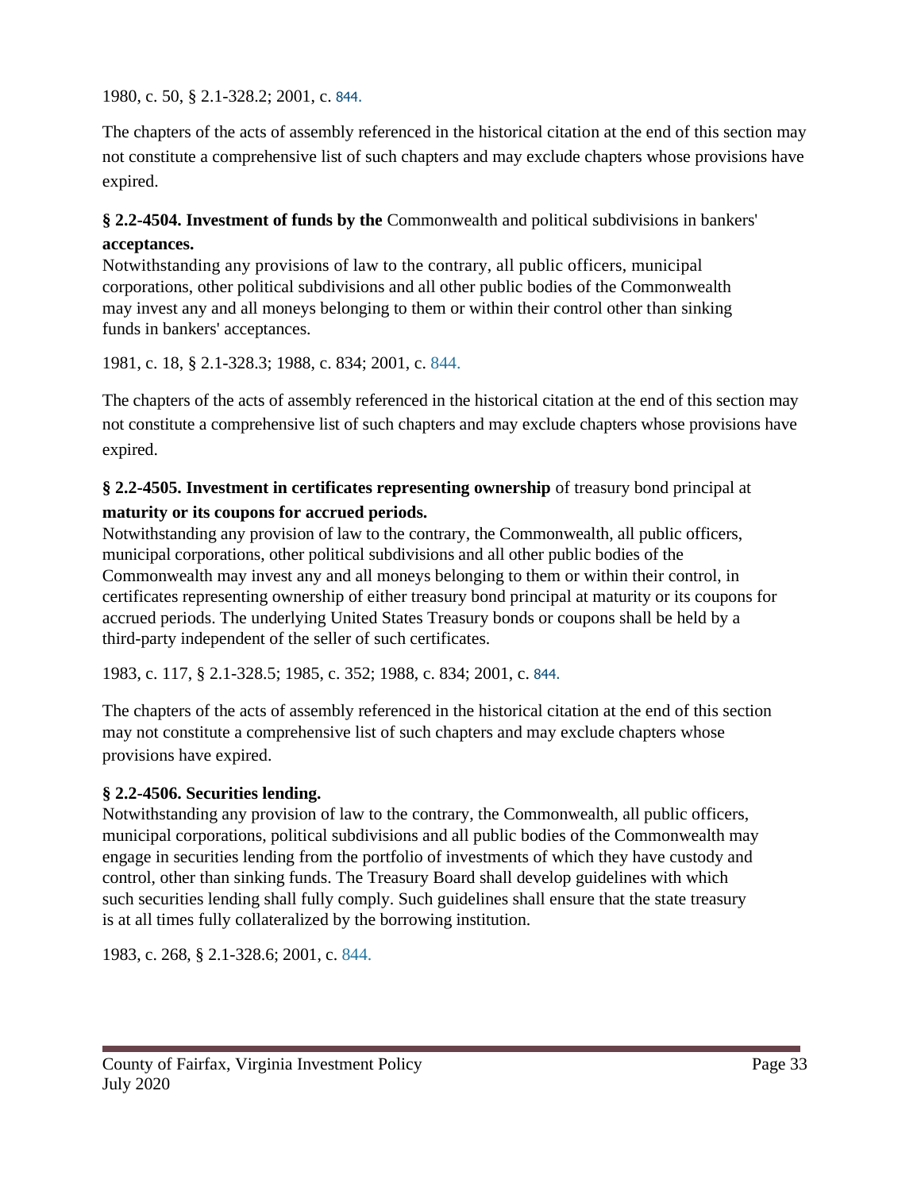1980, c. 50, § 2.1-328.2; 2001, c. 844.

The chapters of the acts of assembly referenced in the historical citation at the end of this section may not constitute a comprehensive list of such chapters and may exclude chapters whose provisions have expired.

**§ 2.2-4504. Investment of funds by the** Commonwealth and political subdivisions in bankers' **acceptances.**

Notwithstanding any provisions of law to the contrary, all public officers, municipal corporations, other political subdivisions and all other public bodies of the Commonwealth may invest any and all moneys belonging to them or within their control other than sinking funds in bankers' acceptances.

1981, c. 18, § 2.1-328.3; 1988, c. 834; 2001, c. 844.

The chapters of the acts of assembly referenced in the historical citation at the end of this section may not constitute a comprehensive list of such chapters and may exclude chapters whose provisions have expired.

**§ 2.2-4505. Investment in certificates representing ownership** of treasury bond principal at **maturity or its coupons for accrued periods.**

Notwithstanding any provision of law to the contrary, the Commonwealth, all public officers, municipal corporations, other political subdivisions and all other public bodies of the Commonwealth may invest any and all moneys belonging to them or within their control, in certificates representing ownership of either treasury bond principal at maturity or its coupons for accrued periods. The underlying United States Treasury bonds or coupons shall be held by a third-party independent of the seller of such certificates.

1983, c. 117, § 2.1-328.5; 1985, c. 352; 1988, c. 834; 2001, c. 844.

The chapters of the acts of assembly referenced in the historical citation at the end of this section may not constitute a comprehensive list of such chapters and may exclude chapters whose provisions have expired.

**§ 2.2-4506. Securities lending.**

Notwithstanding any provision of law to the contrary, the Commonwealth, all public officers, municipal corporations, political subdivisions and all public bodies of the Commonwealth may engage in securities lending from the portfolio of investments of which they have custody and control, other than sinking funds. The Treasury Board shall develop guidelines with which such securities lending shall fully comply. Such guidelines shall ensure that the state treasury is at all times fully collateralized by the borrowing institution.

1983, c. 268, § 2.1-328.6; 2001, c. 844.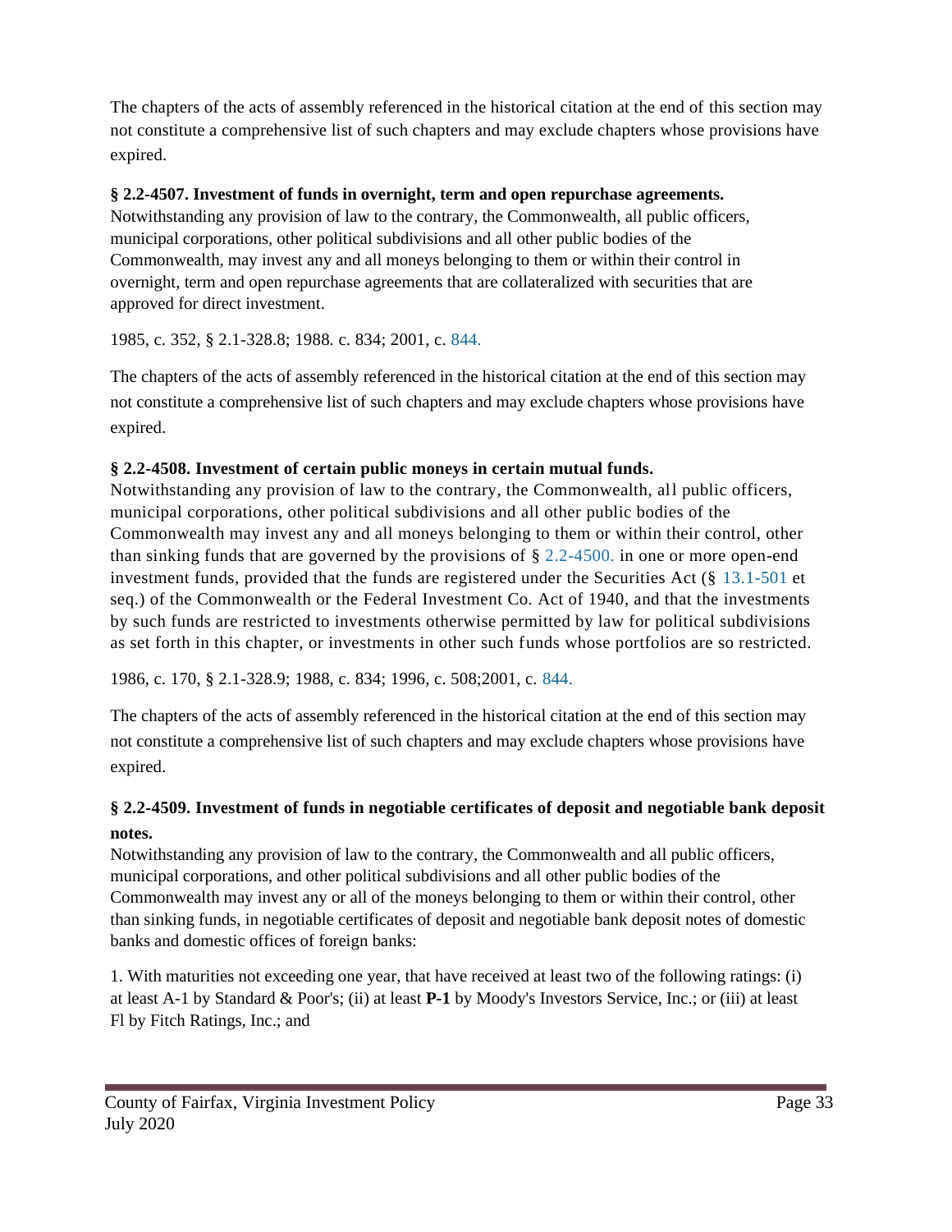The chapters of the acts of assembly referenced in the historical citation at the end of this section may not constitute a comprehensive list of such chapters and may exclude chapters whose provisions have expired.

**§ 2.2-4507. Investment of funds in overnight, term and open repurchase agreements.**
Notwithstanding any provision of law to the contrary, the Commonwealth, all public officers, municipal corporations, other political subdivisions and all other public bodies of the Commonwealth, may invest any and all moneys belonging to them or within their control in overnight, term and open repurchase agreements that are collateralized with securities that are approved for direct investment.

1985, c. 352, § 2.1-328.8; 1988. c. 834; 2001, c. 844.

The chapters of the acts of assembly referenced in the historical citation at the end of this section may not constitute a comprehensive list of such chapters and may exclude chapters whose provisions have expired.

**§ 2.2-4508. Investment of certain public moneys in certain mutual funds.**
Notwithstanding any provision of law to the contrary, the Commonwealth, all public officers, municipal corporations, other political subdivisions and all other public bodies of the Commonwealth may invest any and all moneys belonging to them or within their control, other than sinking funds that are governed by the provisions of § 2.2-4500. in one or more open-end investment funds, provided that the funds are registered under the Securities Act (§ 13.1-501 et seq.) of the Commonwealth or the Federal Investment Co. Act of 1940, and that the investments by such funds are restricted to investments otherwise permitted by law for political subdivisions as set forth in this chapter, or investments in other such funds whose portfolios are so restricted.

1986, c. 170, § 2.1-328.9; 1988, c. 834; 1996, c. 508;2001, c. 844.

The chapters of the acts of assembly referenced in the historical citation at the end of this section may not constitute a comprehensive list of such chapters and may exclude chapters whose provisions have expired.

**§ 2.2-4509. Investment of funds in negotiable certificates of deposit and negotiable bank deposit notes.**
Notwithstanding any provision of law to the contrary, the Commonwealth and all public officers, municipal corporations, and other political subdivisions and all other public bodies of the Commonwealth may invest any or all of the moneys belonging to them or within their control, other than sinking funds, in negotiable certificates of deposit and negotiable bank deposit notes of domestic banks and domestic offices of foreign banks:

1. With maturities not exceeding one year, that have received at least two of the following ratings: (i) at least A-1 by Standard & Poor's; (ii) at least **P-1** by Moody's Investors Service, Inc.; or (iii) at least Fl by Fitch Ratings, Inc.; and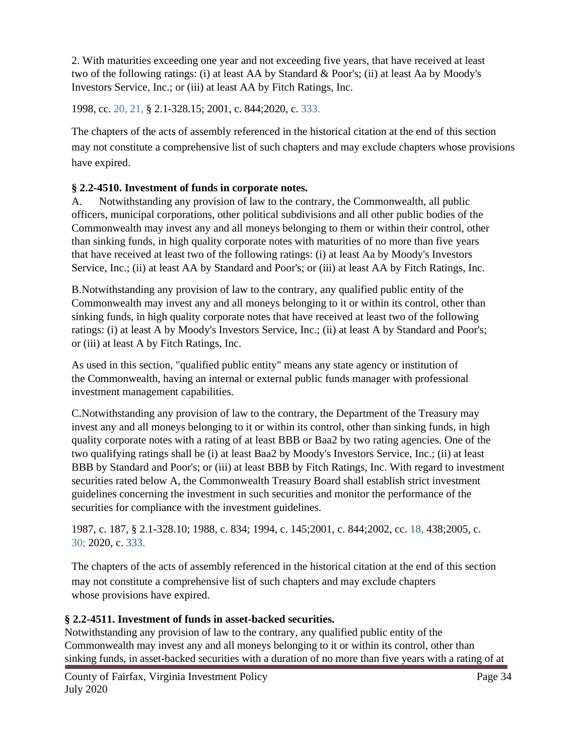2. With maturities exceeding one year and not exceeding five years, that have received at least two of the following ratings: (i) at least AA by Standard & Poor's; (ii) at least Aa by Moody's Investors Service, Inc.; or (iii) at least AA by Fitch Ratings, Inc.

1998, cc. 20, 21, § 2.1-328.15; 2001, c. 844;2020, c. 333.

The chapters of the acts of assembly referenced in the historical citation at the end of this section may not constitute a comprehensive list of such chapters and may exclude chapters whose provisions have expired.

**§ 2.2-4510. Investment of funds in corporate notes.**

A. Notwithstanding any provision of law to the contrary, the Commonwealth, all public officers, municipal corporations, other political subdivisions and all other public bodies of the Commonwealth may invest any and all moneys belonging to them or within their control, other than sinking funds, in high quality corporate notes with maturities of no more than five years that have received at least two of the following ratings: (i) at least Aa by Moody's Investors Service, Inc.; (ii) at least AA by Standard and Poor's; or (iii) at least AA by Fitch Ratings, Inc.

B.Notwithstanding any provision of law to the contrary, any qualified public entity of the Commonwealth may invest any and all moneys belonging to it or within its control, other than sinking funds, in high quality corporate notes that have received at least two of the following ratings: (i) at least A by Moody's Investors Service, Inc.; (ii) at least A by Standard and Poor's; or (iii) at least A by Fitch Ratings, Inc.

As used in this section, "qualified public entity" means any state agency or institution of the Commonwealth, having an internal or external public funds manager with professional investment management capabilities.

C.Notwithstanding any provision of law to the contrary, the Department of the Treasury may invest any and all moneys belonging to it or within its control, other than sinking funds, in high quality corporate notes with a rating of at least BBB or Baa2 by two rating agencies. One of the two qualifying ratings shall be (i) at least Baa2 by Moody's Investors Service, Inc.; (ii) at least BBB by Standard and Poor's; or (iii) at least BBB by Fitch Ratings, Inc. With regard to investment securities rated below A, the Commonwealth Treasury Board shall establish strict investment guidelines concerning the investment in such securities and monitor the performance of the securities for compliance with the investment guidelines.

1987, c. 187, § 2.1-328.10; 1988, c. 834; 1994, c. 145;2001, c. 844;2002, cc. 18, 438;2005, c. 30; 2020, c. 333.

The chapters of the acts of assembly referenced in the historical citation at the end of this section may not constitute a comprehensive list of such chapters and may exclude chapters whose provisions have expired.

**§ 2.2-4511. Investment of funds in asset-backed securities.**

Notwithstanding any provision of law to the contrary, any qualified public entity of the Commonwealth may invest any and all moneys belonging to it or within its control, other than sinking funds, in asset-backed securities with a duration of no more than five years with a rating of at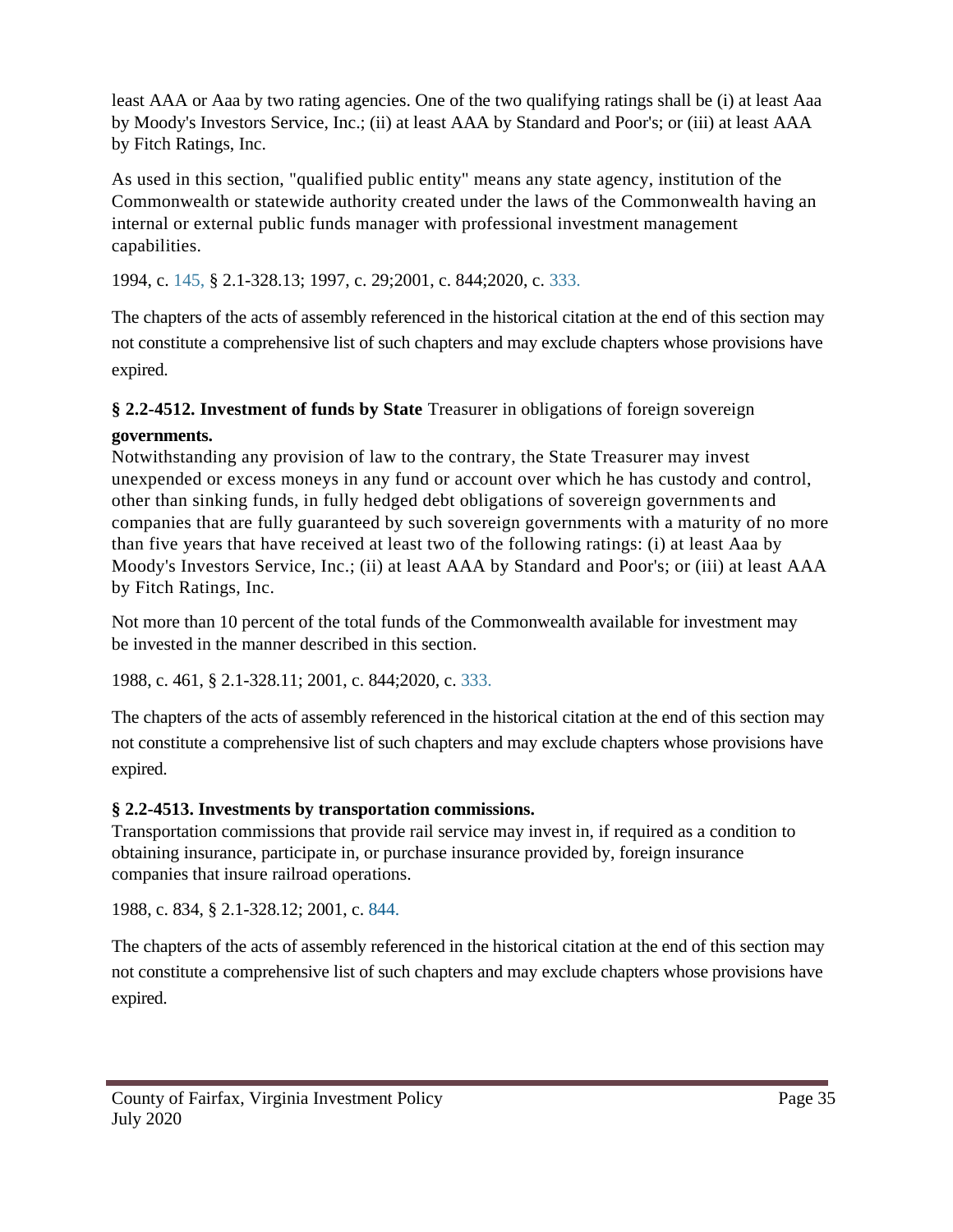least AAA or Aaa by two rating agencies. One of the two qualifying ratings shall be (i) at least Aaa by Moody's Investors Service, Inc.; (ii) at least AAA by Standard and Poor's; or (iii) at least AAA by Fitch Ratings, Inc.

As used in this section, "qualified public entity" means any state agency, institution of the Commonwealth or statewide authority created under the laws of the Commonwealth having an internal or external public funds manager with professional investment management capabilities.

1994, c. 145, § 2.1-328.13; 1997, c. 29;2001, c. 844;2020, c. 333.

The chapters of the acts of assembly referenced in the historical citation at the end of this section may not constitute a comprehensive list of such chapters and may exclude chapters whose provisions have expired.

**§ 2.2-4512. Investment of funds by State** Treasurer in obligations of foreign sovereign **governments.**

Notwithstanding any provision of law to the contrary, the State Treasurer may invest unexpended or excess moneys in any fund or account over which he has custody and control, other than sinking funds, in fully hedged debt obligations of sovereign governments and companies that are fully guaranteed by such sovereign governments with a maturity of no more than five years that have received at least two of the following ratings: (i) at least Aaa by Moody's Investors Service, Inc.; (ii) at least AAA by Standard and Poor's; or (iii) at least AAA by Fitch Ratings, Inc.

Not more than 10 percent of the total funds of the Commonwealth available for investment may be invested in the manner described in this section.

1988, c. 461, § 2.1-328.11; 2001, c. 844;2020, c. 333.

The chapters of the acts of assembly referenced in the historical citation at the end of this section may not constitute a comprehensive list of such chapters and may exclude chapters whose provisions have expired.

**§ 2.2-4513. Investments by transportation commissions.**

Transportation commissions that provide rail service may invest in, if required as a condition to obtaining insurance, participate in, or purchase insurance provided by, foreign insurance companies that insure railroad operations.

1988, c. 834, § 2.1-328.12; 2001, c. 844.

The chapters of the acts of assembly referenced in the historical citation at the end of this section may not constitute a comprehensive list of such chapters and may exclude chapters whose provisions have expired.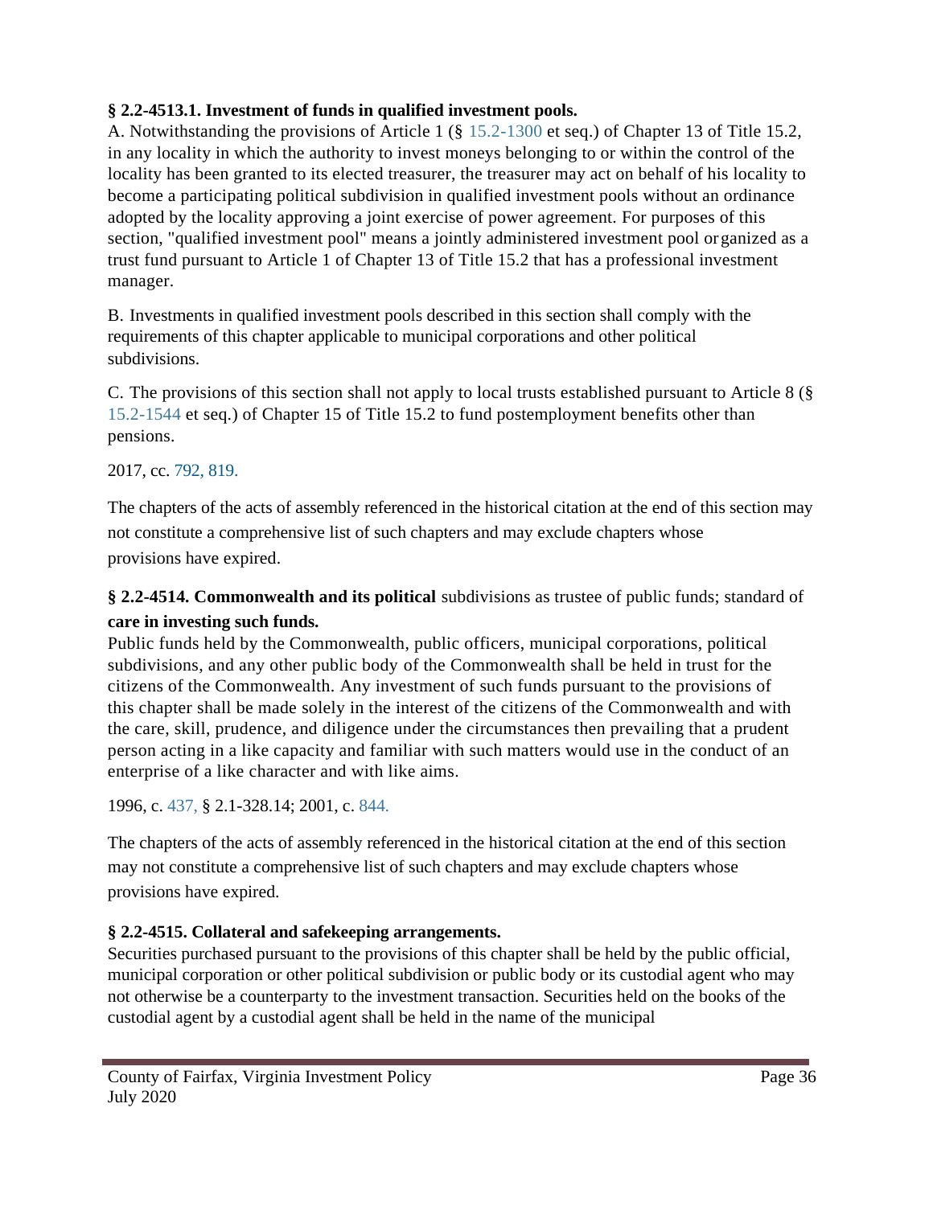**§ 2.2-4513.1. Investment of funds in qualified investment pools.**

A. Notwithstanding the provisions of Article 1 (§ 15.2-1300 et seq.) of Chapter 13 of Title 15.2, in any locality in which the authority to invest moneys belonging to or within the control of the locality has been granted to its elected treasurer, the treasurer may act on behalf of his locality to become a participating political subdivision in qualified investment pools without an ordinance adopted by the locality approving a joint exercise of power agreement. For purposes of this section, "qualified investment pool" means a jointly administered investment pool organized as a trust fund pursuant to Article 1 of Chapter 13 of Title 15.2 that has a professional investment manager.

B. Investments in qualified investment pools described in this section shall comply with the requirements of this chapter applicable to municipal corporations and other political subdivisions.

C. The provisions of this section shall not apply to local trusts established pursuant to Article 8 (§ 15.2-1544 et seq.) of Chapter 15 of Title 15.2 to fund postemployment benefits other than pensions.

2017, cc. 792, 819.

The chapters of the acts of assembly referenced in the historical citation at the end of this section may not constitute a comprehensive list of such chapters and may exclude chapters whose provisions have expired.

**§ 2.2-4514. Commonwealth and its political** subdivisions as trustee of public funds; standard of **care in investing such funds.**

Public funds held by the Commonwealth, public officers, municipal corporations, political subdivisions, and any other public body of the Commonwealth shall be held in trust for the citizens of the Commonwealth. Any investment of such funds pursuant to the provisions of this chapter shall be made solely in the interest of the citizens of the Commonwealth and with the care, skill, prudence, and diligence under the circumstances then prevailing that a prudent person acting in a like capacity and familiar with such matters would use in the conduct of an enterprise of a like character and with like aims.

1996, c. 437, § 2.1-328.14; 2001, c. 844.

The chapters of the acts of assembly referenced in the historical citation at the end of this section may not constitute a comprehensive list of such chapters and may exclude chapters whose provisions have expired.

**§ 2.2-4515. Collateral and safekeeping arrangements.**

Securities purchased pursuant to the provisions of this chapter shall be held by the public official, municipal corporation or other political subdivision or public body or its custodial agent who may not otherwise be a counterparty to the investment transaction. Securities held on the books of the custodial agent by a custodial agent shall be held in the name of the municipal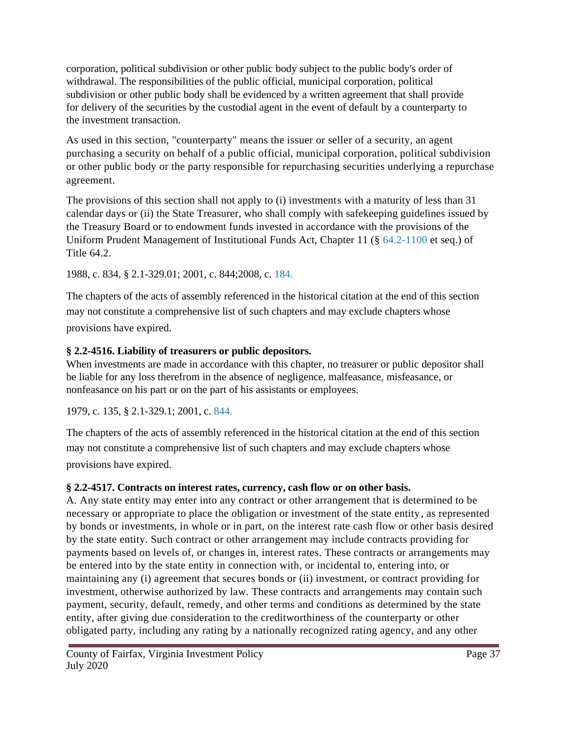corporation, political subdivision or other public body subject to the public body's order of withdrawal. The responsibilities of the public official, municipal corporation, political subdivision or other public body shall be evidenced by a written agreement that shall provide for delivery of the securities by the custodial agent in the event of default by a counterparty to the investment transaction.

As used in this section, "counterparty" means the issuer or seller of a security, an agent purchasing a security on behalf of a public official, municipal corporation, political subdivision or other public body or the party responsible for repurchasing securities underlying a repurchase agreement.

The provisions of this section shall not apply to (i) investments with a maturity of less than 31 calendar days or (ii) the State Treasurer, who shall comply with safekeeping guidelines issued by the Treasury Board or to endowment funds invested in accordance with the provisions of the Uniform Prudent Management of Institutional Funds Act, Chapter 11 (§ 64.2-1100 et seq.) of Title 64.2.

1988, c. 834, § 2.1-329.01; 2001, c. 844;2008, c. 184.

The chapters of the acts of assembly referenced in the historical citation at the end of this section may not constitute a comprehensive list of such chapters and may exclude chapters whose provisions have expired.

**§ 2.2-4516. Liability of treasurers or public depositors.**
When investments are made in accordance with this chapter, no treasurer or public depositor shall be liable for any loss therefrom in the absence of negligence, malfeasance, misfeasance, or nonfeasance on his part or on the part of his assistants or employees.

1979, c. 135, § 2.1-329.1; 2001, c. 844.

The chapters of the acts of assembly referenced in the historical citation at the end of this section may not constitute a comprehensive list of such chapters and may exclude chapters whose provisions have expired.

**§ 2.2-4517. Contracts on interest rates, currency, cash flow or on other basis.**
A. Any state entity may enter into any contract or other arrangement that is determined to be necessary or appropriate to place the obligation or investment of the state entity, as represented by bonds or investments, in whole or in part, on the interest rate cash flow or other basis desired by the state entity. Such contract or other arrangement may include contracts providing for payments based on levels of, or changes in, interest rates. These contracts or arrangements may be entered into by the state entity in connection with, or incidental to, entering into, or maintaining any (i) agreement that secures bonds or (ii) investment, or contract providing for investment, otherwise authorized by law. These contracts and arrangements may contain such payment, security, default, remedy, and other terms and conditions as determined by the state entity, after giving due consideration to the creditworthiness of the counterparty or other obligated party, including any rating by a nationally recognized rating agency, and any other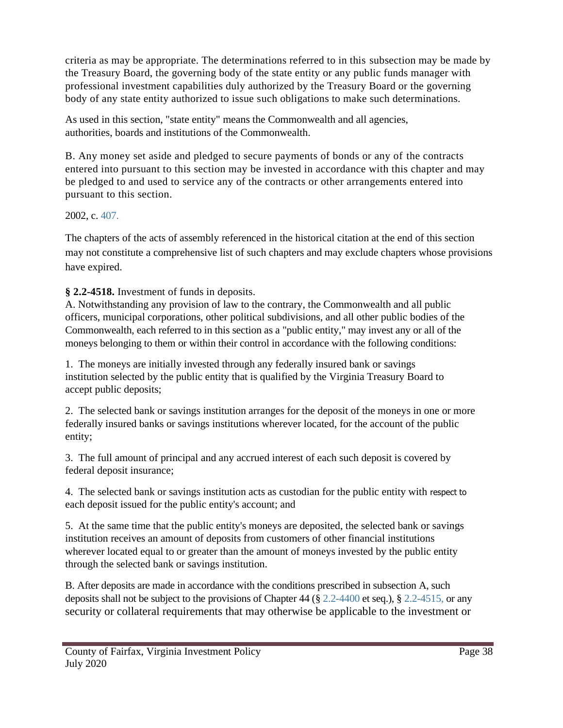criteria as may be appropriate. The determinations referred to in this subsection may be made by the Treasury Board, the governing body of the state entity or any public funds manager with professional investment capabilities duly authorized by the Treasury Board or the governing body of any state entity authorized to issue such obligations to make such determinations.

As used in this section, "state entity" means the Commonwealth and all agencies, authorities, boards and institutions of the Commonwealth.

B. Any money set aside and pledged to secure payments of bonds or any of the contracts entered into pursuant to this section may be invested in accordance with this chapter and may be pledged to and used to service any of the contracts or other arrangements entered into pursuant to this section.

2002, c. 407.

The chapters of the acts of assembly referenced in the historical citation at the end of this section may not constitute a comprehensive list of such chapters and may exclude chapters whose provisions have expired.

**§ 2.2-4518.** Investment of funds in deposits.

A. Notwithstanding any provision of law to the contrary, the Commonwealth and all public officers, municipal corporations, other political subdivisions, and all other public bodies of the Commonwealth, each referred to in this section as a "public entity," may invest any or all of the moneys belonging to them or within their control in accordance with the following conditions:

1. The moneys are initially invested through any federally insured bank or savings institution selected by the public entity that is qualified by the Virginia Treasury Board to accept public deposits;

2. The selected bank or savings institution arranges for the deposit of the moneys in one or more federally insured banks or savings institutions wherever located, for the account of the public entity;

3. The full amount of principal and any accrued interest of each such deposit is covered by federal deposit insurance;

4. The selected bank or savings institution acts as custodian for the public entity with respect to each deposit issued for the public entity's account; and

5. At the same time that the public entity's moneys are deposited, the selected bank or savings institution receives an amount of deposits from customers of other financial institutions wherever located equal to or greater than the amount of moneys invested by the public entity through the selected bank or savings institution.

B. After deposits are made in accordance with the conditions prescribed in subsection A, such deposits shall not be subject to the provisions of Chapter 44 (§ 2.2-4400 et seq.), § 2.2-4515, or any security or collateral requirements that may otherwise be applicable to the investment or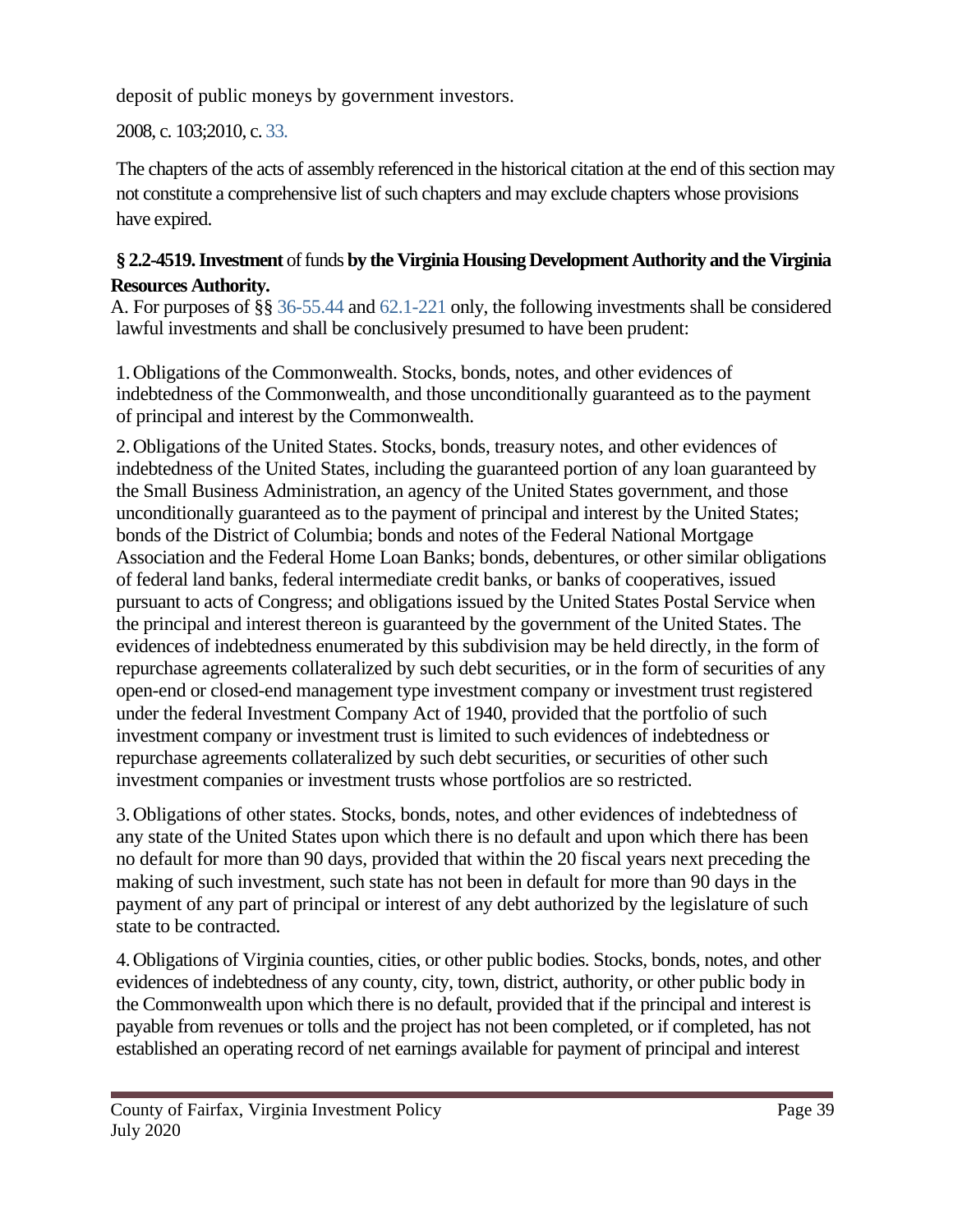deposit of public moneys by government investors.

2008, c. 103;2010, c. 33.

The chapters of the acts of assembly referenced in the historical citation at the end of this section may not constitute a comprehensive list of such chapters and may exclude chapters whose provisions have expired.

**§ 2.2-4519. Investment** of funds **by the Virginia Housing Development Authority and the Virginia Resources Authority.**

A. For purposes of §§ 36-55.44 and 62.1-221 only, the following investments shall be considered lawful investments and shall be conclusively presumed to have been prudent:

1. Obligations of the Commonwealth. Stocks, bonds, notes, and other evidences of indebtedness of the Commonwealth, and those unconditionally guaranteed as to the payment of principal and interest by the Commonwealth.

2. Obligations of the United States. Stocks, bonds, treasury notes, and other evidences of indebtedness of the United States, including the guaranteed portion of any loan guaranteed by the Small Business Administration, an agency of the United States government, and those unconditionally guaranteed as to the payment of principal and interest by the United States; bonds of the District of Columbia; bonds and notes of the Federal National Mortgage Association and the Federal Home Loan Banks; bonds, debentures, or other similar obligations of federal land banks, federal intermediate credit banks, or banks of cooperatives, issued pursuant to acts of Congress; and obligations issued by the United States Postal Service when the principal and interest thereon is guaranteed by the government of the United States. The evidences of indebtedness enumerated by this subdivision may be held directly, in the form of repurchase agreements collateralized by such debt securities, or in the form of securities of any open-end or closed-end management type investment company or investment trust registered under the federal Investment Company Act of 1940, provided that the portfolio of such investment company or investment trust is limited to such evidences of indebtedness or repurchase agreements collateralized by such debt securities, or securities of other such investment companies or investment trusts whose portfolios are so restricted.

3. Obligations of other states. Stocks, bonds, notes, and other evidences of indebtedness of any state of the United States upon which there is no default and upon which there has been no default for more than 90 days, provided that within the 20 fiscal years next preceding the making of such investment, such state has not been in default for more than 90 days in the payment of any part of principal or interest of any debt authorized by the legislature of such state to be contracted.

4. Obligations of Virginia counties, cities, or other public bodies. Stocks, bonds, notes, and other evidences of indebtedness of any county, city, town, district, authority, or other public body in the Commonwealth upon which there is no default, provided that if the principal and interest is payable from revenues or tolls and the project has not been completed, or if completed, has not established an operating record of net earnings available for payment of principal and interest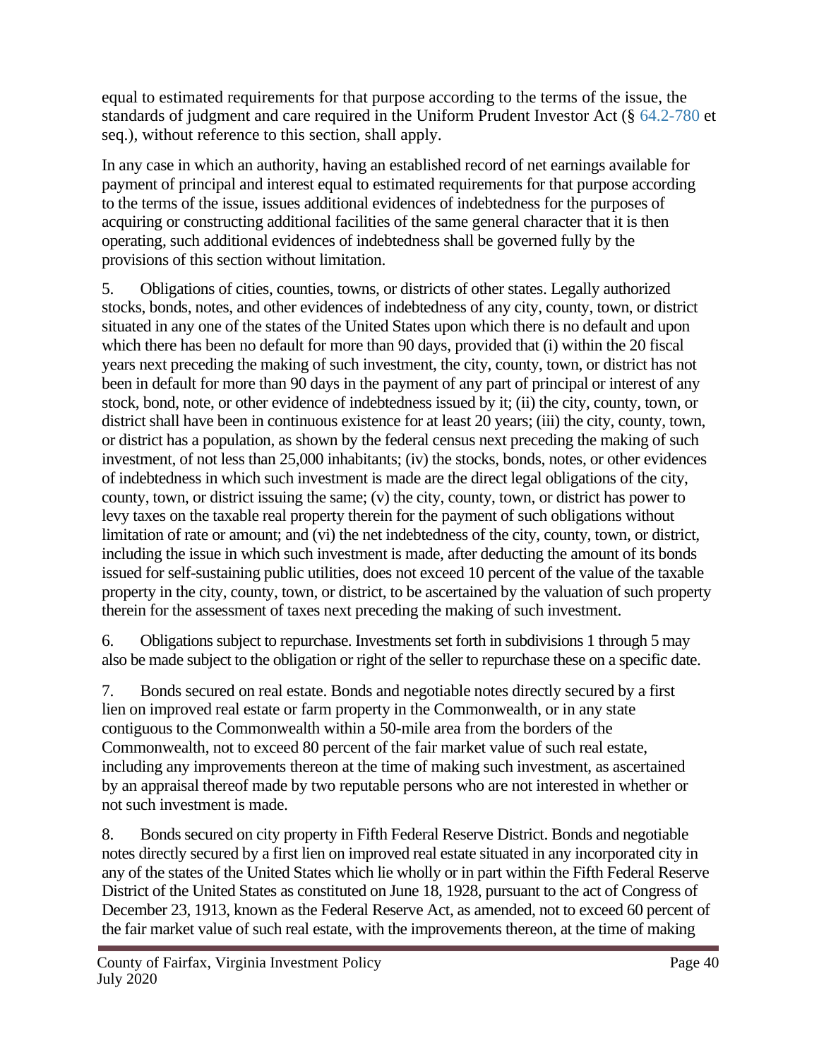equal to estimated requirements for that purpose according to the terms of the issue, the standards of judgment and care required in the Uniform Prudent Investor Act (§ 64.2-780 et seq.), without reference to this section, shall apply.

In any case in which an authority, having an established record of net earnings available for payment of principal and interest equal to estimated requirements for that purpose according to the terms of the issue, issues additional evidences of indebtedness for the purposes of acquiring or constructing additional facilities of the same general character that it is then operating, such additional evidences of indebtedness shall be governed fully by the provisions of this section without limitation.

5. Obligations of cities, counties, towns, or districts of other states. Legally authorized stocks, bonds, notes, and other evidences of indebtedness of any city, county, town, or district situated in any one of the states of the United States upon which there is no default and upon which there has been no default for more than 90 days, provided that (i) within the 20 fiscal years next preceding the making of such investment, the city, county, town, or district has not been in default for more than 90 days in the payment of any part of principal or interest of any stock, bond, note, or other evidence of indebtedness issued by it; (ii) the city, county, town, or district shall have been in continuous existence for at least 20 years; (iii) the city, county, town, or district has a population, as shown by the federal census next preceding the making of such investment, of not less than 25,000 inhabitants; (iv) the stocks, bonds, notes, or other evidences of indebtedness in which such investment is made are the direct legal obligations of the city, county, town, or district issuing the same; (v) the city, county, town, or district has power to levy taxes on the taxable real property therein for the payment of such obligations without limitation of rate or amount; and (vi) the net indebtedness of the city, county, town, or district, including the issue in which such investment is made, after deducting the amount of its bonds issued for self-sustaining public utilities, does not exceed 10 percent of the value of the taxable property in the city, county, town, or district, to be ascertained by the valuation of such property therein for the assessment of taxes next preceding the making of such investment.

6. Obligations subject to repurchase. Investments set forth in subdivisions 1 through 5 may also be made subject to the obligation or right of the seller to repurchase these on a specific date.

7. Bonds secured on real estate. Bonds and negotiable notes directly secured by a first lien on improved real estate or farm property in the Commonwealth, or in any state contiguous to the Commonwealth within a 50-mile area from the borders of the Commonwealth, not to exceed 80 percent of the fair market value of such real estate, including any improvements thereon at the time of making such investment, as ascertained by an appraisal thereof made by two reputable persons who are not interested in whether or not such investment is made.

8. Bonds secured on city property in Fifth Federal Reserve District. Bonds and negotiable notes directly secured by a first lien on improved real estate situated in any incorporated city in any of the states of the United States which lie wholly or in part within the Fifth Federal Reserve District of the United States as constituted on June 18, 1928, pursuant to the act of Congress of December 23, 1913, known as the Federal Reserve Act, as amended, not to exceed 60 percent of the fair market value of such real estate, with the improvements thereon, at the time of making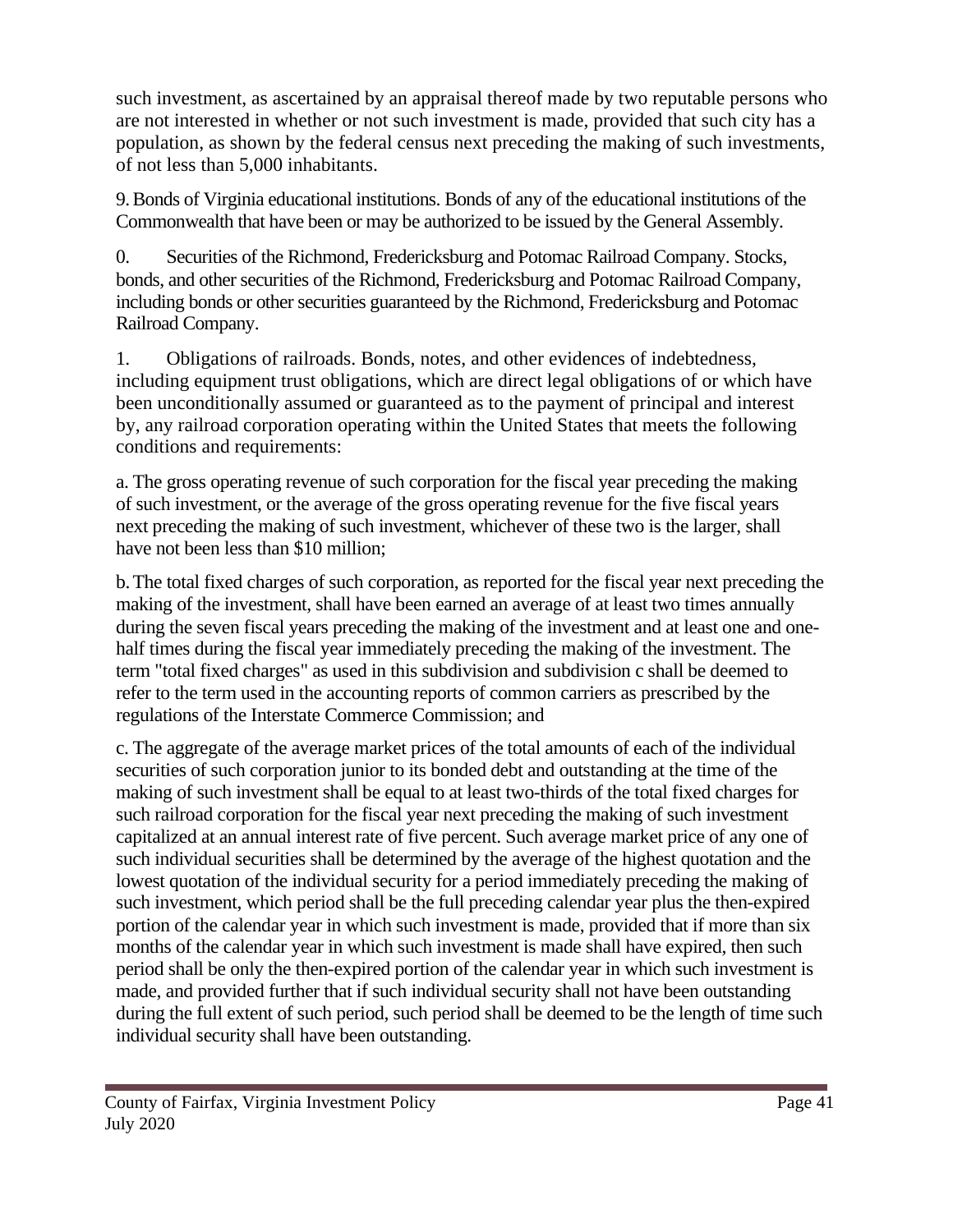such investment, as ascertained by an appraisal thereof made by two reputable persons who are not interested in whether or not such investment is made, provided that such city has a population, as shown by the federal census next preceding the making of such investments, of not less than 5,000 inhabitants.

9. Bonds of Virginia educational institutions. Bonds of any of the educational institutions of the Commonwealth that have been or may be authorized to be issued by the General Assembly.

0. Securities of the Richmond, Fredericksburg and Potomac Railroad Company. Stocks, bonds, and other securities of the Richmond, Fredericksburg and Potomac Railroad Company, including bonds or other securities guaranteed by the Richmond, Fredericksburg and Potomac Railroad Company.

1. Obligations of railroads. Bonds, notes, and other evidences of indebtedness, including equipment trust obligations, which are direct legal obligations of or which have been unconditionally assumed or guaranteed as to the payment of principal and interest by, any railroad corporation operating within the United States that meets the following conditions and requirements:

a. The gross operating revenue of such corporation for the fiscal year preceding the making of such investment, or the average of the gross operating revenue for the five fiscal years next preceding the making of such investment, whichever of these two is the larger, shall have not been less than $10 million;

b. The total fixed charges of such corporation, as reported for the fiscal year next preceding the making of the investment, shall have been earned an average of at least two times annually during the seven fiscal years preceding the making of the investment and at least one and one-half times during the fiscal year immediately preceding the making of the investment. The term "total fixed charges" as used in this subdivision and subdivision c shall be deemed to refer to the term used in the accounting reports of common carriers as prescribed by the regulations of the Interstate Commerce Commission; and

c. The aggregate of the average market prices of the total amounts of each of the individual securities of such corporation junior to its bonded debt and outstanding at the time of the making of such investment shall be equal to at least two-thirds of the total fixed charges for such railroad corporation for the fiscal year next preceding the making of such investment capitalized at an annual interest rate of five percent. Such average market price of any one of such individual securities shall be determined by the average of the highest quotation and the lowest quotation of the individual security for a period immediately preceding the making of such investment, which period shall be the full preceding calendar year plus the then-expired portion of the calendar year in which such investment is made, provided that if more than six months of the calendar year in which such investment is made shall have expired, then such period shall be only the then-expired portion of the calendar year in which such investment is made, and provided further that if such individual security shall not have been outstanding during the full extent of such period, such period shall be deemed to be the length of time such individual security shall have been outstanding.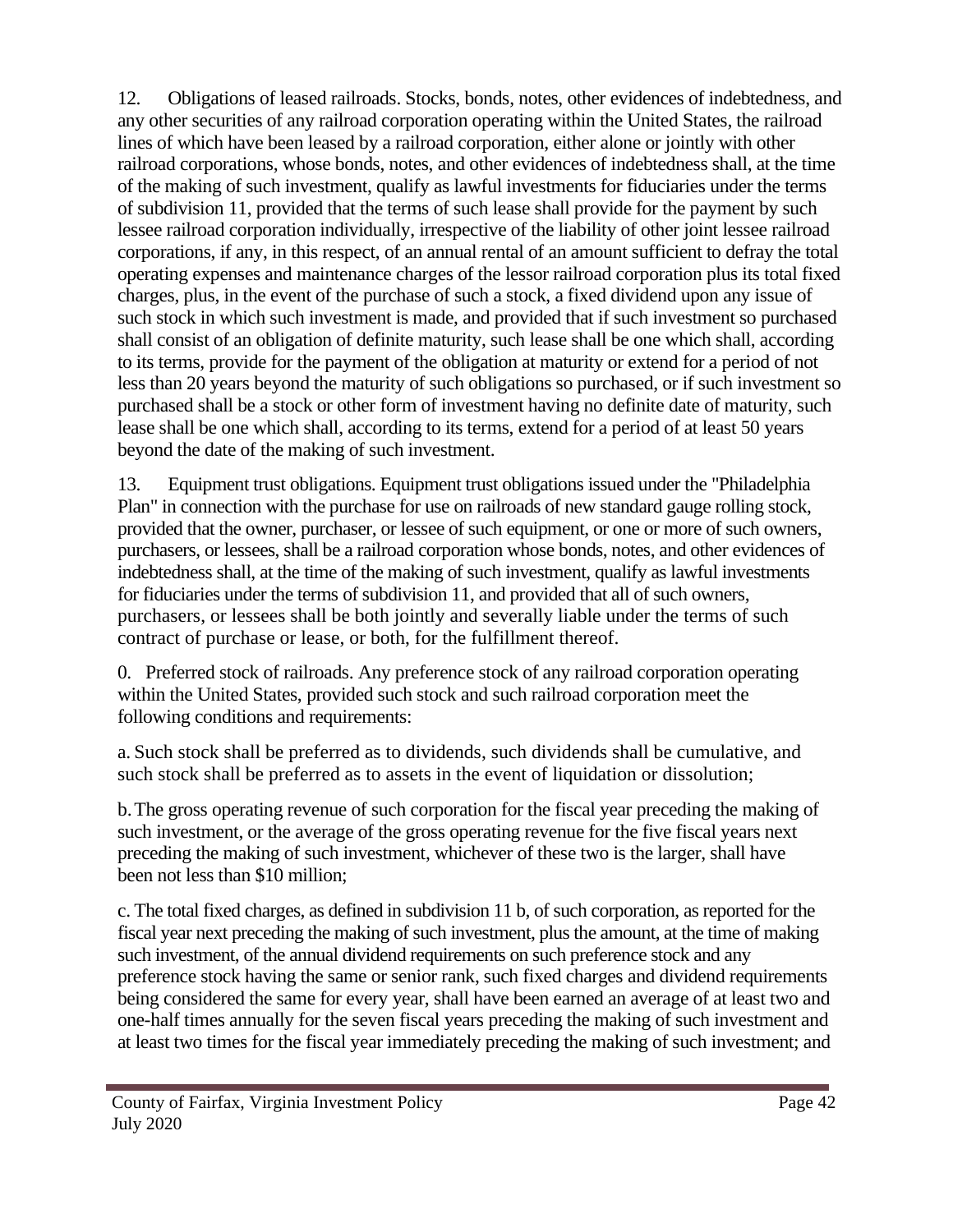12. Obligations of leased railroads. Stocks, bonds, notes, other evidences of indebtedness, and any other securities of any railroad corporation operating within the United States, the railroad lines of which have been leased by a railroad corporation, either alone or jointly with other railroad corporations, whose bonds, notes, and other evidences of indebtedness shall, at the time of the making of such investment, qualify as lawful investments for fiduciaries under the terms of subdivision 11, provided that the terms of such lease shall provide for the payment by such lessee railroad corporation individually, irrespective of the liability of other joint lessee railroad corporations, if any, in this respect, of an annual rental of an amount sufficient to defray the total operating expenses and maintenance charges of the lessor railroad corporation plus its total fixed charges, plus, in the event of the purchase of such a stock, a fixed dividend upon any issue of such stock in which such investment is made, and provided that if such investment so purchased shall consist of an obligation of definite maturity, such lease shall be one which shall, according to its terms, provide for the payment of the obligation at maturity or extend for a period of not less than 20 years beyond the maturity of such obligations so purchased, or if such investment so purchased shall be a stock or other form of investment having no definite date of maturity, such lease shall be one which shall, according to its terms, extend for a period of at least 50 years beyond the date of the making of such investment.

13. Equipment trust obligations. Equipment trust obligations issued under the "Philadelphia Plan" in connection with the purchase for use on railroads of new standard gauge rolling stock, provided that the owner, purchaser, or lessee of such equipment, or one or more of such owners, purchasers, or lessees, shall be a railroad corporation whose bonds, notes, and other evidences of indebtedness shall, at the time of the making of such investment, qualify as lawful investments for fiduciaries under the terms of subdivision 11, and provided that all of such owners, purchasers, or lessees shall be both jointly and severally liable under the terms of such contract of purchase or lease, or both, for the fulfillment thereof.

0. Preferred stock of railroads. Any preference stock of any railroad corporation operating within the United States, provided such stock and such railroad corporation meet the following conditions and requirements:

a. Such stock shall be preferred as to dividends, such dividends shall be cumulative, and such stock shall be preferred as to assets in the event of liquidation or dissolution;

b. The gross operating revenue of such corporation for the fiscal year preceding the making of such investment, or the average of the gross operating revenue for the five fiscal years next preceding the making of such investment, whichever of these two is the larger, shall have been not less than $10 million;

c. The total fixed charges, as defined in subdivision 11 b, of such corporation, as reported for the fiscal year next preceding the making of such investment, plus the amount, at the time of making such investment, of the annual dividend requirements on such preference stock and any preference stock having the same or senior rank, such fixed charges and dividend requirements being considered the same for every year, shall have been earned an average of at least two and one-half times annually for the seven fiscal years preceding the making of such investment and at least two times for the fiscal year immediately preceding the making of such investment; and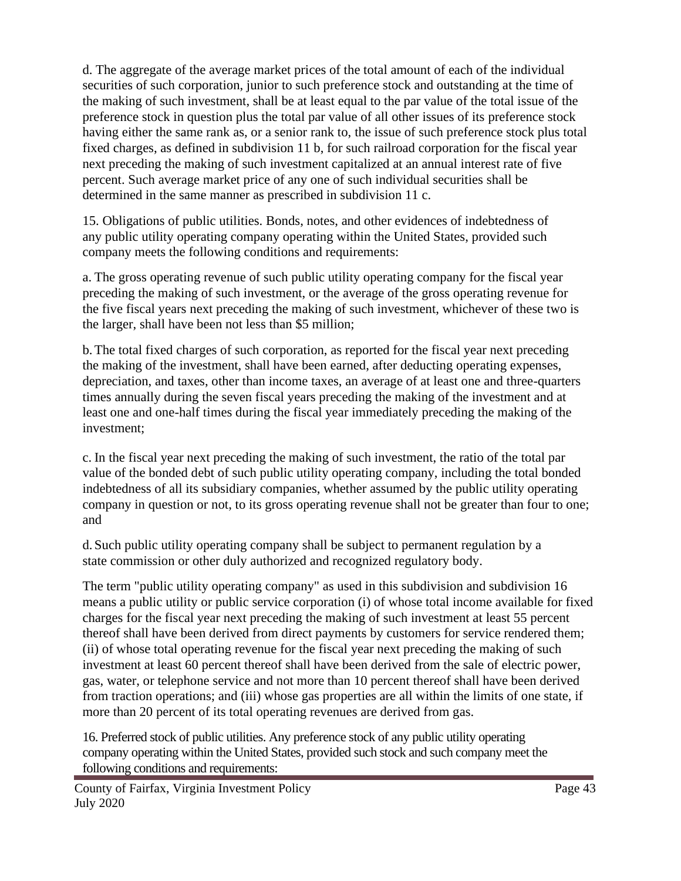d. The aggregate of the average market prices of the total amount of each of the individual securities of such corporation, junior to such preference stock and outstanding at the time of the making of such investment, shall be at least equal to the par value of the total issue of the preference stock in question plus the total par value of all other issues of its preference stock having either the same rank as, or a senior rank to, the issue of such preference stock plus total fixed charges, as defined in subdivision 11 b, for such railroad corporation for the fiscal year next preceding the making of such investment capitalized at an annual interest rate of five percent. Such average market price of any one of such individual securities shall be determined in the same manner as prescribed in subdivision 11 c.

15. Obligations of public utilities. Bonds, notes, and other evidences of indebtedness of any public utility operating company operating within the United States, provided such company meets the following conditions and requirements:

a. The gross operating revenue of such public utility operating company for the fiscal year preceding the making of such investment, or the average of the gross operating revenue for the five fiscal years next preceding the making of such investment, whichever of these two is the larger, shall have been not less than $5 million;

b. The total fixed charges of such corporation, as reported for the fiscal year next preceding the making of the investment, shall have been earned, after deducting operating expenses, depreciation, and taxes, other than income taxes, an average of at least one and three-quarters times annually during the seven fiscal years preceding the making of the investment and at least one and one-half times during the fiscal year immediately preceding the making of the investment;

c. In the fiscal year next preceding the making of such investment, the ratio of the total par value of the bonded debt of such public utility operating company, including the total bonded indebtedness of all its subsidiary companies, whether assumed by the public utility operating company in question or not, to its gross operating revenue shall not be greater than four to one; and

d. Such public utility operating company shall be subject to permanent regulation by a state commission or other duly authorized and recognized regulatory body.

The term "public utility operating company" as used in this subdivision and subdivision 16 means a public utility or public service corporation (i) of whose total income available for fixed charges for the fiscal year next preceding the making of such investment at least 55 percent thereof shall have been derived from direct payments by customers for service rendered them; (ii) of whose total operating revenue for the fiscal year next preceding the making of such investment at least 60 percent thereof shall have been derived from the sale of electric power, gas, water, or telephone service and not more than 10 percent thereof shall have been derived from traction operations; and (iii) whose gas properties are all within the limits of one state, if more than 20 percent of its total operating revenues are derived from gas.

16. Preferred stock of public utilities. Any preference stock of any public utility operating company operating within the United States, provided such stock and such company meet the following conditions and requirements: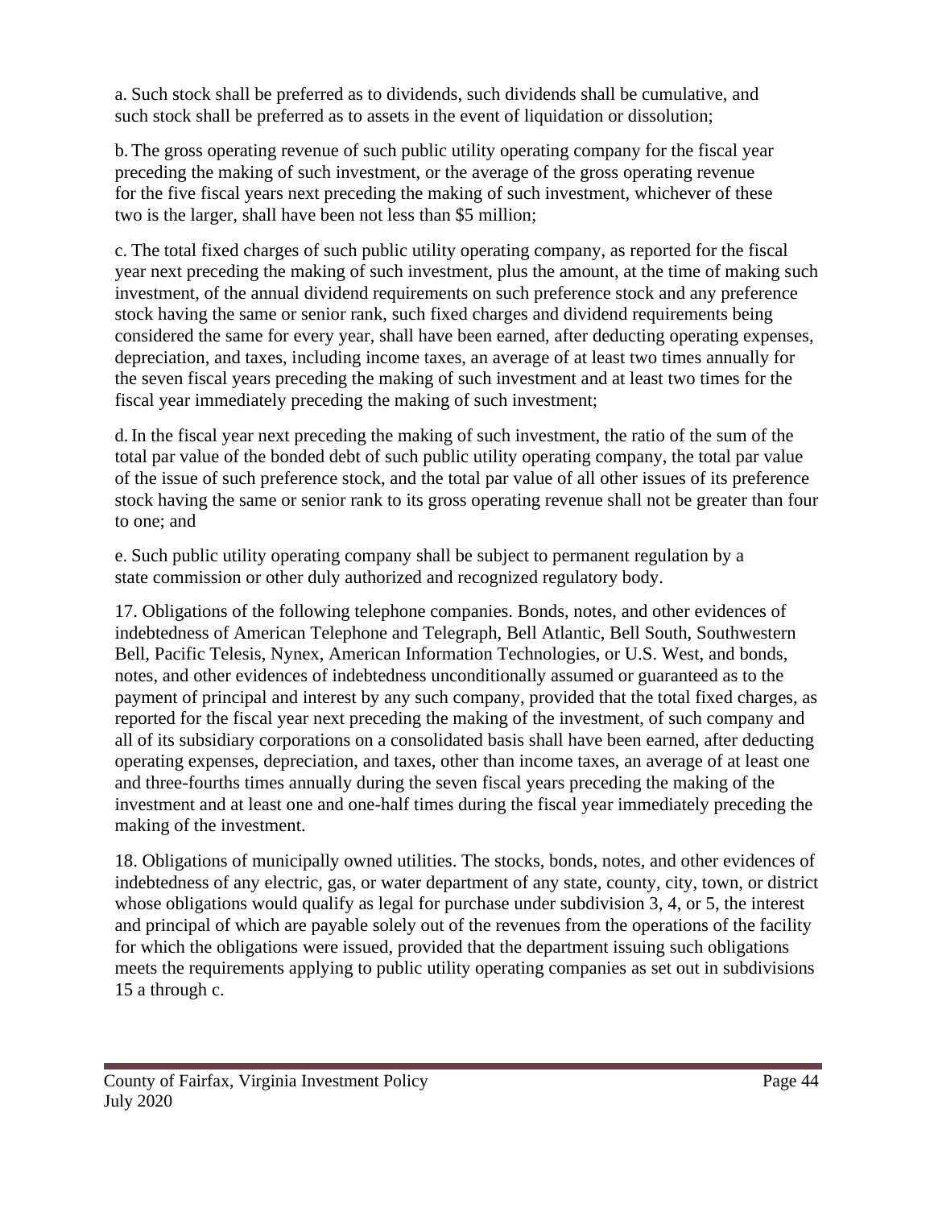a. Such stock shall be preferred as to dividends, such dividends shall be cumulative, and such stock shall be preferred as to assets in the event of liquidation or dissolution;

b. The gross operating revenue of such public utility operating company for the fiscal year preceding the making of such investment, or the average of the gross operating revenue for the five fiscal years next preceding the making of such investment, whichever of these two is the larger, shall have been not less than $5 million;

c. The total fixed charges of such public utility operating company, as reported for the fiscal year next preceding the making of such investment, plus the amount, at the time of making such investment, of the annual dividend requirements on such preference stock and any preference stock having the same or senior rank, such fixed charges and dividend requirements being considered the same for every year, shall have been earned, after deducting operating expenses, depreciation, and taxes, including income taxes, an average of at least two times annually for the seven fiscal years preceding the making of such investment and at least two times for the fiscal year immediately preceding the making of such investment;

d. In the fiscal year next preceding the making of such investment, the ratio of the sum of the total par value of the bonded debt of such public utility operating company, the total par value of the issue of such preference stock, and the total par value of all other issues of its preference stock having the same or senior rank to its gross operating revenue shall not be greater than four to one; and

e. Such public utility operating company shall be subject to permanent regulation by a state commission or other duly authorized and recognized regulatory body.

17. Obligations of the following telephone companies. Bonds, notes, and other evidences of indebtedness of American Telephone and Telegraph, Bell Atlantic, Bell South, Southwestern Bell, Pacific Telesis, Nynex, American Information Technologies, or U.S. West, and bonds, notes, and other evidences of indebtedness unconditionally assumed or guaranteed as to the payment of principal and interest by any such company, provided that the total fixed charges, as reported for the fiscal year next preceding the making of the investment, of such company and all of its subsidiary corporations on a consolidated basis shall have been earned, after deducting operating expenses, depreciation, and taxes, other than income taxes, an average of at least one and three-fourths times annually during the seven fiscal years preceding the making of the investment and at least one and one-half times during the fiscal year immediately preceding the making of the investment.

18. Obligations of municipally owned utilities. The stocks, bonds, notes, and other evidences of indebtedness of any electric, gas, or water department of any state, county, city, town, or district whose obligations would qualify as legal for purchase under subdivision 3, 4, or 5, the interest and principal of which are payable solely out of the revenues from the operations of the facility for which the obligations were issued, provided that the department issuing such obligations meets the requirements applying to public utility operating companies as set out in subdivisions 15 a through c.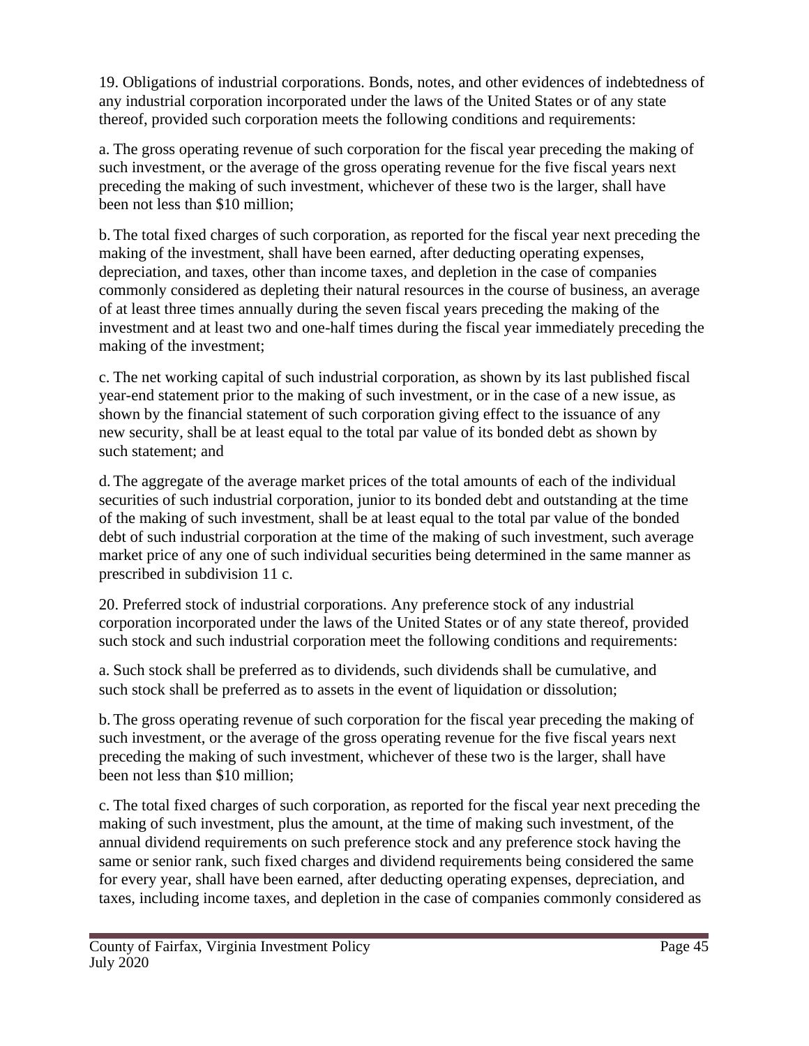19. Obligations of industrial corporations. Bonds, notes, and other evidences of indebtedness of any industrial corporation incorporated under the laws of the United States or of any state thereof, provided such corporation meets the following conditions and requirements:

a. The gross operating revenue of such corporation for the fiscal year preceding the making of such investment, or the average of the gross operating revenue for the five fiscal years next preceding the making of such investment, whichever of these two is the larger, shall have been not less than $10 million;

b. The total fixed charges of such corporation, as reported for the fiscal year next preceding the making of the investment, shall have been earned, after deducting operating expenses, depreciation, and taxes, other than income taxes, and depletion in the case of companies commonly considered as depleting their natural resources in the course of business, an average of at least three times annually during the seven fiscal years preceding the making of the investment and at least two and one-half times during the fiscal year immediately preceding the making of the investment;

c. The net working capital of such industrial corporation, as shown by its last published fiscal year-end statement prior to the making of such investment, or in the case of a new issue, as shown by the financial statement of such corporation giving effect to the issuance of any new security, shall be at least equal to the total par value of its bonded debt as shown by such statement; and

d. The aggregate of the average market prices of the total amounts of each of the individual securities of such industrial corporation, junior to its bonded debt and outstanding at the time of the making of such investment, shall be at least equal to the total par value of the bonded debt of such industrial corporation at the time of the making of such investment, such average market price of any one of such individual securities being determined in the same manner as prescribed in subdivision 11 c.

20. Preferred stock of industrial corporations. Any preference stock of any industrial corporation incorporated under the laws of the United States or of any state thereof, provided such stock and such industrial corporation meet the following conditions and requirements:

a. Such stock shall be preferred as to dividends, such dividends shall be cumulative, and such stock shall be preferred as to assets in the event of liquidation or dissolution;

b. The gross operating revenue of such corporation for the fiscal year preceding the making of such investment, or the average of the gross operating revenue for the five fiscal years next preceding the making of such investment, whichever of these two is the larger, shall have been not less than $10 million;

c. The total fixed charges of such corporation, as reported for the fiscal year next preceding the making of such investment, plus the amount, at the time of making such investment, of the annual dividend requirements on such preference stock and any preference stock having the same or senior rank, such fixed charges and dividend requirements being considered the same for every year, shall have been earned, after deducting operating expenses, depreciation, and taxes, including income taxes, and depletion in the case of companies commonly considered as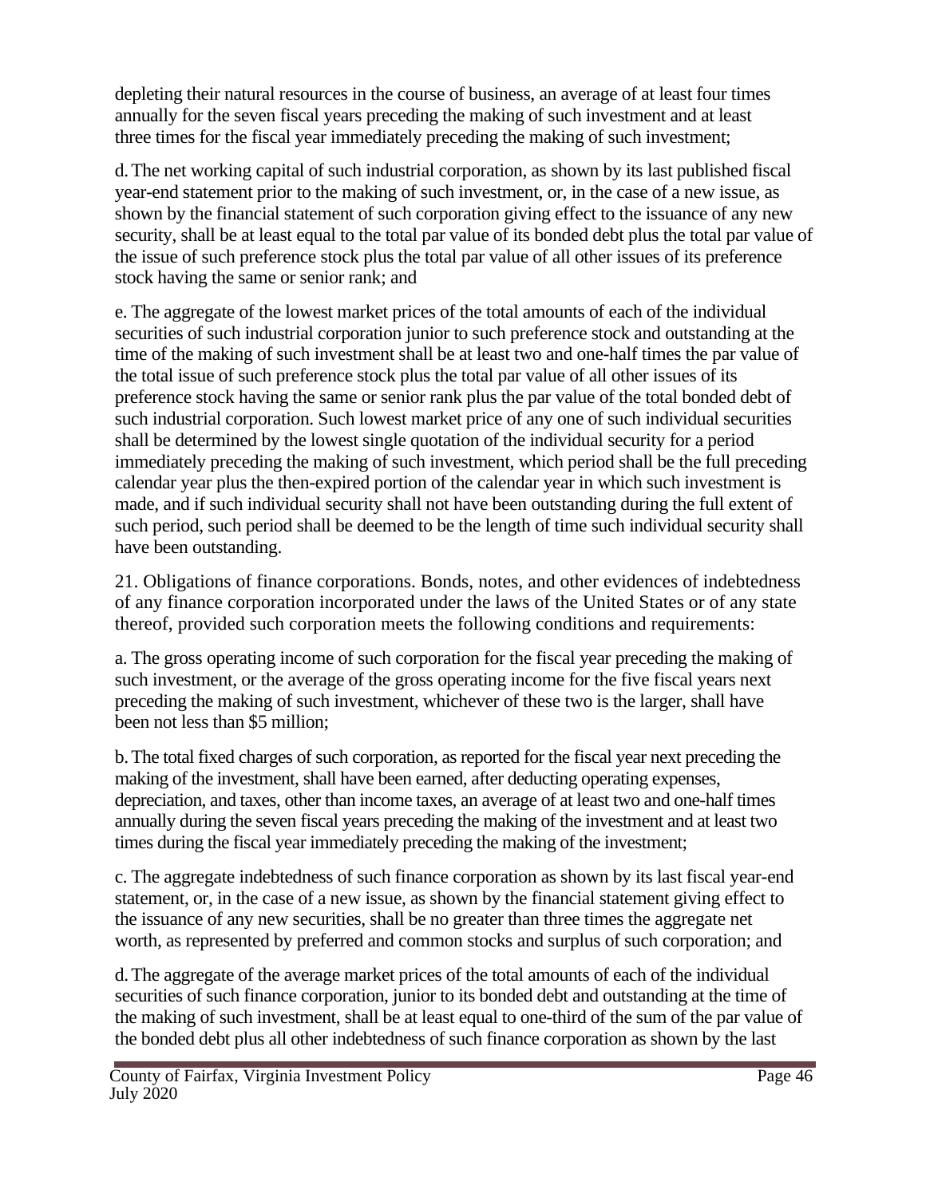depleting their natural resources in the course of business, an average of at least four times annually for the seven fiscal years preceding the making of such investment and at least three times for the fiscal year immediately preceding the making of such investment;

d. The net working capital of such industrial corporation, as shown by its last published fiscal year-end statement prior to the making of such investment, or, in the case of a new issue, as shown by the financial statement of such corporation giving effect to the issuance of any new security, shall be at least equal to the total par value of its bonded debt plus the total par value of the issue of such preference stock plus the total par value of all other issues of its preference stock having the same or senior rank; and

e. The aggregate of the lowest market prices of the total amounts of each of the individual securities of such industrial corporation junior to such preference stock and outstanding at the time of the making of such investment shall be at least two and one-half times the par value of the total issue of such preference stock plus the total par value of all other issues of its preference stock having the same or senior rank plus the par value of the total bonded debt of such industrial corporation. Such lowest market price of any one of such individual securities shall be determined by the lowest single quotation of the individual security for a period immediately preceding the making of such investment, which period shall be the full preceding calendar year plus the then-expired portion of the calendar year in which such investment is made, and if such individual security shall not have been outstanding during the full extent of such period, such period shall be deemed to be the length of time such individual security shall have been outstanding.

21. Obligations of finance corporations. Bonds, notes, and other evidences of indebtedness of any finance corporation incorporated under the laws of the United States or of any state thereof, provided such corporation meets the following conditions and requirements:

a. The gross operating income of such corporation for the fiscal year preceding the making of such investment, or the average of the gross operating income for the five fiscal years next preceding the making of such investment, whichever of these two is the larger, shall have been not less than $5 million;

b. The total fixed charges of such corporation, as reported for the fiscal year next preceding the making of the investment, shall have been earned, after deducting operating expenses, depreciation, and taxes, other than income taxes, an average of at least two and one-half times annually during the seven fiscal years preceding the making of the investment and at least two times during the fiscal year immediately preceding the making of the investment;

c. The aggregate indebtedness of such finance corporation as shown by its last fiscal year-end statement, or, in the case of a new issue, as shown by the financial statement giving effect to the issuance of any new securities, shall be no greater than three times the aggregate net worth, as represented by preferred and common stocks and surplus of such corporation; and

d. The aggregate of the average market prices of the total amounts of each of the individual securities of such finance corporation, junior to its bonded debt and outstanding at the time of the making of such investment, shall be at least equal to one-third of the sum of the par value of the bonded debt plus all other indebtedness of such finance corporation as shown by the last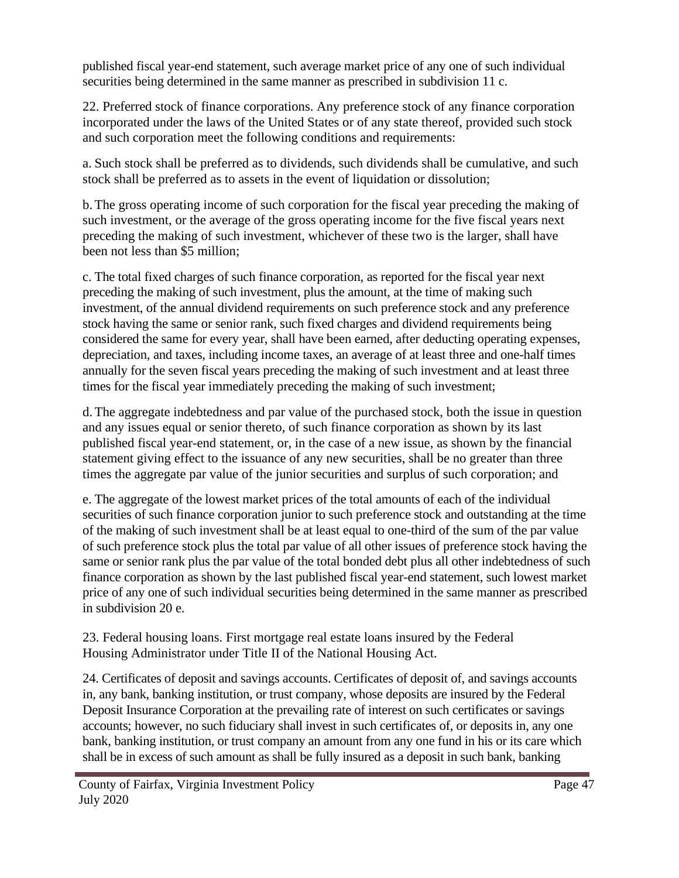published fiscal year-end statement, such average market price of any one of such individual securities being determined in the same manner as prescribed in subdivision 11 c.

22. Preferred stock of finance corporations. Any preference stock of any finance corporation incorporated under the laws of the United States or of any state thereof, provided such stock and such corporation meet the following conditions and requirements:

a. Such stock shall be preferred as to dividends, such dividends shall be cumulative, and such stock shall be preferred as to assets in the event of liquidation or dissolution;

b. The gross operating income of such corporation for the fiscal year preceding the making of such investment, or the average of the gross operating income for the five fiscal years next preceding the making of such investment, whichever of these two is the larger, shall have been not less than $5 million;

c. The total fixed charges of such finance corporation, as reported for the fiscal year next preceding the making of such investment, plus the amount, at the time of making such investment, of the annual dividend requirements on such preference stock and any preference stock having the same or senior rank, such fixed charges and dividend requirements being considered the same for every year, shall have been earned, after deducting operating expenses, depreciation, and taxes, including income taxes, an average of at least three and one-half times annually for the seven fiscal years preceding the making of such investment and at least three times for the fiscal year immediately preceding the making of such investment;

d. The aggregate indebtedness and par value of the purchased stock, both the issue in question and any issues equal or senior thereto, of such finance corporation as shown by its last published fiscal year-end statement, or, in the case of a new issue, as shown by the financial statement giving effect to the issuance of any new securities, shall be no greater than three times the aggregate par value of the junior securities and surplus of such corporation; and

e. The aggregate of the lowest market prices of the total amounts of each of the individual securities of such finance corporation junior to such preference stock and outstanding at the time of the making of such investment shall be at least equal to one-third of the sum of the par value of such preference stock plus the total par value of all other issues of preference stock having the same or senior rank plus the par value of the total bonded debt plus all other indebtedness of such finance corporation as shown by the last published fiscal year-end statement, such lowest market price of any one of such individual securities being determined in the same manner as prescribed in subdivision 20 e.

23. Federal housing loans. First mortgage real estate loans insured by the Federal Housing Administrator under Title II of the National Housing Act.

24. Certificates of deposit and savings accounts. Certificates of deposit of, and savings accounts in, any bank, banking institution, or trust company, whose deposits are insured by the Federal Deposit Insurance Corporation at the prevailing rate of interest on such certificates or savings accounts; however, no such fiduciary shall invest in such certificates of, or deposits in, any one bank, banking institution, or trust company an amount from any one fund in his or its care which shall be in excess of such amount as shall be fully insured as a deposit in such bank, banking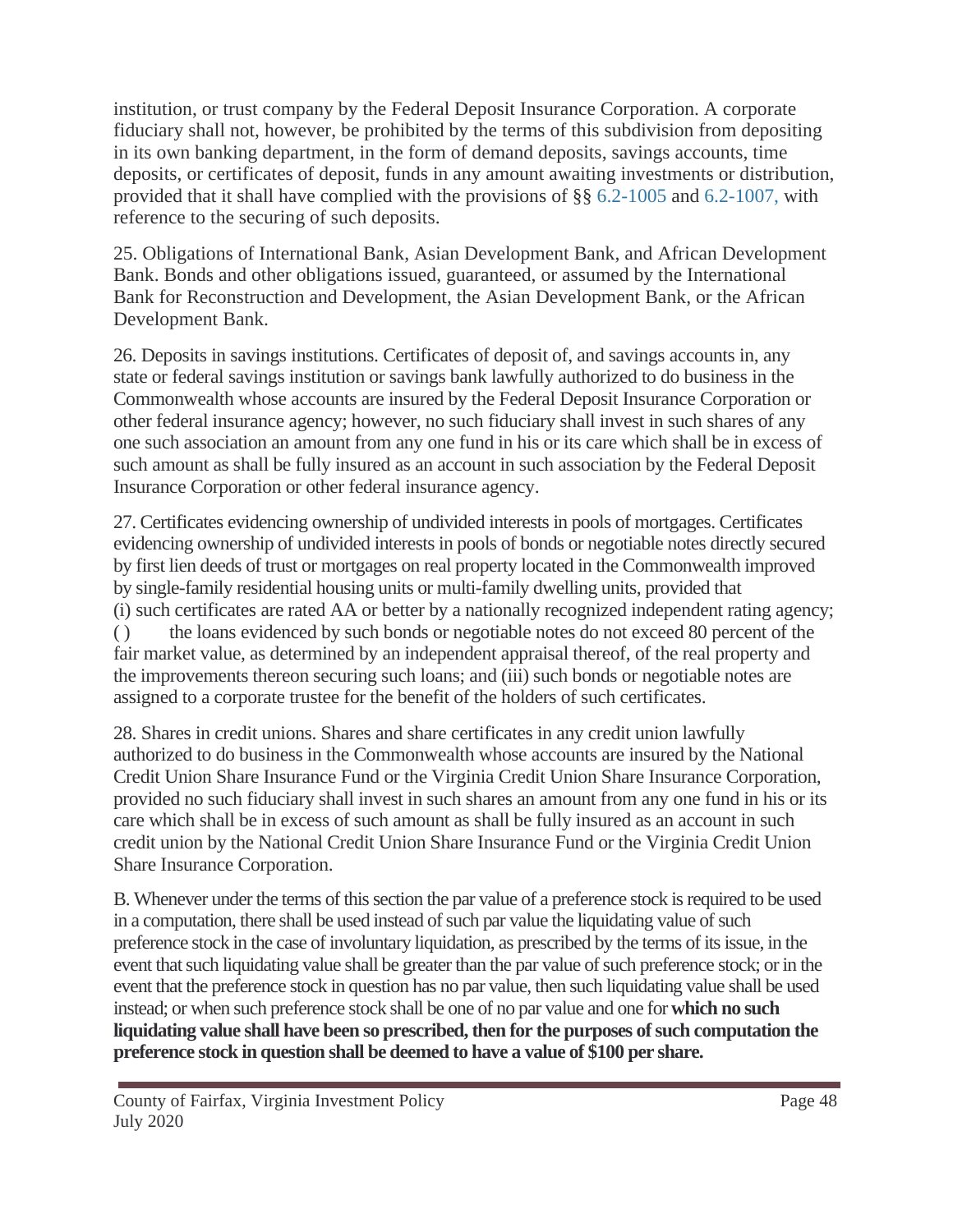institution, or trust company by the Federal Deposit Insurance Corporation. A corporate fiduciary shall not, however, be prohibited by the terms of this subdivision from depositing in its own banking department, in the form of demand deposits, savings accounts, time deposits, or certificates of deposit, funds in any amount awaiting investments or distribution, provided that it shall have complied with the provisions of §§ 6.2-1005 and 6.2-1007, with reference to the securing of such deposits.

25. Obligations of International Bank, Asian Development Bank, and African Development Bank. Bonds and other obligations issued, guaranteed, or assumed by the International Bank for Reconstruction and Development, the Asian Development Bank, or the African Development Bank.

26. Deposits in savings institutions. Certificates of deposit of, and savings accounts in, any state or federal savings institution or savings bank lawfully authorized to do business in the Commonwealth whose accounts are insured by the Federal Deposit Insurance Corporation or other federal insurance agency; however, no such fiduciary shall invest in such shares of any one such association an amount from any one fund in his or its care which shall be in excess of such amount as shall be fully insured as an account in such association by the Federal Deposit Insurance Corporation or other federal insurance agency.

27. Certificates evidencing ownership of undivided interests in pools of mortgages. Certificates evidencing ownership of undivided interests in pools of bonds or negotiable notes directly secured by first lien deeds of trust or mortgages on real property located in the Commonwealth improved by single-family residential housing units or multi-family dwelling units, provided that (i) such certificates are rated AA or better by a nationally recognized independent rating agency; ( ) the loans evidenced by such bonds or negotiable notes do not exceed 80 percent of the fair market value, as determined by an independent appraisal thereof, of the real property and the improvements thereon securing such loans; and (iii) such bonds or negotiable notes are assigned to a corporate trustee for the benefit of the holders of such certificates.

28. Shares in credit unions. Shares and share certificates in any credit union lawfully authorized to do business in the Commonwealth whose accounts are insured by the National Credit Union Share Insurance Fund or the Virginia Credit Union Share Insurance Corporation, provided no such fiduciary shall invest in such shares an amount from any one fund in his or its care which shall be in excess of such amount as shall be fully insured as an account in such credit union by the National Credit Union Share Insurance Fund or the Virginia Credit Union Share Insurance Corporation.

B. Whenever under the terms of this section the par value of a preference stock is required to be used in a computation, there shall be used instead of such par value the liquidating value of such preference stock in the case of involuntary liquidation, as prescribed by the terms of its issue, in the event that such liquidating value shall be greater than the par value of such preference stock; or in the event that the preference stock in question has no par value, then such liquidating value shall be used instead; or when such preference stock shall be one of no par value and one for **which no such liquidating value shall have been so prescribed, then for the purposes of such computation the preference stock in question shall be deemed to have a value of $100 per share.**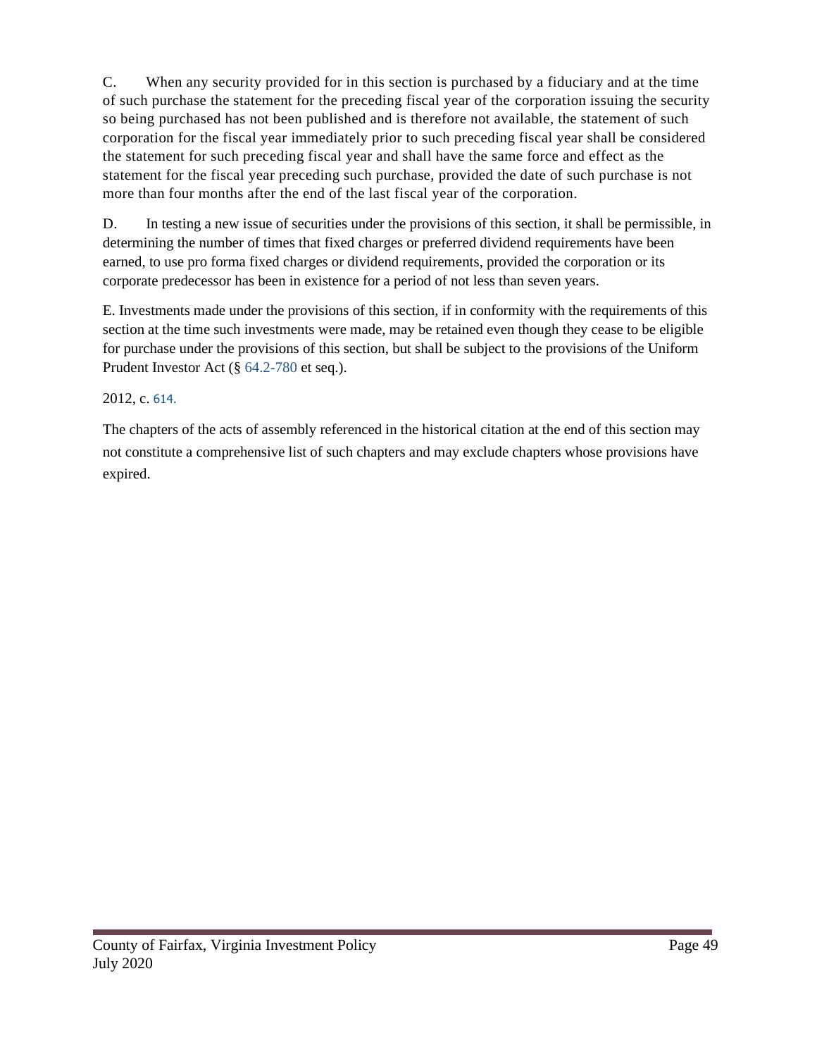C. When any security provided for in this section is purchased by a fiduciary and at the time of such purchase the statement for the preceding fiscal year of the corporation issuing the security so being purchased has not been published and is therefore not available, the statement of such corporation for the fiscal year immediately prior to such preceding fiscal year shall be considered the statement for such preceding fiscal year and shall have the same force and effect as the statement for the fiscal year preceding such purchase, provided the date of such purchase is not more than four months after the end of the last fiscal year of the corporation.

D. In testing a new issue of securities under the provisions of this section, it shall be permissible, in determining the number of times that fixed charges or preferred dividend requirements have been earned, to use pro forma fixed charges or dividend requirements, provided the corporation or its corporate predecessor has been in existence for a period of not less than seven years.

E. Investments made under the provisions of this section, if in conformity with the requirements of this section at the time such investments were made, may be retained even though they cease to be eligible for purchase under the provisions of this section, but shall be subject to the provisions of the Uniform Prudent Investor Act (§ 64.2-780 et seq.).

2012, c. 614.

The chapters of the acts of assembly referenced in the historical citation at the end of this section may not constitute a comprehensive list of such chapters and may exclude chapters whose provisions have expired.